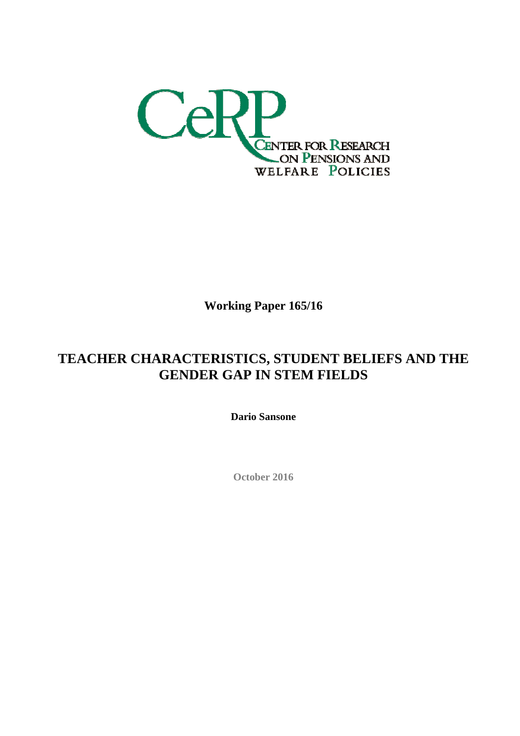CeRP

CENTER FOR RESEARCH ON PENSIONS AND WELFARE POLICIES

**Working Paper 165/16**

# TEACHER CHARACTERISTICS, STUDENT BELIEFS AND THE GENDER GAP IN STEM FIELDS

**Dario Sansone**

October 2016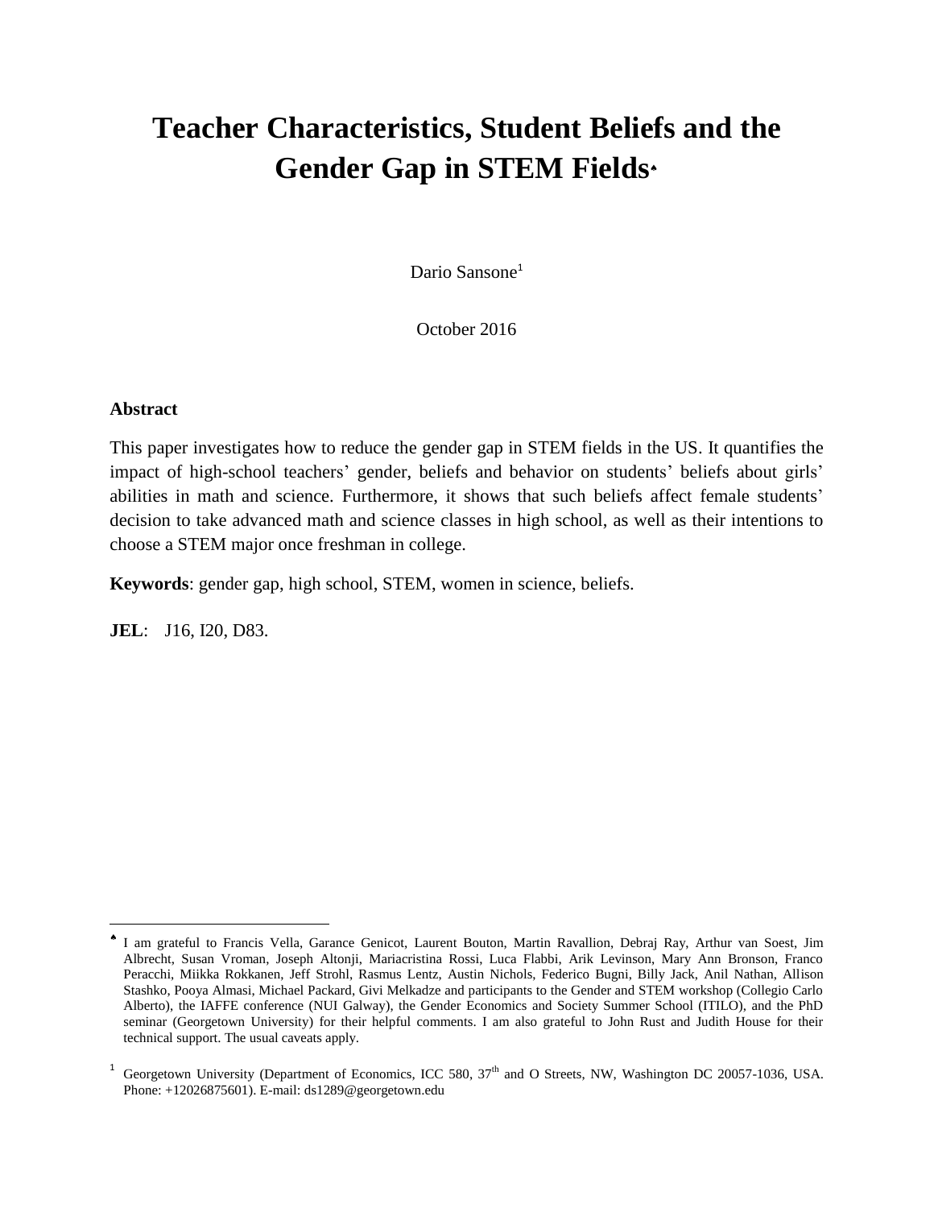# Teacher Characteristics, Student Beliefs and the Gender Gap in STEM Fields[♠]

Dario Sansone[1]

October 2016

**Abstract**

This paper investigates how to reduce the gender gap in STEM fields in the US. It quantifies the impact of high-school teachers' gender, beliefs and behavior on students' beliefs about girls' abilities in math and science. Furthermore, it shows that such beliefs affect female students' decision to take advanced math and science classes in high school, as well as their intentions to choose a STEM major once freshman in college.

**Keywords**: gender gap, high school, STEM, women in science, beliefs.

**JEL**: J16, I20, D83.

---

[♠] I am grateful to Francis Vella, Garance Genicot, Laurent Bouton, Martin Ravallion, Debraj Ray, Arthur van Soest, Jim Albrecht, Susan Vroman, Joseph Altonji, Mariacristina Rossi, Luca Flabbi, Arik Levinson, Mary Ann Bronson, Franco Peracchi, Miikka Rokkanen, Jeff Strohl, Rasmus Lentz, Austin Nichols, Federico Bugni, Billy Jack, Anil Nathan, Allison Stashko, Pooya Almasi, Michael Packard, Givi Melkadze and participants to the Gender and STEM workshop (Collegio Carlo Alberto), the IAFFE conference (NUI Galway), the Gender Economics and Society Summer School (ITILO), and the PhD seminar (Georgetown University) for their helpful comments. I am also grateful to John Rust and Judith House for their technical support. The usual caveats apply.

[1] Georgetown University (Department of Economics, ICC 580, 37th and O Streets, NW, Washington DC 20057-1036, USA. Phone: +12026875601). E-mail: ds1289@georgetown.edu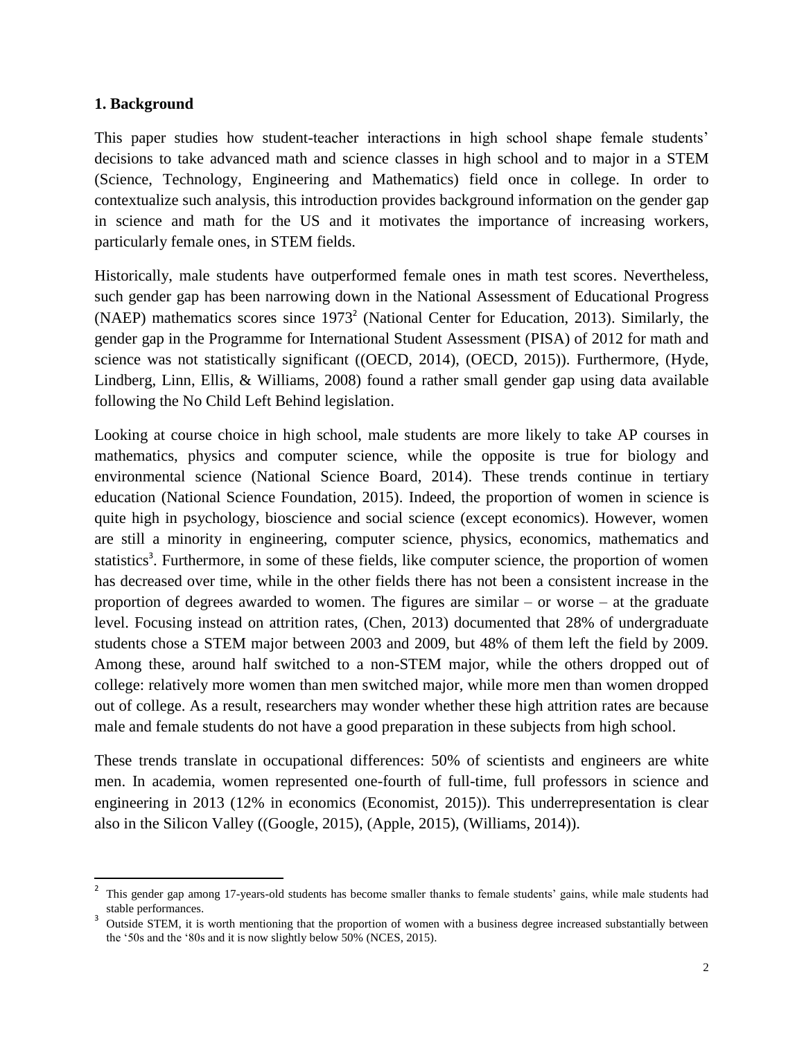## 1. Background

This paper studies how student-teacher interactions in high school shape female students' decisions to take advanced math and science classes in high school and to major in a STEM (Science, Technology, Engineering and Mathematics) field once in college. In order to contextualize such analysis, this introduction provides background information on the gender gap in science and math for the US and it motivates the importance of increasing workers, particularly female ones, in STEM fields.

Historically, male students have outperformed female ones in math test scores. Nevertheless, such gender gap has been narrowing down in the National Assessment of Educational Progress (NAEP) mathematics scores since 1973[2] (National Center for Education, 2013). Similarly, the gender gap in the Programme for International Student Assessment (PISA) of 2012 for math and science was not statistically significant ((OECD, 2014), (OECD, 2015)). Furthermore, (Hyde, Lindberg, Linn, Ellis, & Williams, 2008) found a rather small gender gap using data available following the No Child Left Behind legislation.

Looking at course choice in high school, male students are more likely to take AP courses in mathematics, physics and computer science, while the opposite is true for biology and environmental science (National Science Board, 2014). These trends continue in tertiary education (National Science Foundation, 2015). Indeed, the proportion of women in science is quite high in psychology, bioscience and social science (except economics). However, women are still a minority in engineering, computer science, physics, economics, mathematics and statistics[3]. Furthermore, in some of these fields, like computer science, the proportion of women has decreased over time, while in the other fields there has not been a consistent increase in the proportion of degrees awarded to women. The figures are similar – or worse – at the graduate level. Focusing instead on attrition rates, (Chen, 2013) documented that 28% of undergraduate students chose a STEM major between 2003 and 2009, but 48% of them left the field by 2009. Among these, around half switched to a non-STEM major, while the others dropped out of college: relatively more women than men switched major, while more men than women dropped out of college. As a result, researchers may wonder whether these high attrition rates are because male and female students do not have a good preparation in these subjects from high school.

These trends translate in occupational differences: 50% of scientists and engineers are white men. In academia, women represented one-fourth of full-time, full professors in science and engineering in 2013 (12% in economics (Economist, 2015)). This underrepresentation is clear also in the Silicon Valley ((Google, 2015), (Apple, 2015), (Williams, 2014)).

---

[2] This gender gap among 17-years-old students has become smaller thanks to female students' gains, while male students had stable performances.

[3] Outside STEM, it is worth mentioning that the proportion of women with a business degree increased substantially between the '50s and the '80s and it is now slightly below 50% (NCES, 2015).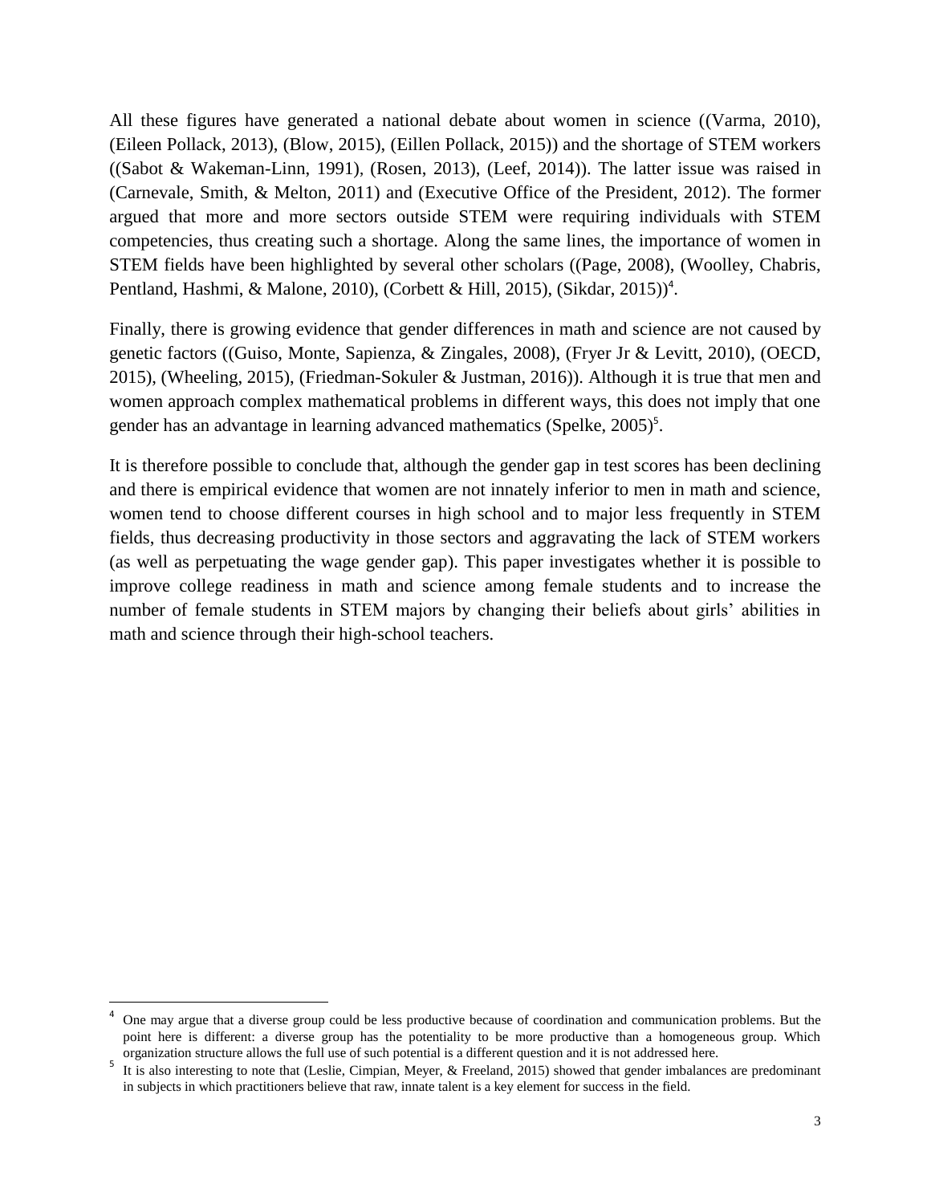All these figures have generated a national debate about women in science ((Varma, 2010), (Eileen Pollack, 2013), (Blow, 2015), (Eillen Pollack, 2015)) and the shortage of STEM workers ((Sabot & Wakeman-Linn, 1991), (Rosen, 2013), (Leef, 2014)). The latter issue was raised in (Carnevale, Smith, & Melton, 2011) and (Executive Office of the President, 2012). The former argued that more and more sectors outside STEM were requiring individuals with STEM competencies, thus creating such a shortage. Along the same lines, the importance of women in STEM fields have been highlighted by several other scholars ((Page, 2008), (Woolley, Chabris, Pentland, Hashmi, & Malone, 2010), (Corbett & Hill, 2015), (Sikdar, 2015))[4].

Finally, there is growing evidence that gender differences in math and science are not caused by genetic factors ((Guiso, Monte, Sapienza, & Zingales, 2008), (Fryer Jr & Levitt, 2010), (OECD, 2015), (Wheeling, 2015), (Friedman-Sokuler & Justman, 2016)). Although it is true that men and women approach complex mathematical problems in different ways, this does not imply that one gender has an advantage in learning advanced mathematics (Spelke, 2005)[5].

It is therefore possible to conclude that, although the gender gap in test scores has been declining and there is empirical evidence that women are not innately inferior to men in math and science, women tend to choose different courses in high school and to major less frequently in STEM fields, thus decreasing productivity in those sectors and aggravating the lack of STEM workers (as well as perpetuating the wage gender gap). This paper investigates whether it is possible to improve college readiness in math and science among female students and to increase the number of female students in STEM majors by changing their beliefs about girls' abilities in math and science through their high-school teachers.

[4] One may argue that a diverse group could be less productive because of coordination and communication problems. But the point here is different: a diverse group has the potentiality to be more productive than a homogeneous group. Which organization structure allows the full use of such potential is a different question and it is not addressed here.

[5] It is also interesting to note that (Leslie, Cimpian, Meyer, & Freeland, 2015) showed that gender imbalances are predominant in subjects in which practitioners believe that raw, innate talent is a key element for success in the field.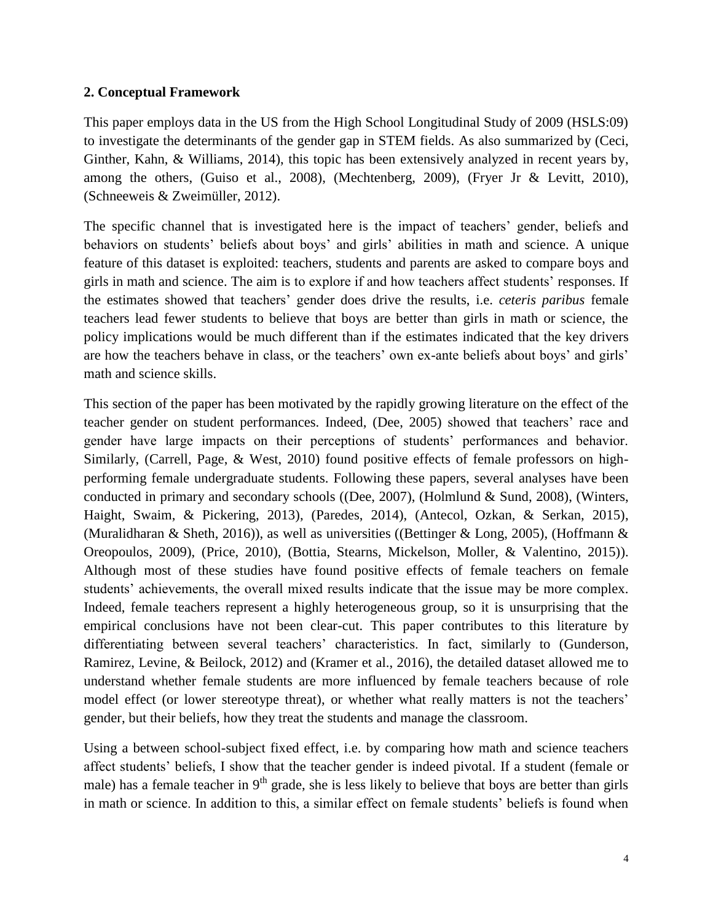## 2. Conceptual Framework

This paper employs data in the US from the High School Longitudinal Study of 2009 (HSLS:09) to investigate the determinants of the gender gap in STEM fields. As also summarized by (Ceci, Ginther, Kahn, & Williams, 2014), this topic has been extensively analyzed in recent years by, among the others, (Guiso et al., 2008), (Mechtenberg, 2009), (Fryer Jr & Levitt, 2010), (Schneeweis & Zweimüller, 2012).

The specific channel that is investigated here is the impact of teachers' gender, beliefs and behaviors on students' beliefs about boys' and girls' abilities in math and science. A unique feature of this dataset is exploited: teachers, students and parents are asked to compare boys and girls in math and science. The aim is to explore if and how teachers affect students' responses. If the estimates showed that teachers' gender does drive the results, i.e. *ceteris paribus* female teachers lead fewer students to believe that boys are better than girls in math or science, the policy implications would be much different than if the estimates indicated that the key drivers are how the teachers behave in class, or the teachers' own ex-ante beliefs about boys' and girls' math and science skills.

This section of the paper has been motivated by the rapidly growing literature on the effect of the teacher gender on student performances. Indeed, (Dee, 2005) showed that teachers' race and gender have large impacts on their perceptions of students' performances and behavior. Similarly, (Carrell, Page, & West, 2010) found positive effects of female professors on high-performing female undergraduate students. Following these papers, several analyses have been conducted in primary and secondary schools ((Dee, 2007), (Holmlund & Sund, 2008), (Winters, Haight, Swaim, & Pickering, 2013), (Paredes, 2014), (Antecol, Ozkan, & Serkan, 2015), (Muralidharan & Sheth, 2016)), as well as universities ((Bettinger & Long, 2005), (Hoffmann & Oreopoulos, 2009), (Price, 2010), (Bottia, Stearns, Mickelson, Moller, & Valentino, 2015)). Although most of these studies have found positive effects of female teachers on female students' achievements, the overall mixed results indicate that the issue may be more complex. Indeed, female teachers represent a highly heterogeneous group, so it is unsurprising that the empirical conclusions have not been clear-cut. This paper contributes to this literature by differentiating between several teachers' characteristics. In fact, similarly to (Gunderson, Ramirez, Levine, & Beilock, 2012) and (Kramer et al., 2016), the detailed dataset allowed me to understand whether female students are more influenced by female teachers because of role model effect (or lower stereotype threat), or whether what really matters is not the teachers' gender, but their beliefs, how they treat the students and manage the classroom.

Using a between school-subject fixed effect, i.e. by comparing how math and science teachers affect students' beliefs, I show that the teacher gender is indeed pivotal. If a student (female or male) has a female teacher in 9$^{th}$ grade, she is less likely to believe that boys are better than girls in math or science. In addition to this, a similar effect on female students' beliefs is found when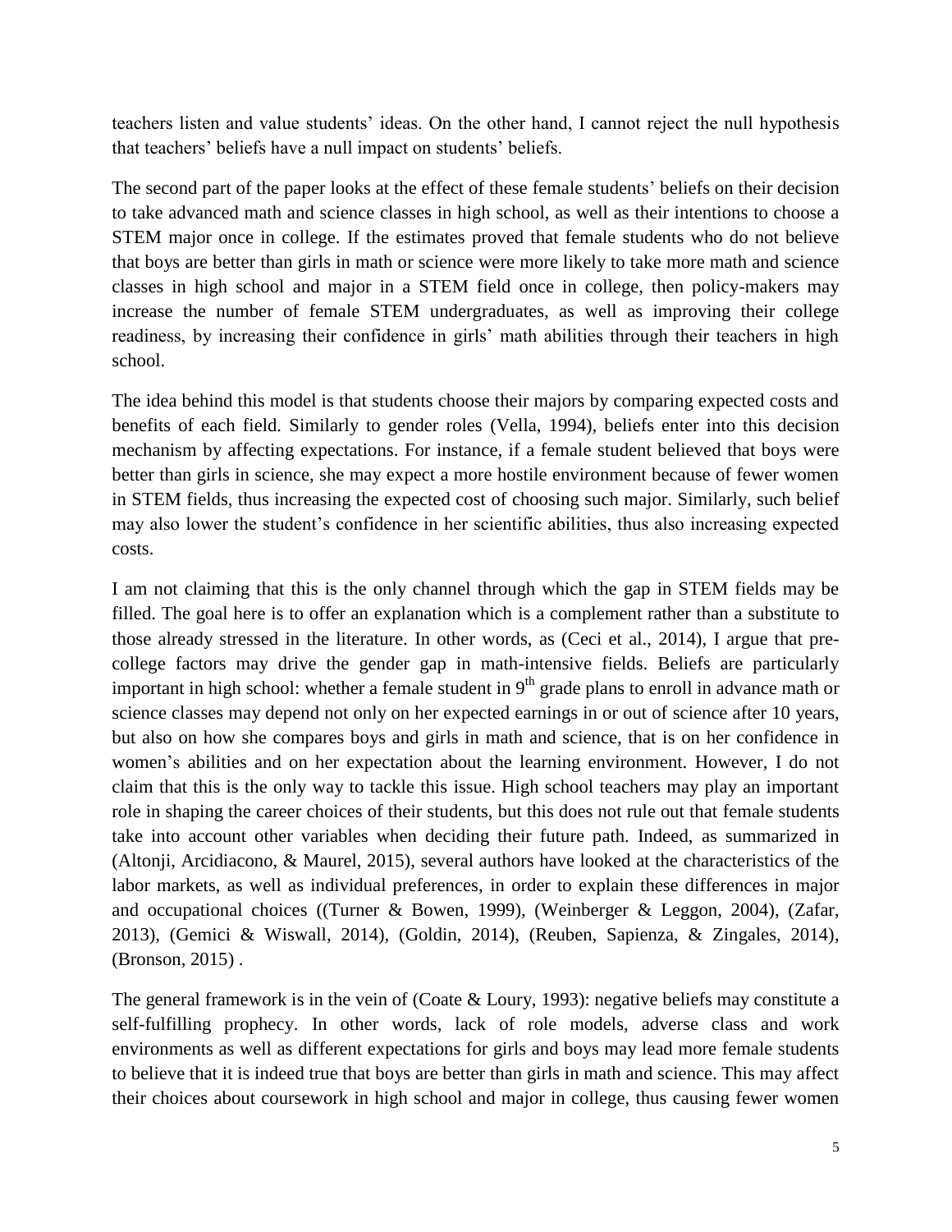teachers listen and value students' ideas. On the other hand, I cannot reject the null hypothesis that teachers' beliefs have a null impact on students' beliefs.

The second part of the paper looks at the effect of these female students' beliefs on their decision to take advanced math and science classes in high school, as well as their intentions to choose a STEM major once in college. If the estimates proved that female students who do not believe that boys are better than girls in math or science were more likely to take more math and science classes in high school and major in a STEM field once in college, then policy-makers may increase the number of female STEM undergraduates, as well as improving their college readiness, by increasing their confidence in girls' math abilities through their teachers in high school.

The idea behind this model is that students choose their majors by comparing expected costs and benefits of each field. Similarly to gender roles (Vella, 1994), beliefs enter into this decision mechanism by affecting expectations. For instance, if a female student believed that boys were better than girls in science, she may expect a more hostile environment because of fewer women in STEM fields, thus increasing the expected cost of choosing such major. Similarly, such belief may also lower the student's confidence in her scientific abilities, thus also increasing expected costs.

I am not claiming that this is the only channel through which the gap in STEM fields may be filled. The goal here is to offer an explanation which is a complement rather than a substitute to those already stressed in the literature. In other words, as (Ceci et al., 2014), I argue that pre-college factors may drive the gender gap in math-intensive fields. Beliefs are particularly important in high school: whether a female student in 9th grade plans to enroll in advance math or science classes may depend not only on her expected earnings in or out of science after 10 years, but also on how she compares boys and girls in math and science, that is on her confidence in women's abilities and on her expectation about the learning environment. However, I do not claim that this is the only way to tackle this issue. High school teachers may play an important role in shaping the career choices of their students, but this does not rule out that female students take into account other variables when deciding their future path. Indeed, as summarized in (Altonji, Arcidiacono, & Maurel, 2015), several authors have looked at the characteristics of the labor markets, as well as individual preferences, in order to explain these differences in major and occupational choices ((Turner & Bowen, 1999), (Weinberger & Leggon, 2004), (Zafar, 2013), (Gemici & Wiswall, 2014), (Goldin, 2014), (Reuben, Sapienza, & Zingales, 2014), (Bronson, 2015) .

The general framework is in the vein of (Coate & Loury, 1993): negative beliefs may constitute a self-fulfilling prophecy. In other words, lack of role models, adverse class and work environments as well as different expectations for girls and boys may lead more female students to believe that it is indeed true that boys are better than girls in math and science. This may affect their choices about coursework in high school and major in college, thus causing fewer women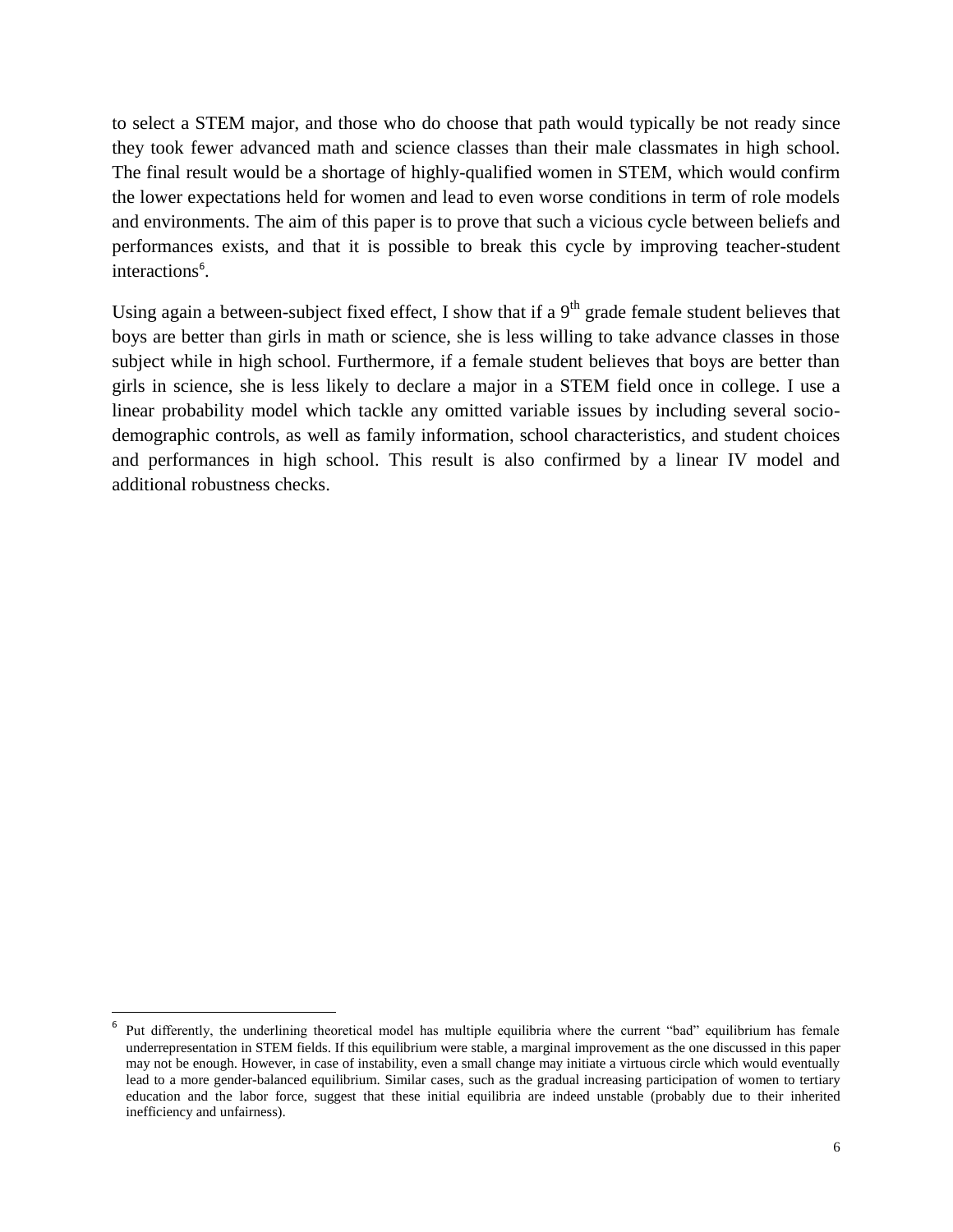to select a STEM major, and those who do choose that path would typically be not ready since they took fewer advanced math and science classes than their male classmates in high school. The final result would be a shortage of highly-qualified women in STEM, which would confirm the lower expectations held for women and lead to even worse conditions in term of role models and environments. The aim of this paper is to prove that such a vicious cycle between beliefs and performances exists, and that it is possible to break this cycle by improving teacher-student interactions[6].

Using again a between-subject fixed effect, I show that if a 9th grade female student believes that boys are better than girls in math or science, she is less willing to take advance classes in those subject while in high school. Furthermore, if a female student believes that boys are better than girls in science, she is less likely to declare a major in a STEM field once in college. I use a linear probability model which tackle any omitted variable issues by including several socio-demographic controls, as well as family information, school characteristics, and student choices and performances in high school. This result is also confirmed by a linear IV model and additional robustness checks.

---

[6] Put differently, the underlining theoretical model has multiple equilibria where the current "bad" equilibrium has female underrepresentation in STEM fields. If this equilibrium were stable, a marginal improvement as the one discussed in this paper may not be enough. However, in case of instability, even a small change may initiate a virtuous circle which would eventually lead to a more gender-balanced equilibrium. Similar cases, such as the gradual increasing participation of women to tertiary education and the labor force, suggest that these initial equilibria are indeed unstable (probably due to their inherited inefficiency and unfairness).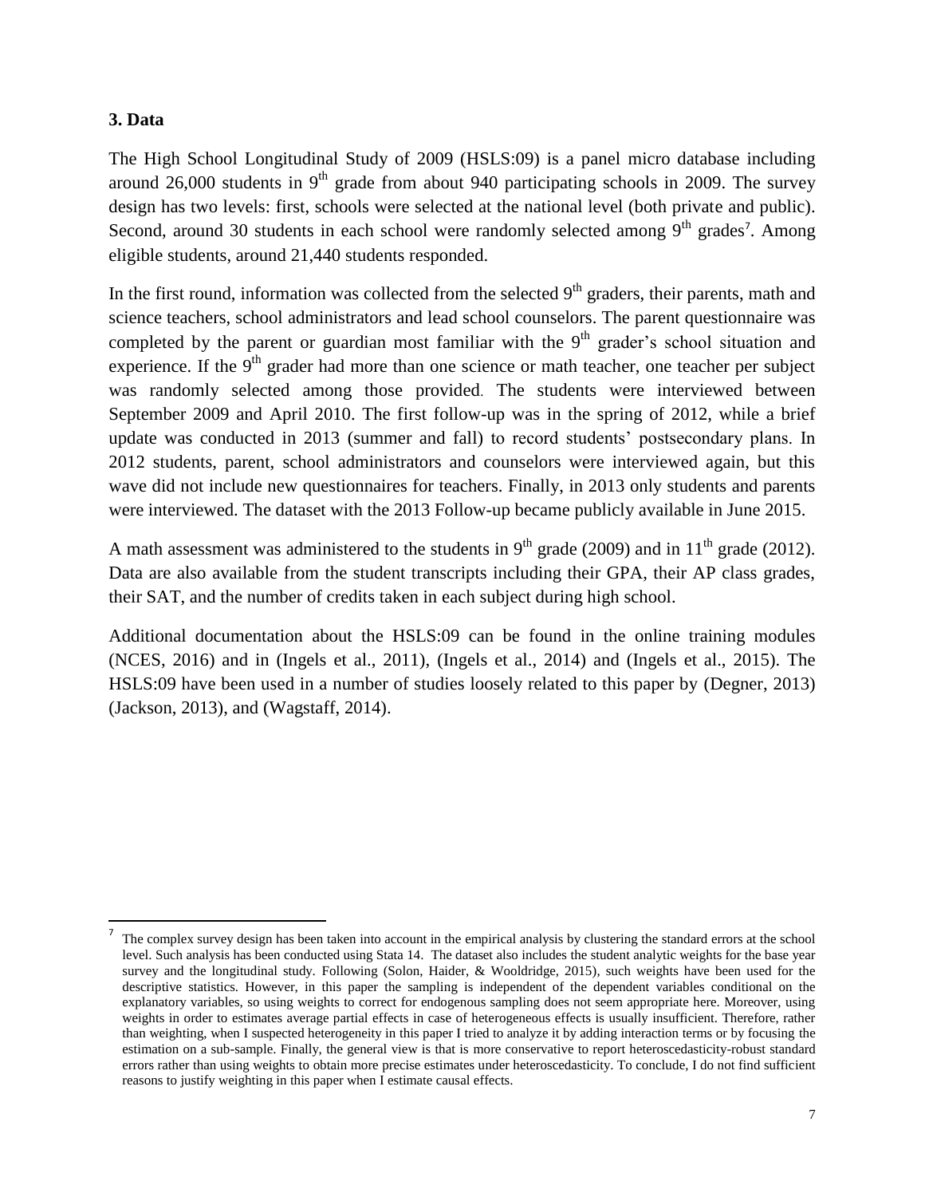### 3. Data

The High School Longitudinal Study of 2009 (HSLS:09) is a panel micro database including around 26,000 students in 9th grade from about 940 participating schools in 2009. The survey design has two levels: first, schools were selected at the national level (both private and public). Second, around 30 students in each school were randomly selected among 9th grades[7]. Among eligible students, around 21,440 students responded.

In the first round, information was collected from the selected 9th graders, their parents, math and science teachers, school administrators and lead school counselors. The parent questionnaire was completed by the parent or guardian most familiar with the 9th grader's school situation and experience. If the 9th grader had more than one science or math teacher, one teacher per subject was randomly selected among those provided. The students were interviewed between September 2009 and April 2010. The first follow-up was in the spring of 2012, while a brief update was conducted in 2013 (summer and fall) to record students' postsecondary plans. In 2012 students, parent, school administrators and counselors were interviewed again, but this wave did not include new questionnaires for teachers. Finally, in 2013 only students and parents were interviewed. The dataset with the 2013 Follow-up became publicly available in June 2015.

A math assessment was administered to the students in 9th grade (2009) and in 11th grade (2012). Data are also available from the student transcripts including their GPA, their AP class grades, their SAT, and the number of credits taken in each subject during high school.

Additional documentation about the HSLS:09 can be found in the online training modules (NCES, 2016) and in (Ingels et al., 2011), (Ingels et al., 2014) and (Ingels et al., 2015). The HSLS:09 have been used in a number of studies loosely related to this paper by (Degner, 2013) (Jackson, 2013), and (Wagstaff, 2014).

---

[7] The complex survey design has been taken into account in the empirical analysis by clustering the standard errors at the school level. Such analysis has been conducted using Stata 14. The dataset also includes the student analytic weights for the base year survey and the longitudinal study. Following (Solon, Haider, & Wooldridge, 2015), such weights have been used for the descriptive statistics. However, in this paper the sampling is independent of the dependent variables conditional on the explanatory variables, so using weights to correct for endogenous sampling does not seem appropriate here. Moreover, using weights in order to estimates average partial effects in case of heterogeneous effects is usually insufficient. Therefore, rather than weighting, when I suspected heterogeneity in this paper I tried to analyze it by adding interaction terms or by focusing the estimation on a sub-sample. Finally, the general view is that is more conservative to report heteroscedasticity-robust standard errors rather than using weights to obtain more precise estimates under heteroscedasticity. To conclude, I do not find sufficient reasons to justify weighting in this paper when I estimate causal effects.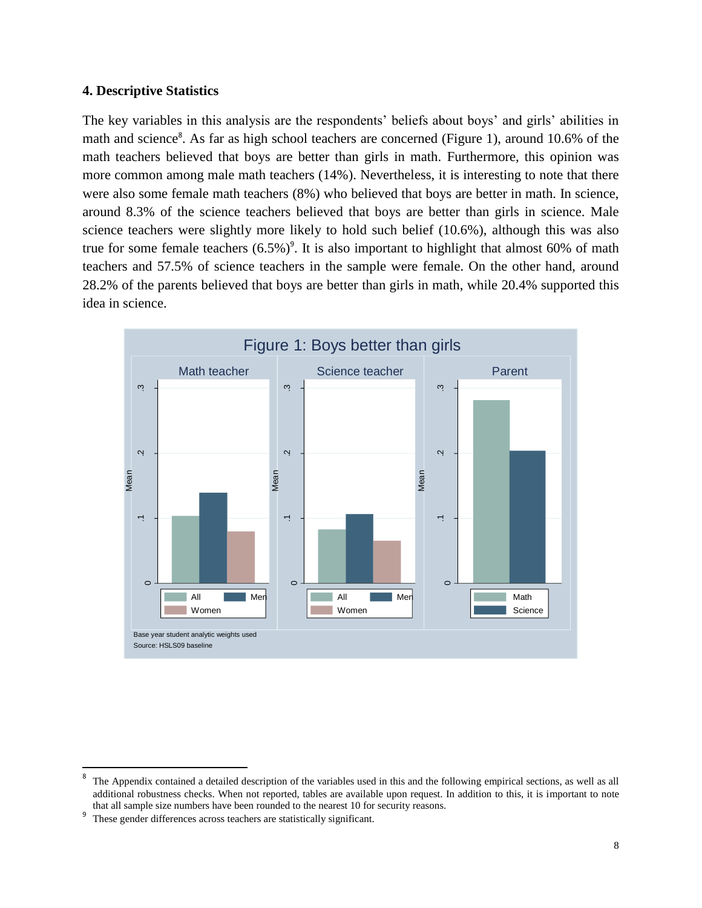## 4. Descriptive Statistics

The key variables in this analysis are the respondents' beliefs about boys' and girls' abilities in math and science[8]. As far as high school teachers are concerned (Figure 1), around 10.6% of the math teachers believed that boys are better than girls in math. Furthermore, this opinion was more common among male math teachers (14%). Nevertheless, it is interesting to note that there were also some female math teachers (8%) who believed that boys are better in math. In science, around 8.3% of the science teachers believed that boys are better than girls in science. Male science teachers were slightly more likely to hold such belief (10.6%), although this was also true for some female teachers (6.5%)[9]. It is also important to highlight that almost 60% of math teachers and 57.5% of science teachers in the sample were female. On the other hand, around 28.2% of the parents believed that boys are better than girls in math, while 20.4% supported this idea in science.

Figure 1: Boys better than girls

Base year student analytic weights used
Source: HSLS09 baseline

---

[8] The Appendix contained a detailed description of the variables used in this and the following empirical sections, as well as all additional robustness checks. When not reported, tables are available upon request. In addition to this, it is important to note that all sample size numbers have been rounded to the nearest 10 for security reasons.

[9] These gender differences across teachers are statistically significant.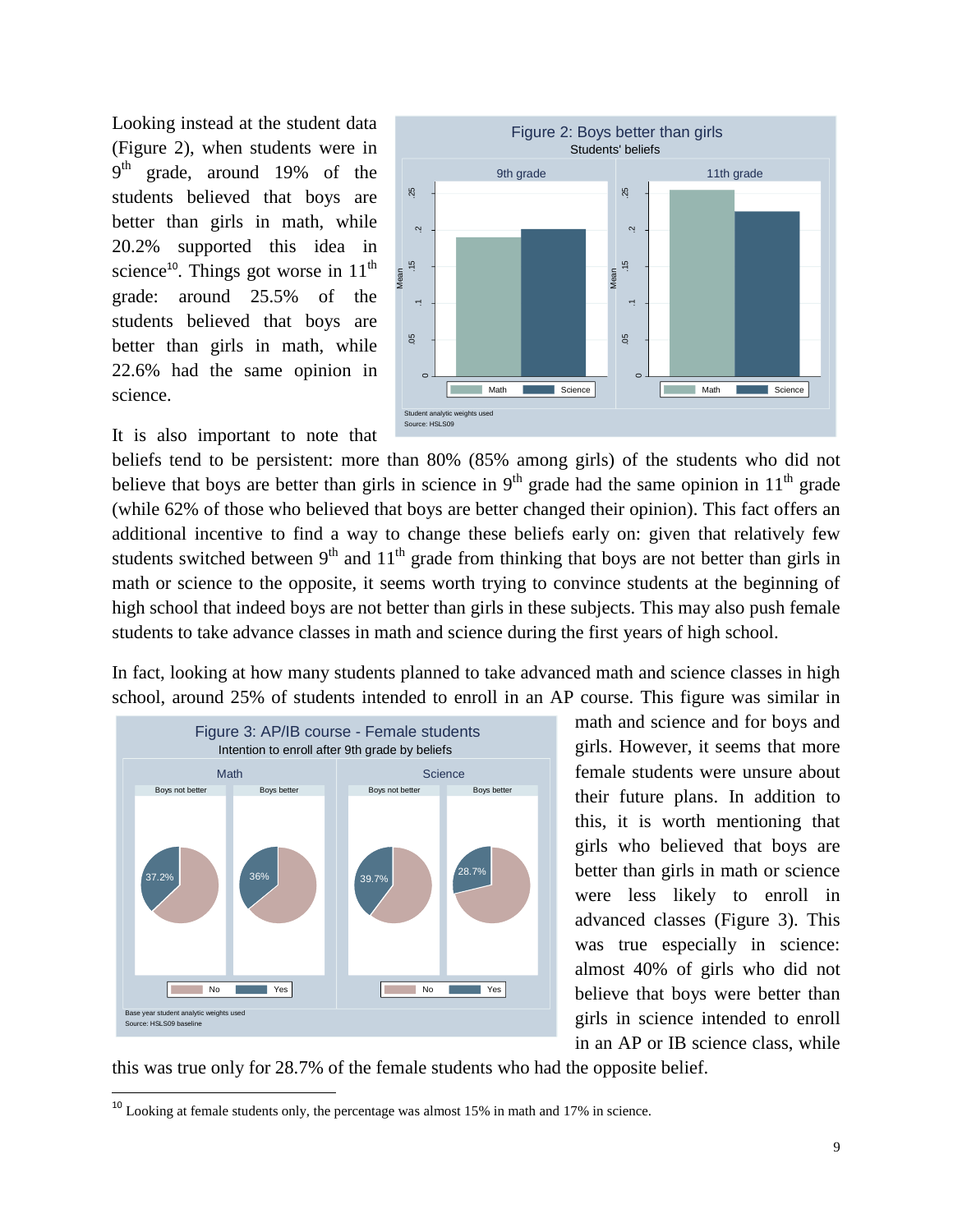Looking instead at the student data (Figure 2), when students were in 9th grade, around 19% of the students believed that boys are better than girls in math, while 20.2% supported this idea in science[10]. Things got worse in 11th grade: around 25.5% of the students believed that boys are better than girls in math, while 22.6% had the same opinion in science.

It is also important to note that beliefs tend to be persistent: more than 80% (85% among girls) of the students who did not believe that boys are better than girls in science in 9th grade had the same opinion in 11th grade (while 62% of those who believed that boys are better changed their opinion). This fact offers an additional incentive to find a way to change these beliefs early on: given that relatively few students switched between 9th and 11th grade from thinking that boys are not better than girls in math or science to the opposite, it seems worth trying to convince students at the beginning of high school that indeed boys are not better than girls in these subjects. This may also push female students to take advance classes in math and science during the first years of high school.

In fact, looking at how many students planned to take advanced math and science classes in high school, around 25% of students intended to enroll in an AP course. This figure was similar in math and science and for boys and girls. However, it seems that more female students were unsure about their future plans. In addition to this, it is worth mentioning that girls who believed that boys are better than girls in math or science were less likely to enroll in advanced classes (Figure 3). This was true especially in science: almost 40% of girls who did not believe that boys were better than girls in science intended to enroll in an AP or IB science class, while this was true only for 28.7% of the female students who had the opposite belief.

[10] Looking at female students only, the percentage was almost 15% in math and 17% in science.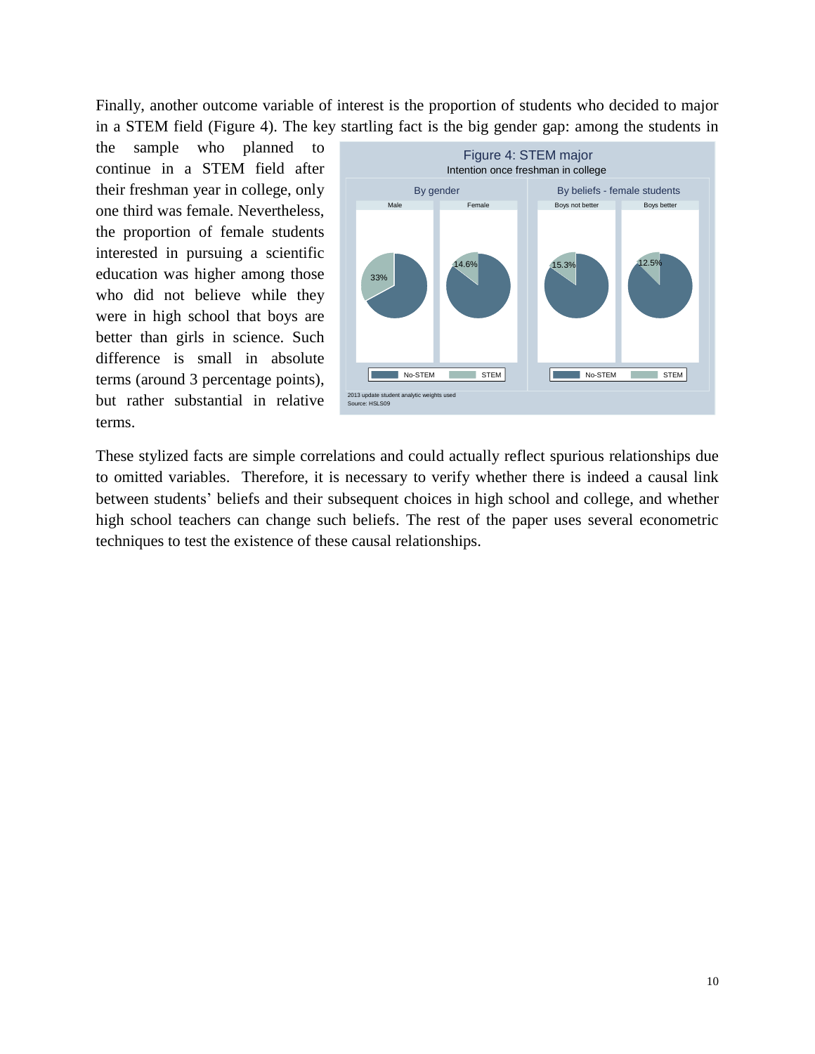Finally, another outcome variable of interest is the proportion of students who decided to major in a STEM field (Figure 4). The key startling fact is the big gender gap: among the students in the sample who planned to continue in a STEM field after their freshman year in college, only one third was female. Nevertheless, the proportion of female students interested in pursuing a scientific education was higher among those who did not believe while they were in high school that boys are better than girls in science. Such difference is small in absolute terms (around 3 percentage points), but rather substantial in relative terms.

These stylized facts are simple correlations and could actually reflect spurious relationships due to omitted variables. Therefore, it is necessary to verify whether there is indeed a causal link between students' beliefs and their subsequent choices in high school and college, and whether high school teachers can change such beliefs. The rest of the paper uses several econometric techniques to test the existence of these causal relationships.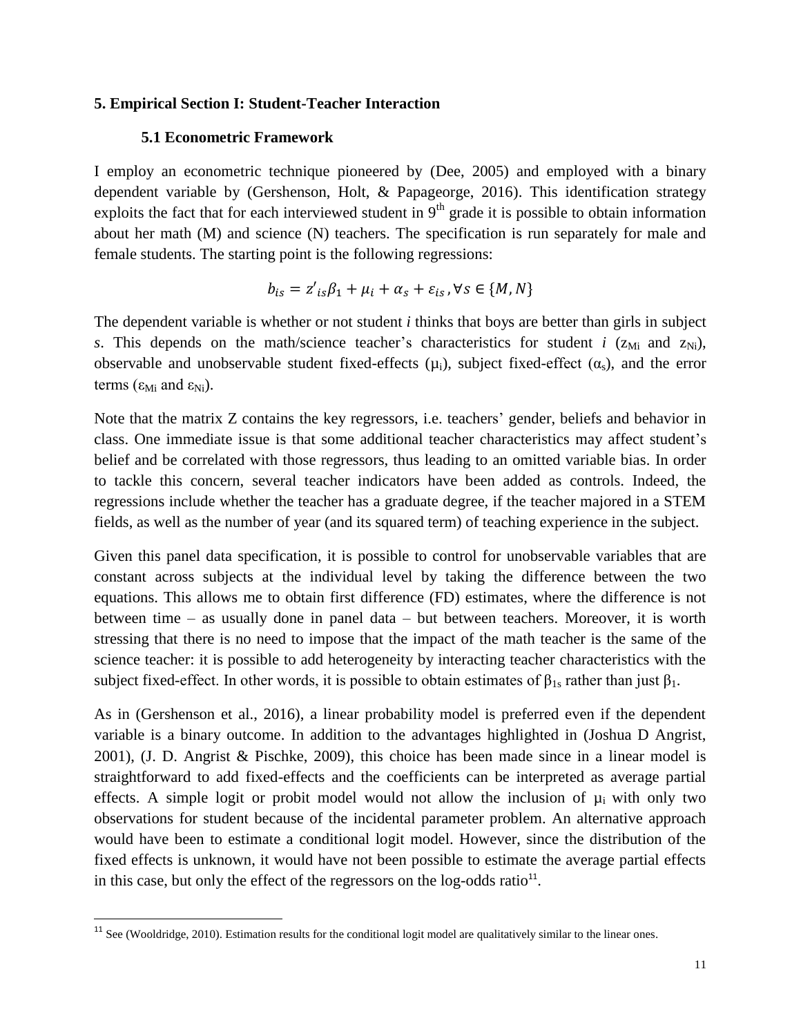## 5. Empirical Section I: Student-Teacher Interaction

### 5.1 Econometric Framework

I employ an econometric technique pioneered by (Dee, 2005) and employed with a binary dependent variable by (Gershenson, Holt, & Papageorge, 2016). This identification strategy exploits the fact that for each interviewed student in 9th grade it is possible to obtain information about her math (M) and science (N) teachers. The specification is run separately for male and female students. The starting point is the following regressions:

$$b_{is} = z'_{is}\beta_1 + \mu_i + \alpha_s + \varepsilon_{is}, \forall s \in \{M, N\}$$

The dependent variable is whether or not student *i* thinks that boys are better than girls in subject *s*. This depends on the math/science teacher's characteristics for student *i* ($z_{Mi}$ and $z_{Ni}$), observable and unobservable student fixed-effects ($\mu_i$), subject fixed-effect ($\alpha_s$), and the error terms ($\varepsilon_{Mi}$ and $\varepsilon_{Ni}$).

Note that the matrix Z contains the key regressors, i.e. teachers' gender, beliefs and behavior in class. One immediate issue is that some additional teacher characteristics may affect student's belief and be correlated with those regressors, thus leading to an omitted variable bias. In order to tackle this concern, several teacher indicators have been added as controls. Indeed, the regressions include whether the teacher has a graduate degree, if the teacher majored in a STEM fields, as well as the number of year (and its squared term) of teaching experience in the subject.

Given this panel data specification, it is possible to control for unobservable variables that are constant across subjects at the individual level by taking the difference between the two equations. This allows me to obtain first difference (FD) estimates, where the difference is not between time – as usually done in panel data – but between teachers. Moreover, it is worth stressing that there is no need to impose that the impact of the math teacher is the same of the science teacher: it is possible to add heterogeneity by interacting teacher characteristics with the subject fixed-effect. In other words, it is possible to obtain estimates of $\beta_{1s}$ rather than just $\beta_1$.

As in (Gershenson et al., 2016), a linear probability model is preferred even if the dependent variable is a binary outcome. In addition to the advantages highlighted in (Joshua D Angrist, 2001), (J. D. Angrist & Pischke, 2009), this choice has been made since in a linear model is straightforward to add fixed-effects and the coefficients can be interpreted as average partial effects. A simple logit or probit model would not allow the inclusion of $\mu_i$ with only two observations for student because of the incidental parameter problem. An alternative approach would have been to estimate a conditional logit model. However, since the distribution of the fixed effects is unknown, it would have not been possible to estimate the average partial effects in this case, but only the effect of the regressors on the log-odds ratio[11].

[11] See (Wooldridge, 2010). Estimation results for the conditional logit model are qualitatively similar to the linear ones.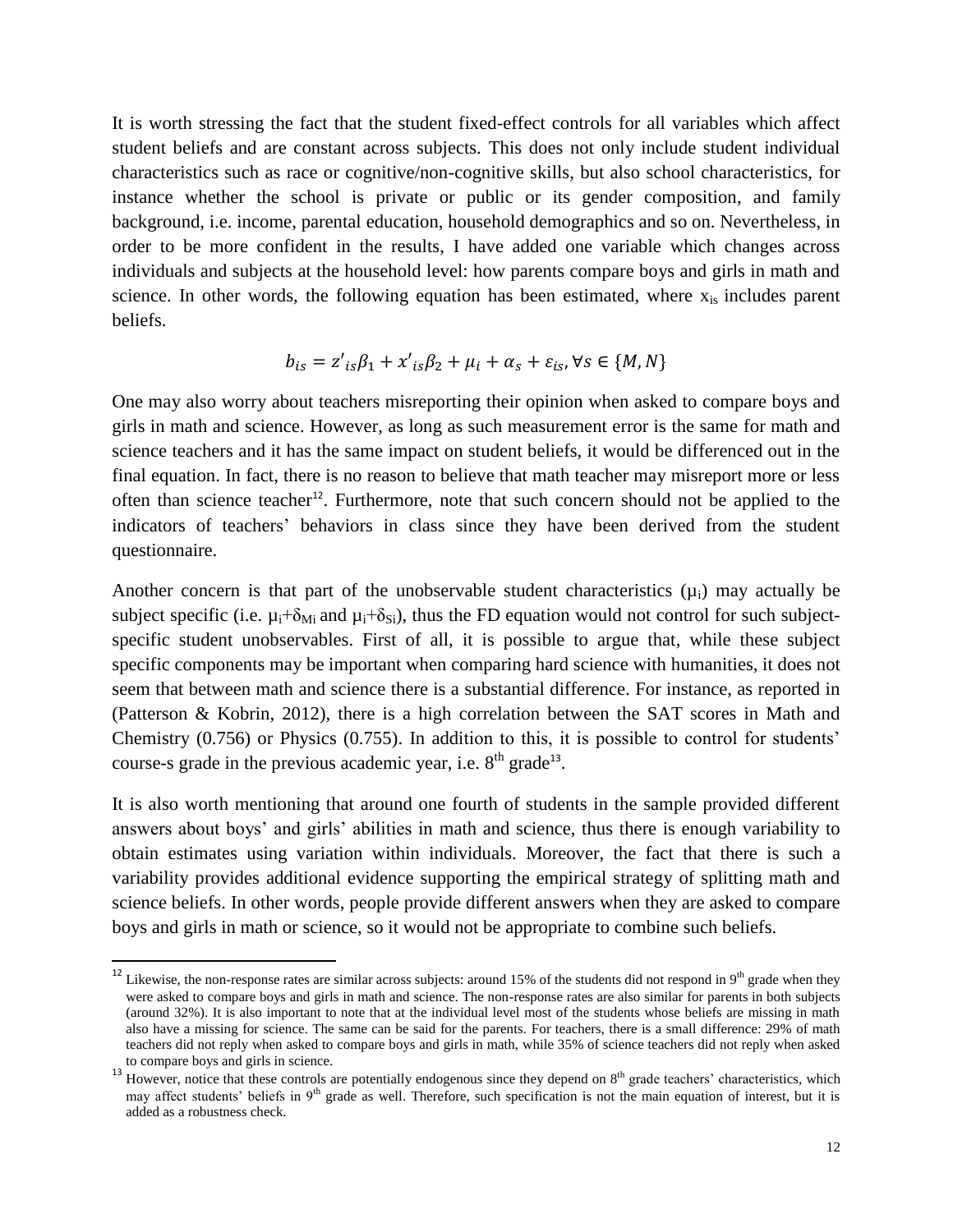It is worth stressing the fact that the student fixed-effect controls for all variables which affect student beliefs and are constant across subjects. This does not only include student individual characteristics such as race or cognitive/non-cognitive skills, but also school characteristics, for instance whether the school is private or public or its gender composition, and family background, i.e. income, parental education, household demographics and so on. Nevertheless, in order to be more confident in the results, I have added one variable which changes across individuals and subjects at the household level: how parents compare boys and girls in math and science. In other words, the following equation has been estimated, where $x_{is}$ includes parent beliefs.

$$b_{is} = z'_{is}\beta_1 + x'_{is}\beta_2 + \mu_i + \alpha_s + \varepsilon_{is}, \forall s \in \{M, N\}$$

One may also worry about teachers misreporting their opinion when asked to compare boys and girls in math and science. However, as long as such measurement error is the same for math and science teachers and it has the same impact on student beliefs, it would be differenced out in the final equation. In fact, there is no reason to believe that math teacher may misreport more or less often than science teacher[12]. Furthermore, note that such concern should not be applied to the indicators of teachers' behaviors in class since they have been derived from the student questionnaire.

Another concern is that part of the unobservable student characteristics ($\mu_i$) may actually be subject specific (i.e. $\mu_i+\delta_{Mi}$ and $\mu_i+\delta_{Si}$), thus the FD equation would not control for such subject-specific student unobservables. First of all, it is possible to argue that, while these subject specific components may be important when comparing hard science with humanities, it does not seem that between math and science there is a substantial difference. For instance, as reported in (Patterson & Kobrin, 2012), there is a high correlation between the SAT scores in Math and Chemistry (0.756) or Physics (0.755). In addition to this, it is possible to control for students' course-s grade in the previous academic year, i.e. 8th grade[13].

It is also worth mentioning that around one fourth of students in the sample provided different answers about boys' and girls' abilities in math and science, thus there is enough variability to obtain estimates using variation within individuals. Moreover, the fact that there is such a variability provides additional evidence supporting the empirical strategy of splitting math and science beliefs. In other words, people provide different answers when they are asked to compare boys and girls in math or science, so it would not be appropriate to combine such beliefs.

---

[12] Likewise, the non-response rates are similar across subjects: around 15% of the students did not respond in 9th grade when they were asked to compare boys and girls in math and science. The non-response rates are also similar for parents in both subjects (around 32%). It is also important to note that at the individual level most of the students whose beliefs are missing in math also have a missing for science. The same can be said for the parents. For teachers, there is a small difference: 29% of math teachers did not reply when asked to compare boys and girls in math, while 35% of science teachers did not reply when asked to compare boys and girls in science.

[13] However, notice that these controls are potentially endogenous since they depend on 8th grade teachers' characteristics, which may affect students' beliefs in 9th grade as well. Therefore, such specification is not the main equation of interest, but it is added as a robustness check.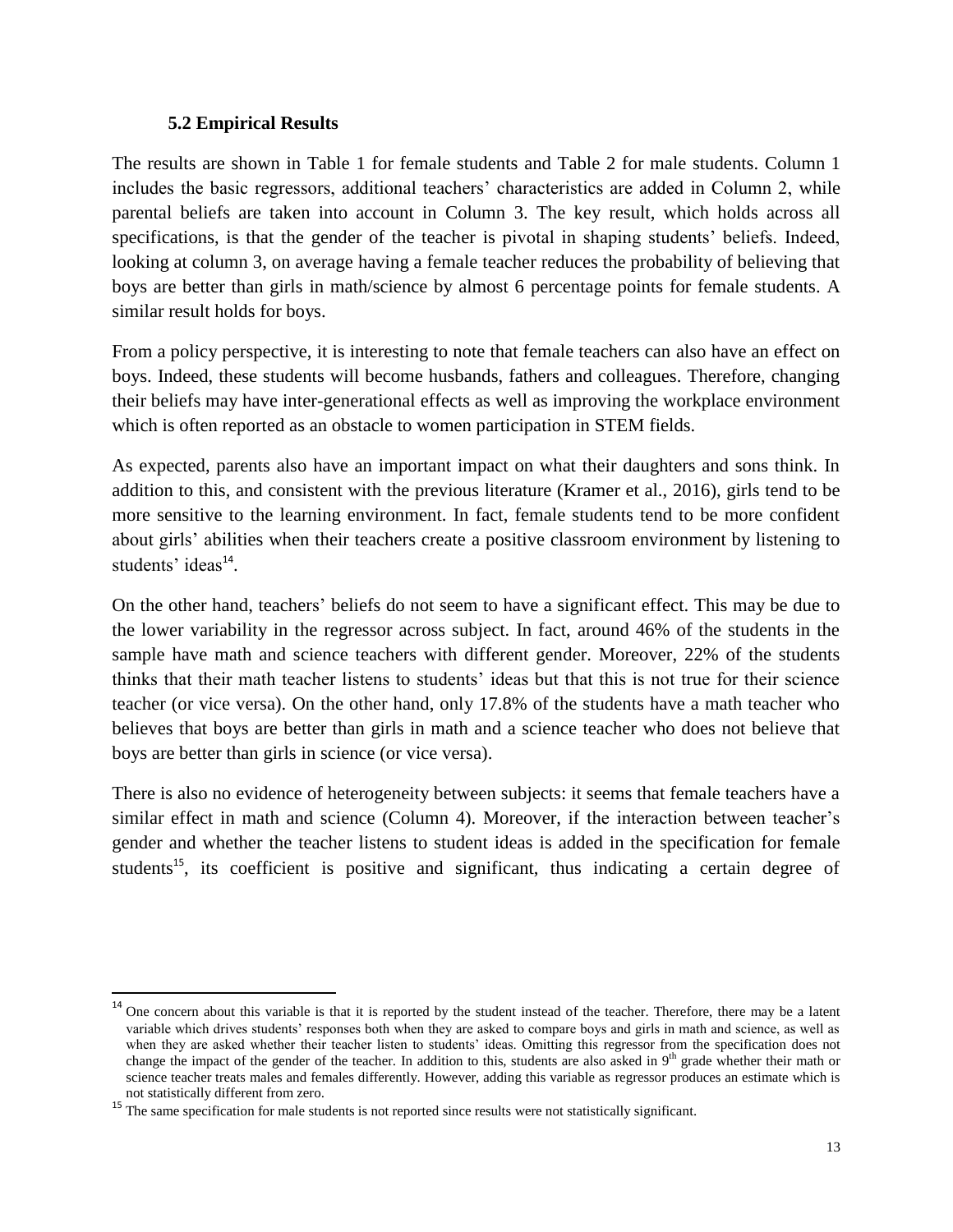### 5.2 Empirical Results

The results are shown in Table 1 for female students and Table 2 for male students. Column 1 includes the basic regressors, additional teachers' characteristics are added in Column 2, while parental beliefs are taken into account in Column 3. The key result, which holds across all specifications, is that the gender of the teacher is pivotal in shaping students' beliefs. Indeed, looking at column 3, on average having a female teacher reduces the probability of believing that boys are better than girls in math/science by almost 6 percentage points for female students. A similar result holds for boys.

From a policy perspective, it is interesting to note that female teachers can also have an effect on boys. Indeed, these students will become husbands, fathers and colleagues. Therefore, changing their beliefs may have inter-generational effects as well as improving the workplace environment which is often reported as an obstacle to women participation in STEM fields.

As expected, parents also have an important impact on what their daughters and sons think. In addition to this, and consistent with the previous literature (Kramer et al., 2016), girls tend to be more sensitive to the learning environment. In fact, female students tend to be more confident about girls' abilities when their teachers create a positive classroom environment by listening to students' ideas[14].

On the other hand, teachers' beliefs do not seem to have a significant effect. This may be due to the lower variability in the regressor across subject. In fact, around 46% of the students in the sample have math and science teachers with different gender. Moreover, 22% of the students thinks that their math teacher listens to students' ideas but that this is not true for their science teacher (or vice versa). On the other hand, only 17.8% of the students have a math teacher who believes that boys are better than girls in math and a science teacher who does not believe that boys are better than girls in science (or vice versa).

There is also no evidence of heterogeneity between subjects: it seems that female teachers have a similar effect in math and science (Column 4). Moreover, if the interaction between teacher's gender and whether the teacher listens to student ideas is added in the specification for female students[15], its coefficient is positive and significant, thus indicating a certain degree of

---

[14] One concern about this variable is that it is reported by the student instead of the teacher. Therefore, there may be a latent variable which drives students' responses both when they are asked to compare boys and girls in math and science, as well as when they are asked whether their teacher listen to students' ideas. Omitting this regressor from the specification does not change the impact of the gender of the teacher. In addition to this, students are also asked in 9th grade whether their math or science teacher treats males and females differently. However, adding this variable as regressor produces an estimate which is not statistically different from zero.

[15] The same specification for male students is not reported since results were not statistically significant.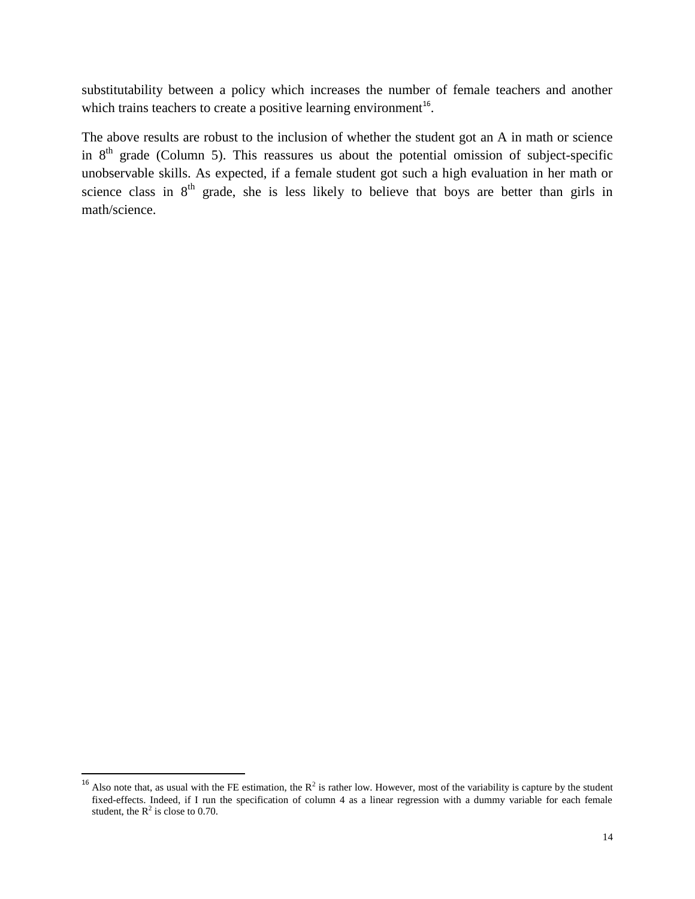substitutability between a policy which increases the number of female teachers and another which trains teachers to create a positive learning environment[16].

The above results are robust to the inclusion of whether the student got an A in math or science in 8th grade (Column 5). This reassures us about the potential omission of subject-specific unobservable skills. As expected, if a female student got such a high evaluation in her math or science class in 8th grade, she is less likely to believe that boys are better than girls in math/science.

[16] Also note that, as usual with the FE estimation, the $R^2$ is rather low. However, most of the variability is capture by the student fixed-effects. Indeed, if I run the specification of column 4 as a linear regression with a dummy variable for each female student, the $R^2$ is close to 0.70.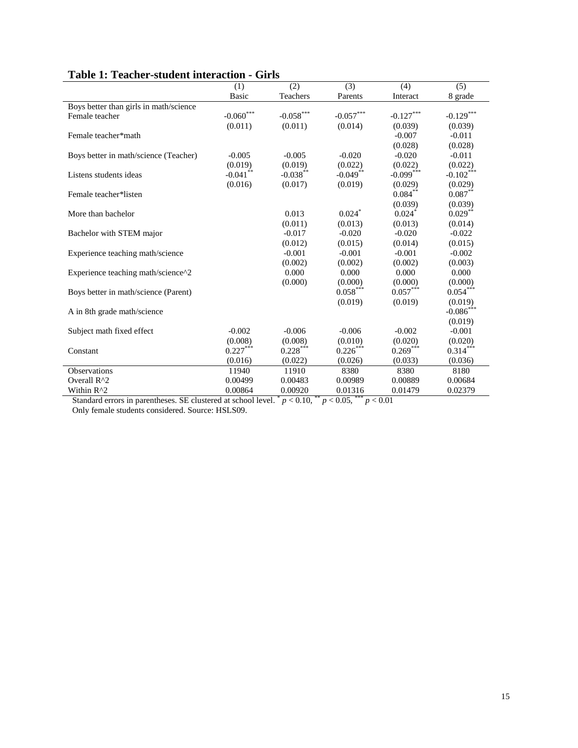**Table 1: Teacher-student interaction - Girls**

| | (1) | (2) | (3) | (4) | (5) |
|---|---|---|---|---|---|
| | Basic | Teachers | Parents | Interact | 8 grade |
| Boys better than girls in math/science | | | | | |
| Female teacher | -0.060*** | -0.058*** | -0.057*** | -0.127*** | -0.129*** |
| | (0.011) | (0.011) | (0.014) | (0.039) | (0.039) |
| Female teacher*math | | | | -0.007 | -0.011 |
| | | | | (0.028) | (0.028) |
| Boys better in math/science (Teacher) | -0.005 | -0.005 | -0.020 | -0.020 | -0.011 |
| | (0.019) | (0.019) | (0.022) | (0.022) | (0.022) |
| Listens students ideas | -0.041** | -0.038** | -0.049** | -0.099*** | -0.102*** |
| | (0.016) | (0.017) | (0.019) | (0.029) | (0.029) |
| Female teacher*listen | | | | 0.084** | 0.087** |
| | | | | (0.039) | (0.039) |
| More than bachelor | | 0.013 | 0.024* | 0.024* | 0.029** |
| | | (0.011) | (0.013) | (0.013) | (0.014) |
| Bachelor with STEM major | | -0.017 | -0.020 | -0.020 | -0.022 |
| | | (0.012) | (0.015) | (0.014) | (0.015) |
| Experience teaching math/science | | -0.001 | -0.001 | -0.001 | -0.002 |
| | | (0.002) | (0.002) | (0.002) | (0.003) |
| Experience teaching math/science^2 | | 0.000 | 0.000 | 0.000 | 0.000 |
| | | (0.000) | (0.000) | (0.000) | (0.000) |
| Boys better in math/science (Parent) | | | 0.058*** | 0.057*** | 0.054*** |
| | | | (0.019) | (0.019) | (0.019) |
| A in 8th grade math/science | | | | | -0.086*** |
| | | | | | (0.019) |
| Subject math fixed effect | -0.002 | -0.006 | -0.006 | -0.002 | -0.001 |
| | (0.008) | (0.008) | (0.010) | (0.020) | (0.020) |
| Constant | 0.227*** | 0.228*** | 0.226*** | 0.269*** | 0.314*** |
| | (0.016) | (0.022) | (0.026) | (0.033) | (0.036) |
| Observations | 11940 | 11910 | 8380 | 8380 | 8180 |
| Overall R^2 | 0.00499 | 0.00483 | 0.00989 | 0.00889 | 0.00684 |
| Within R^2 | 0.00864 | 0.00920 | 0.01316 | 0.01479 | 0.02379 |

Standard errors in parentheses. SE clustered at school level. * $p < 0.10$, ** $p < 0.05$, *** $p < 0.01$

Only female students considered. Source: HSLS09.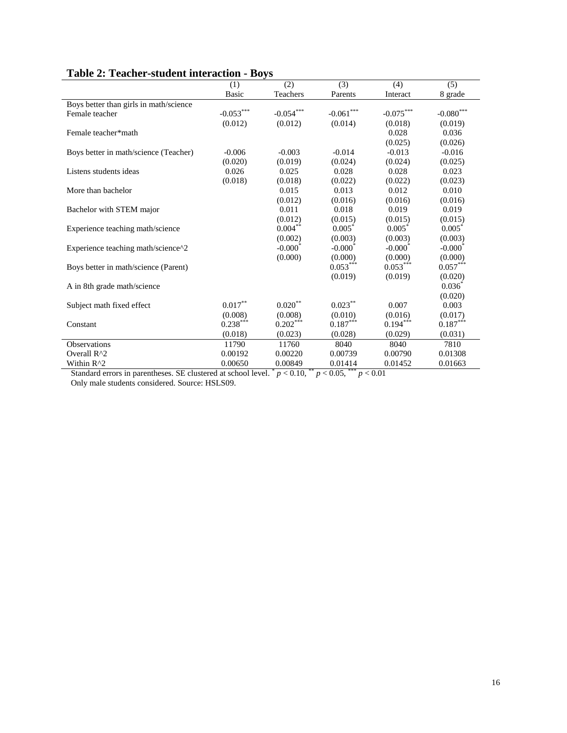**Table 2: Teacher-student interaction - Boys**

| | (1) | (2) | (3) | (4) | (5) |
|---|---|---|---|---|---|
| | Basic | Teachers | Parents | Interact | 8 grade |
| Boys better than girls in math/science | | | | | |
| Female teacher | -0.053*** | -0.054*** | -0.061*** | -0.075*** | -0.080*** |
| | (0.012) | (0.012) | (0.014) | (0.018) | (0.019) |
| Female teacher*math | | | | 0.028 | 0.036 |
| | | | | (0.025) | (0.026) |
| Boys better in math/science (Teacher) | -0.006 | -0.003 | -0.014 | -0.013 | -0.016 |
| | (0.020) | (0.019) | (0.024) | (0.024) | (0.025) |
| Listens students ideas | 0.026 | 0.025 | 0.028 | 0.028 | 0.023 |
| | (0.018) | (0.018) | (0.022) | (0.022) | (0.023) |
| More than bachelor | | 0.015 | 0.013 | 0.012 | 0.010 |
| | | (0.012) | (0.016) | (0.016) | (0.016) |
| Bachelor with STEM major | | 0.011 | 0.018 | 0.019 | 0.019 |
| | | (0.012) | (0.015) | (0.015) | (0.015) |
| Experience teaching math/science | | 0.004** | 0.005* | 0.005* | 0.005* |
| | | (0.002) | (0.003) | (0.003) | (0.003) |
| Experience teaching math/science^2 | | -0.000* | -0.000* | -0.000* | -0.000* |
| | | (0.000) | (0.000) | (0.000) | (0.000) |
| Boys better in math/science (Parent) | | | 0.053*** | 0.053*** | 0.057*** |
| | | | (0.019) | (0.019) | (0.020) |
| A in 8th grade math/science | | | | | 0.036* |
| | | | | | (0.020) |
| Subject math fixed effect | 0.017** | 0.020** | 0.023** | 0.007 | 0.003 |
| | (0.008) | (0.008) | (0.010) | (0.016) | (0.017) |
| Constant | 0.238*** | 0.202*** | 0.187*** | 0.194*** | 0.187*** |
| | (0.018) | (0.023) | (0.028) | (0.029) | (0.031) |
| Observations | 11790 | 11760 | 8040 | 8040 | 7810 |
| Overall R^2 | 0.00192 | 0.00220 | 0.00739 | 0.00790 | 0.01308 |
| Within R^2 | 0.00650 | 0.00849 | 0.01414 | 0.01452 | 0.01663 |

Standard errors in parentheses. SE clustered at school level. * $p < 0.10$, ** $p < 0.05$, *** $p < 0.01$

Only male students considered. Source: HSLS09.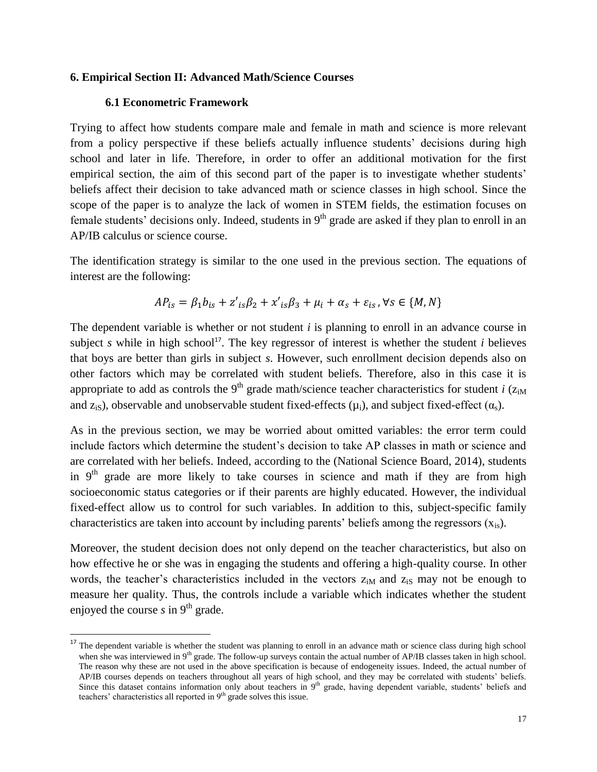## 6. Empirical Section II: Advanced Math/Science Courses

### 6.1 Econometric Framework

Trying to affect how students compare male and female in math and science is more relevant from a policy perspective if these beliefs actually influence students' decisions during high school and later in life. Therefore, in order to offer an additional motivation for the first empirical section, the aim of this second part of the paper is to investigate whether students' beliefs affect their decision to take advanced math or science classes in high school. Since the scope of the paper is to analyze the lack of women in STEM fields, the estimation focuses on female students' decisions only. Indeed, students in 9th grade are asked if they plan to enroll in an AP/IB calculus or science course.

The identification strategy is similar to the one used in the previous section. The equations of interest are the following:

$$AP_{is} = \beta_1 b_{is} + z'_{is}\beta_2 + x'_{is}\beta_3 + \mu_i + \alpha_s + \varepsilon_{is}, \forall s \in \{M, N\}$$

The dependent variable is whether or not student *i* is planning to enroll in an advance course in subject *s* while in high school[17]. The key regressor of interest is whether the student *i* believes that boys are better than girls in subject *s*. However, such enrollment decision depends also on other factors which may be correlated with student beliefs. Therefore, also in this case it is appropriate to add as controls the 9th grade math/science teacher characteristics for student *i* ($z_{iM}$ and $z_{iS}$), observable and unobservable student fixed-effects ($\mu_i$), and subject fixed-effect ($\alpha_s$).

As in the previous section, we may be worried about omitted variables: the error term could include factors which determine the student's decision to take AP classes in math or science and are correlated with her beliefs. Indeed, according to the (National Science Board, 2014), students in 9th grade are more likely to take courses in science and math if they are from high socioeconomic status categories or if their parents are highly educated. However, the individual fixed-effect allow us to control for such variables. In addition to this, subject-specific family characteristics are taken into account by including parents' beliefs among the regressors ($x_{is}$).

Moreover, the student decision does not only depend on the teacher characteristics, but also on how effective he or she was in engaging the students and offering a high-quality course. In other words, the teacher's characteristics included in the vectors $z_{iM}$ and $z_{iS}$ may not be enough to measure her quality. Thus, the controls include a variable which indicates whether the student enjoyed the course *s* in 9th grade.

---

[17] The dependent variable is whether the student was planning to enroll in an advance math or science class during high school when she was interviewed in 9th grade. The follow-up surveys contain the actual number of AP/IB classes taken in high school. The reason why these are not used in the above specification is because of endogeneity issues. Indeed, the actual number of AP/IB courses depends on teachers throughout all years of high school, and they may be correlated with students' beliefs. Since this dataset contains information only about teachers in 9th grade, having dependent variable, students' beliefs and teachers' characteristics all reported in 9th grade solves this issue.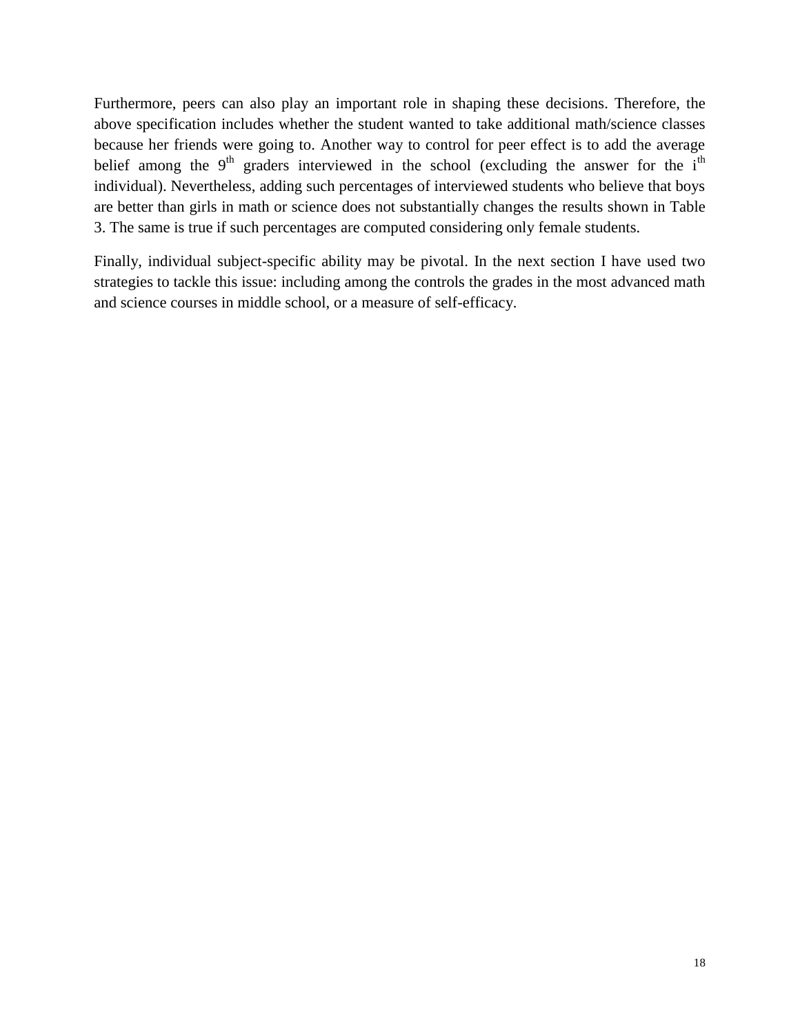Furthermore, peers can also play an important role in shaping these decisions. Therefore, the above specification includes whether the student wanted to take additional math/science classes because her friends were going to. Another way to control for peer effect is to add the average belief among the $9^{th}$ graders interviewed in the school (excluding the answer for the $i^{th}$ individual). Nevertheless, adding such percentages of interviewed students who believe that boys are better than girls in math or science does not substantially changes the results shown in Table 3. The same is true if such percentages are computed considering only female students.

Finally, individual subject-specific ability may be pivotal. In the next section I have used two strategies to tackle this issue: including among the controls the grades in the most advanced math and science courses in middle school, or a measure of self-efficacy.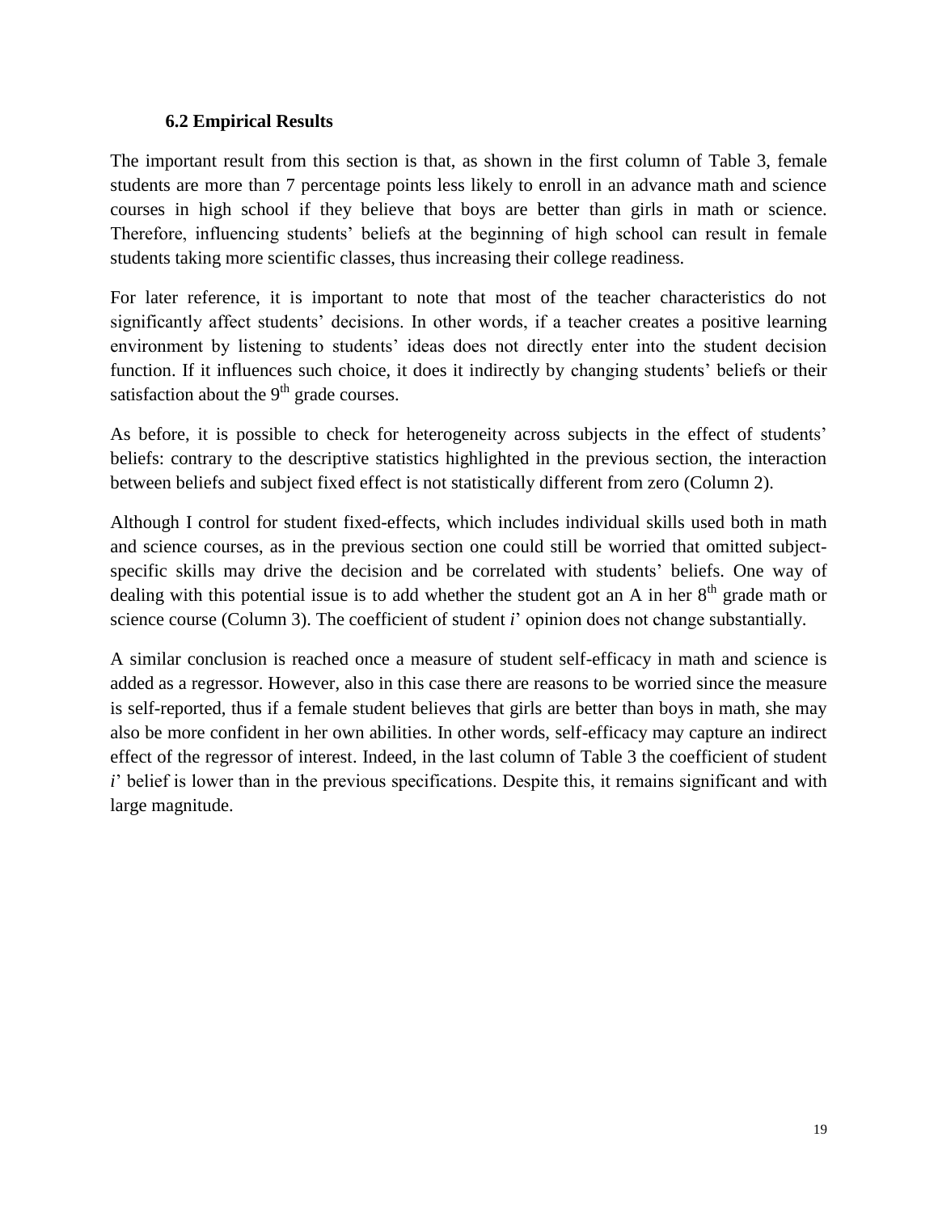### 6.2 Empirical Results

The important result from this section is that, as shown in the first column of Table 3, female students are more than 7 percentage points less likely to enroll in an advance math and science courses in high school if they believe that boys are better than girls in math or science. Therefore, influencing students' beliefs at the beginning of high school can result in female students taking more scientific classes, thus increasing their college readiness.

For later reference, it is important to note that most of the teacher characteristics do not significantly affect students' decisions. In other words, if a teacher creates a positive learning environment by listening to students' ideas does not directly enter into the student decision function. If it influences such choice, it does it indirectly by changing students' beliefs or their satisfaction about the 9th grade courses.

As before, it is possible to check for heterogeneity across subjects in the effect of students' beliefs: contrary to the descriptive statistics highlighted in the previous section, the interaction between beliefs and subject fixed effect is not statistically different from zero (Column 2).

Although I control for student fixed-effects, which includes individual skills used both in math and science courses, as in the previous section one could still be worried that omitted subject-specific skills may drive the decision and be correlated with students' beliefs. One way of dealing with this potential issue is to add whether the student got an A in her 8th grade math or science course (Column 3). The coefficient of student *i*' opinion does not change substantially.

A similar conclusion is reached once a measure of student self-efficacy in math and science is added as a regressor. However, also in this case there are reasons to be worried since the measure is self-reported, thus if a female student believes that girls are better than boys in math, she may also be more confident in her own abilities. In other words, self-efficacy may capture an indirect effect of the regressor of interest. Indeed, in the last column of Table 3 the coefficient of student *i*' belief is lower than in the previous specifications. Despite this, it remains significant and with large magnitude.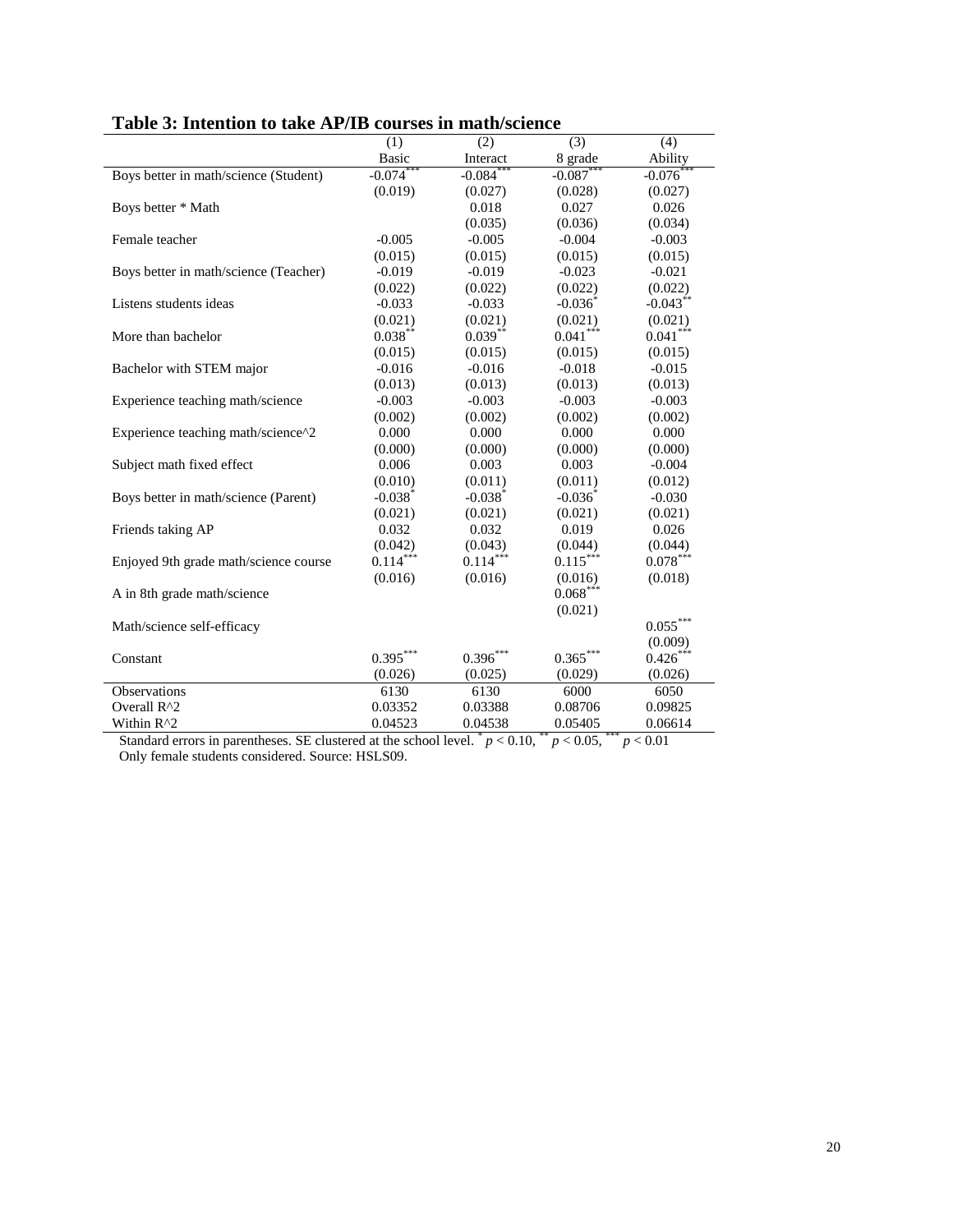**Table 3: Intention to take AP/IB courses in math/science**

| | (1) | (2) | (3) | (4) |
|---|---|---|---|---|
| | Basic | Interact | 8 grade | Ability |
| Boys better in math/science (Student) | -0.074*** | -0.084*** | -0.087*** | -0.076*** |
| | (0.019) | (0.027) | (0.028) | (0.027) |
| Boys better * Math | | 0.018 | 0.027 | 0.026 |
| | | (0.035) | (0.036) | (0.034) |
| Female teacher | -0.005 | -0.005 | -0.004 | -0.003 |
| | (0.015) | (0.015) | (0.015) | (0.015) |
| Boys better in math/science (Teacher) | -0.019 | -0.019 | -0.023 | -0.021 |
| | (0.022) | (0.022) | (0.022) | (0.022) |
| Listens students ideas | -0.033 | -0.033 | -0.036* | -0.043** |
| | (0.021) | (0.021) | (0.021) | (0.021) |
| More than bachelor | 0.038** | 0.039** | 0.041*** | 0.041*** |
| | (0.015) | (0.015) | (0.015) | (0.015) |
| Bachelor with STEM major | -0.016 | -0.016 | -0.018 | -0.015 |
| | (0.013) | (0.013) | (0.013) | (0.013) |
| Experience teaching math/science | -0.003 | -0.003 | -0.003 | -0.003 |
| | (0.002) | (0.002) | (0.002) | (0.002) |
| Experience teaching math/science^2 | 0.000 | 0.000 | 0.000 | 0.000 |
| | (0.000) | (0.000) | (0.000) | (0.000) |
| Subject math fixed effect | 0.006 | 0.003 | 0.003 | -0.004 |
| | (0.010) | (0.011) | (0.011) | (0.012) |
| Boys better in math/science (Parent) | -0.038* | -0.038* | -0.036* | -0.030 |
| | (0.021) | (0.021) | (0.021) | (0.021) |
| Friends taking AP | 0.032 | 0.032 | 0.019 | 0.026 |
| | (0.042) | (0.043) | (0.044) | (0.044) |
| Enjoyed 9th grade math/science course | 0.114*** | 0.114*** | 0.115*** | 0.078*** |
| | (0.016) | (0.016) | (0.016) | (0.018) |
| A in 8th grade math/science | | | 0.068*** | |
| | | | (0.021) | |
| Math/science self-efficacy | | | | 0.055*** |
| | | | | (0.009) |
| Constant | 0.395*** | 0.396*** | 0.365*** | 0.426*** |
| | (0.026) | (0.025) | (0.029) | (0.026) |
| Observations | 6130 | 6130 | 6000 | 6050 |
| Overall R^2 | 0.03352 | 0.03388 | 0.08706 | 0.09825 |
| Within R^2 | 0.04523 | 0.04538 | 0.05405 | 0.06614 |

Standard errors in parentheses. SE clustered at the school level. * $p < 0.10$, ** $p < 0.05$, *** $p < 0.01$
Only female students considered. Source: HSLS09.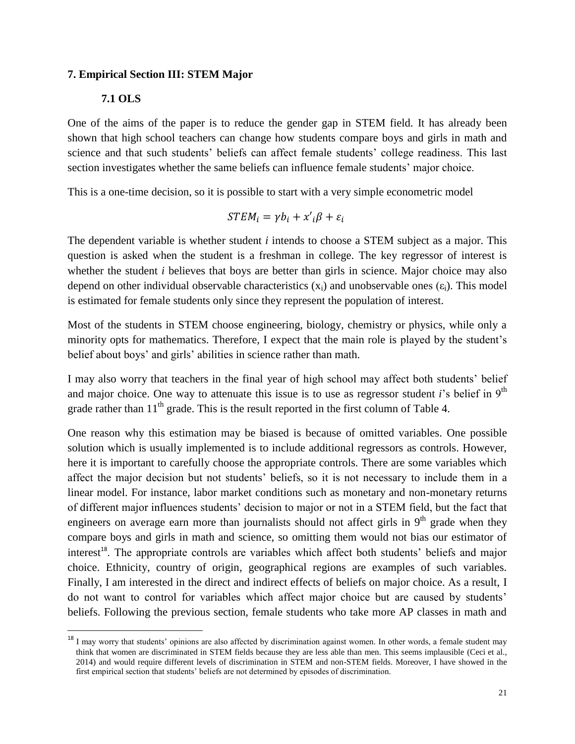## 7. Empirical Section III: STEM Major

### 7.1 OLS

One of the aims of the paper is to reduce the gender gap in STEM field. It has already been shown that high school teachers can change how students compare boys and girls in math and science and that such students' beliefs can affect female students' college readiness. This last section investigates whether the same beliefs can influence female students' major choice.

This is a one-time decision, so it is possible to start with a very simple econometric model

$$STEM_i = \gamma b_i + x'_i\beta + \varepsilon_i$$

The dependent variable is whether student *i* intends to choose a STEM subject as a major. This question is asked when the student is a freshman in college. The key regressor of interest is whether the student *i* believes that boys are better than girls in science. Major choice may also depend on other individual observable characteristics ($x_i$) and unobservable ones ($\varepsilon_i$). This model is estimated for female students only since they represent the population of interest.

Most of the students in STEM choose engineering, biology, chemistry or physics, while only a minority opts for mathematics. Therefore, I expect that the main role is played by the student's belief about boys' and girls' abilities in science rather than math.

I may also worry that teachers in the final year of high school may affect both students' belief and major choice. One way to attenuate this issue is to use as regressor student *i*'s belief in 9th grade rather than 11th grade. This is the result reported in the first column of Table 4.

One reason why this estimation may be biased is because of omitted variables. One possible solution which is usually implemented is to include additional regressors as controls. However, here it is important to carefully choose the appropriate controls. There are some variables which affect the major decision but not students' beliefs, so it is not necessary to include them in a linear model. For instance, labor market conditions such as monetary and non-monetary returns of different major influences students' decision to major or not in a STEM field, but the fact that engineers on average earn more than journalists should not affect girls in 9th grade when they compare boys and girls in math and science, so omitting them would not bias our estimator of interest[18]. The appropriate controls are variables which affect both students' beliefs and major choice. Ethnicity, country of origin, geographical regions are examples of such variables. Finally, I am interested in the direct and indirect effects of beliefs on major choice. As a result, I do not want to control for variables which affect major choice but are caused by students' beliefs. Following the previous section, female students who take more AP classes in math and

[18] I may worry that students' opinions are also affected by discrimination against women. In other words, a female student may think that women are discriminated in STEM fields because they are less able than men. This seems implausible (Ceci et al., 2014) and would require different levels of discrimination in STEM and non-STEM fields. Moreover, I have showed in the first empirical section that students' beliefs are not determined by episodes of discrimination.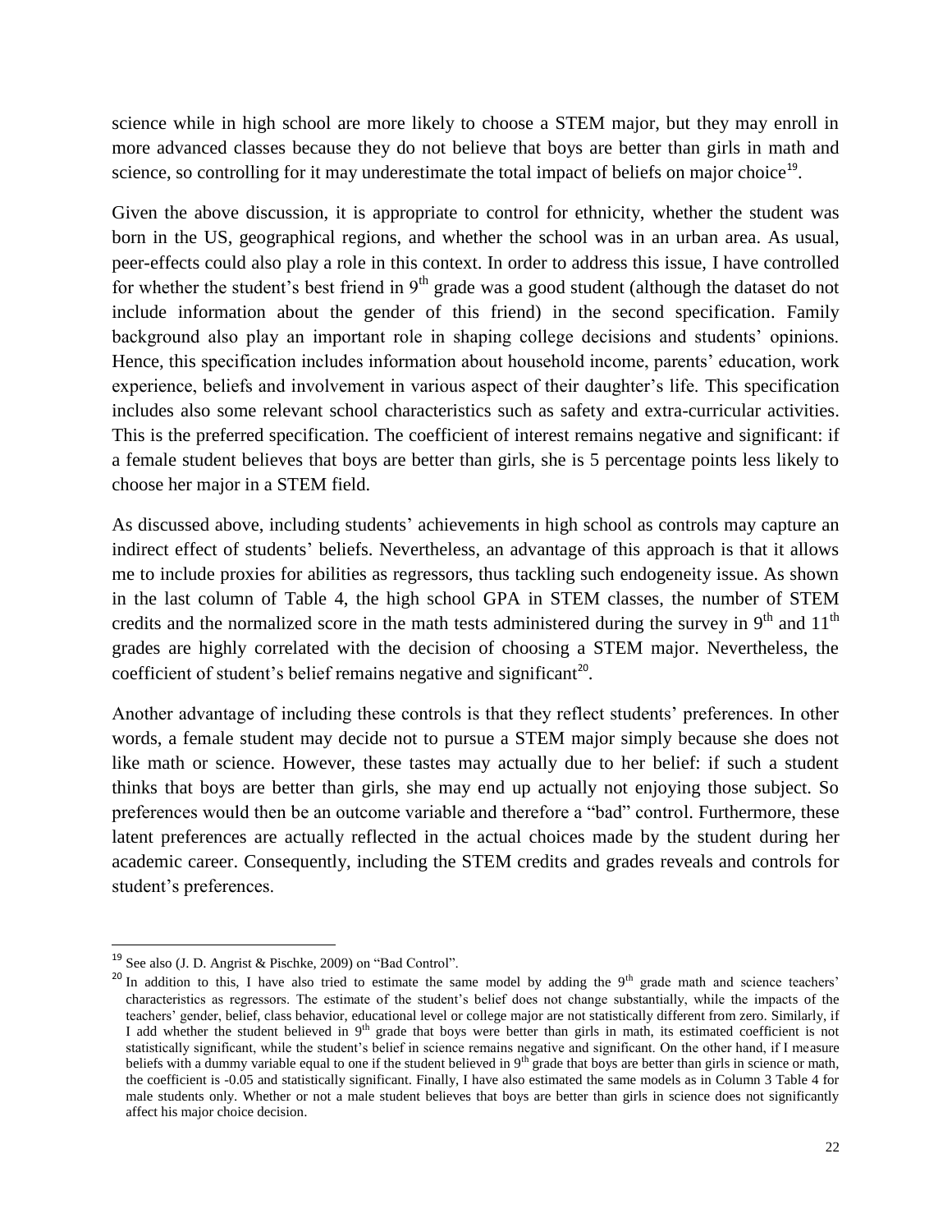science while in high school are more likely to choose a STEM major, but they may enroll in more advanced classes because they do not believe that boys are better than girls in math and science, so controlling for it may underestimate the total impact of beliefs on major choice[19].

Given the above discussion, it is appropriate to control for ethnicity, whether the student was born in the US, geographical regions, and whether the school was in an urban area. As usual, peer-effects could also play a role in this context. In order to address this issue, I have controlled for whether the student's best friend in 9th grade was a good student (although the dataset do not include information about the gender of this friend) in the second specification. Family background also play an important role in shaping college decisions and students' opinions. Hence, this specification includes information about household income, parents' education, work experience, beliefs and involvement in various aspect of their daughter's life. This specification includes also some relevant school characteristics such as safety and extra-curricular activities. This is the preferred specification. The coefficient of interest remains negative and significant: if a female student believes that boys are better than girls, she is 5 percentage points less likely to choose her major in a STEM field.

As discussed above, including students' achievements in high school as controls may capture an indirect effect of students' beliefs. Nevertheless, an advantage of this approach is that it allows me to include proxies for abilities as regressors, thus tackling such endogeneity issue. As shown in the last column of Table 4, the high school GPA in STEM classes, the number of STEM credits and the normalized score in the math tests administered during the survey in 9th and 11th grades are highly correlated with the decision of choosing a STEM major. Nevertheless, the coefficient of student's belief remains negative and significant[20].

Another advantage of including these controls is that they reflect students' preferences. In other words, a female student may decide not to pursue a STEM major simply because she does not like math or science. However, these tastes may actually due to her belief: if such a student thinks that boys are better than girls, she may end up actually not enjoying those subject. So preferences would then be an outcome variable and therefore a "bad" control. Furthermore, these latent preferences are actually reflected in the actual choices made by the student during her academic career. Consequently, including the STEM credits and grades reveals and controls for student's preferences.

---

[19] See also (J. D. Angrist & Pischke, 2009) on "Bad Control".

[20] In addition to this, I have also tried to estimate the same model by adding the 9th grade math and science teachers' characteristics as regressors. The estimate of the student's belief does not change substantially, while the impacts of the teachers' gender, belief, class behavior, educational level or college major are not statistically different from zero. Similarly, if I add whether the student believed in 9th grade that boys were better than girls in math, its estimated coefficient is not statistically significant, while the student's belief in science remains negative and significant. On the other hand, if I measure beliefs with a dummy variable equal to one if the student believed in 9th grade that boys are better than girls in science or math, the coefficient is -0.05 and statistically significant. Finally, I have also estimated the same models as in Column 3 Table 4 for male students only. Whether or not a male student believes that boys are better than girls in science does not significantly affect his major choice decision.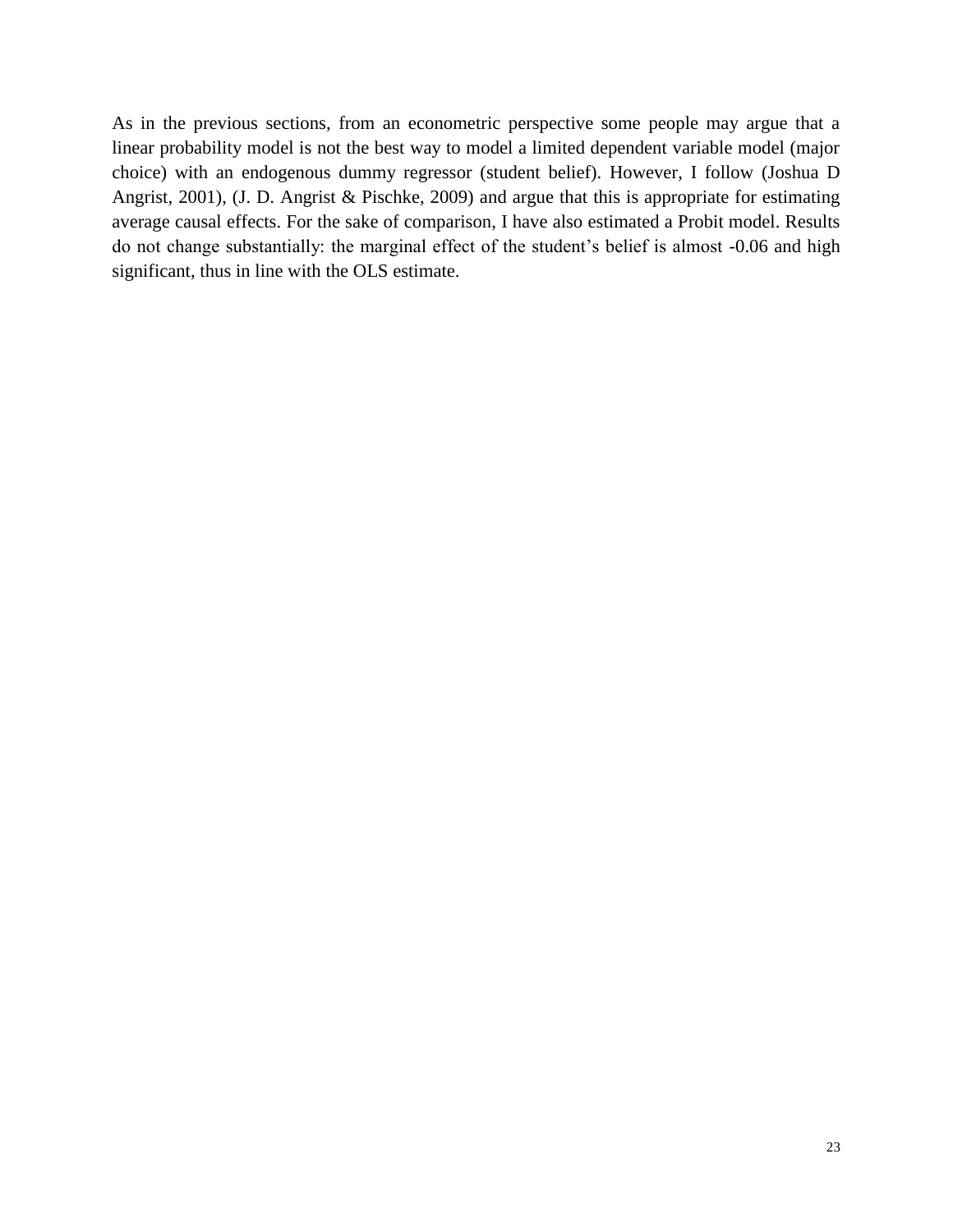As in the previous sections, from an econometric perspective some people may argue that a linear probability model is not the best way to model a limited dependent variable model (major choice) with an endogenous dummy regressor (student belief). However, I follow (Joshua D Angrist, 2001), (J. D. Angrist & Pischke, 2009) and argue that this is appropriate for estimating average causal effects. For the sake of comparison, I have also estimated a Probit model. Results do not change substantially: the marginal effect of the student's belief is almost -0.06 and high significant, thus in line with the OLS estimate.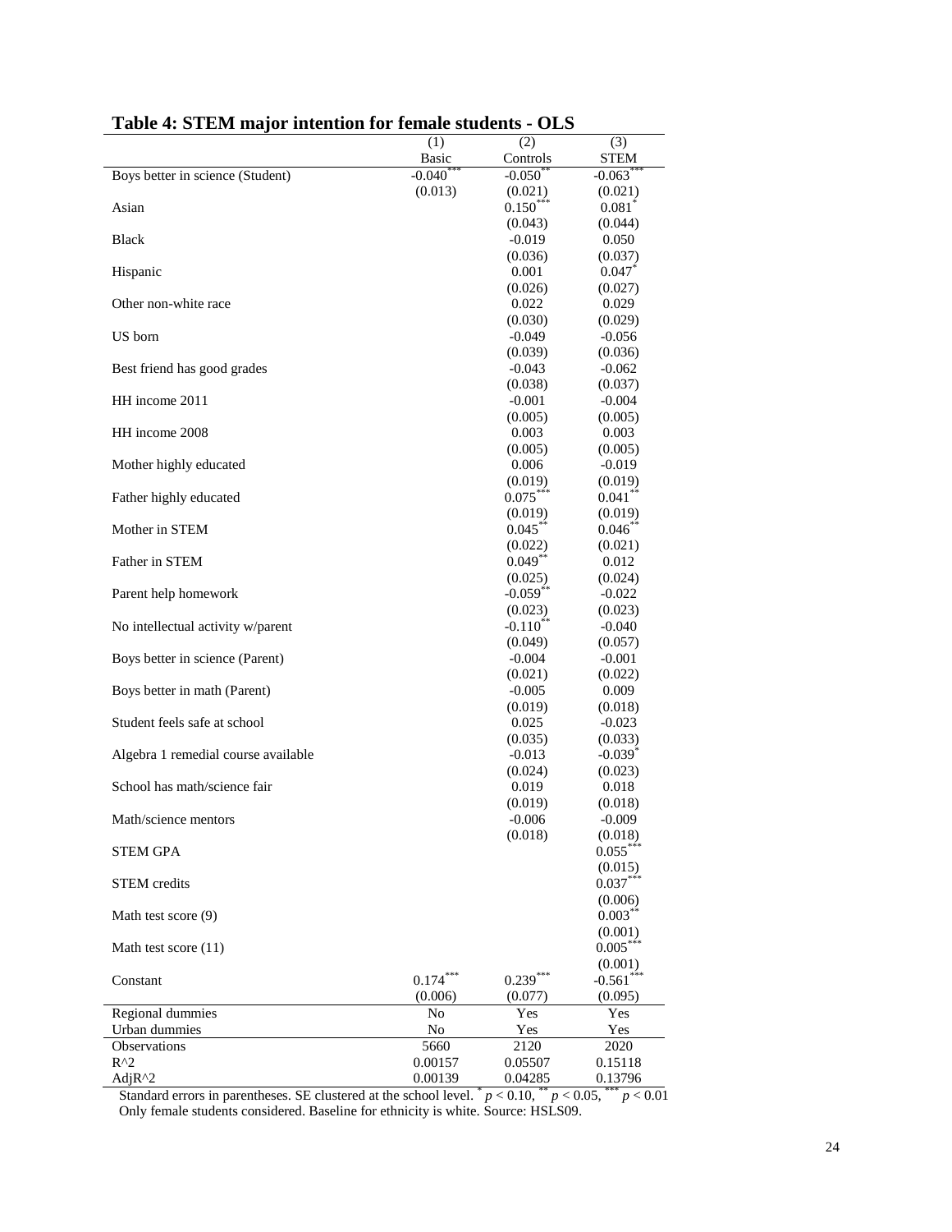## Table 4: STEM major intention for female students - OLS

| | (1) | (2) | (3) |
|---|---|---|---|
| | Basic | Controls | STEM |
| Boys better in science (Student) | -0.040*** | -0.050** | -0.063*** |
| | (0.013) | (0.021) | (0.021) |
| Asian | | 0.150*** | 0.081* |
| | | (0.043) | (0.044) |
| Black | | -0.019 | 0.050 |
| | | (0.036) | (0.037) |
| Hispanic | | 0.001 | 0.047* |
| | | (0.026) | (0.027) |
| Other non-white race | | 0.022 | 0.029 |
| | | (0.030) | (0.029) |
| US born | | -0.049 | -0.056 |
| | | (0.039) | (0.036) |
| Best friend has good grades | | -0.043 | -0.062 |
| | | (0.038) | (0.037) |
| HH income 2011 | | -0.001 | -0.004 |
| | | (0.005) | (0.005) |
| HH income 2008 | | 0.003 | 0.003 |
| | | (0.005) | (0.005) |
| Mother highly educated | | 0.006 | -0.019 |
| | | (0.019) | (0.019) |
| Father highly educated | | 0.075*** | 0.041** |
| | | (0.019) | (0.019) |
| Mother in STEM | | 0.045** | 0.046** |
| | | (0.022) | (0.021) |
| Father in STEM | | 0.049** | 0.012 |
| | | (0.025) | (0.024) |
| Parent help homework | | -0.059** | -0.022 |
| | | (0.023) | (0.023) |
| No intellectual activity w/parent | | -0.110** | -0.040 |
| | | (0.049) | (0.057) |
| Boys better in science (Parent) | | -0.004 | -0.001 |
| | | (0.021) | (0.022) |
| Boys better in math (Parent) | | -0.005 | 0.009 |
| | | (0.019) | (0.018) |
| Student feels safe at school | | 0.025 | -0.023 |
| | | (0.035) | (0.033) |
| Algebra 1 remedial course available | | -0.013 | -0.039* |
| | | (0.024) | (0.023) |
| School has math/science fair | | 0.019 | 0.018 |
| | | (0.019) | (0.018) |
| Math/science mentors | | -0.006 | -0.009 |
| | | (0.018) | (0.018) |
| STEM GPA | | | 0.055*** |
| | | | (0.015) |
| STEM credits | | | 0.037*** |
| | | | (0.006) |
| Math test score (9) | | | 0.003** |
| | | | (0.001) |
| Math test score (11) | | | 0.005*** |
| | | | (0.001) |
| Constant | 0.174*** | 0.239*** | -0.561*** |
| | (0.006) | (0.077) | (0.095) |
| Regional dummies | No | Yes | Yes |
| Urban dummies | No | Yes | Yes |
| Observations | 5660 | 2120 | 2020 |
| R^2 | 0.00157 | 0.05507 | 0.15118 |
| AdjR^2 | 0.00139 | 0.04285 | 0.13796 |

Standard errors in parentheses. SE clustered at the school level. * $p < 0.10$, ** $p < 0.05$, *** $p < 0.01$
Only female students considered. Baseline for ethnicity is white. Source: HSLS09.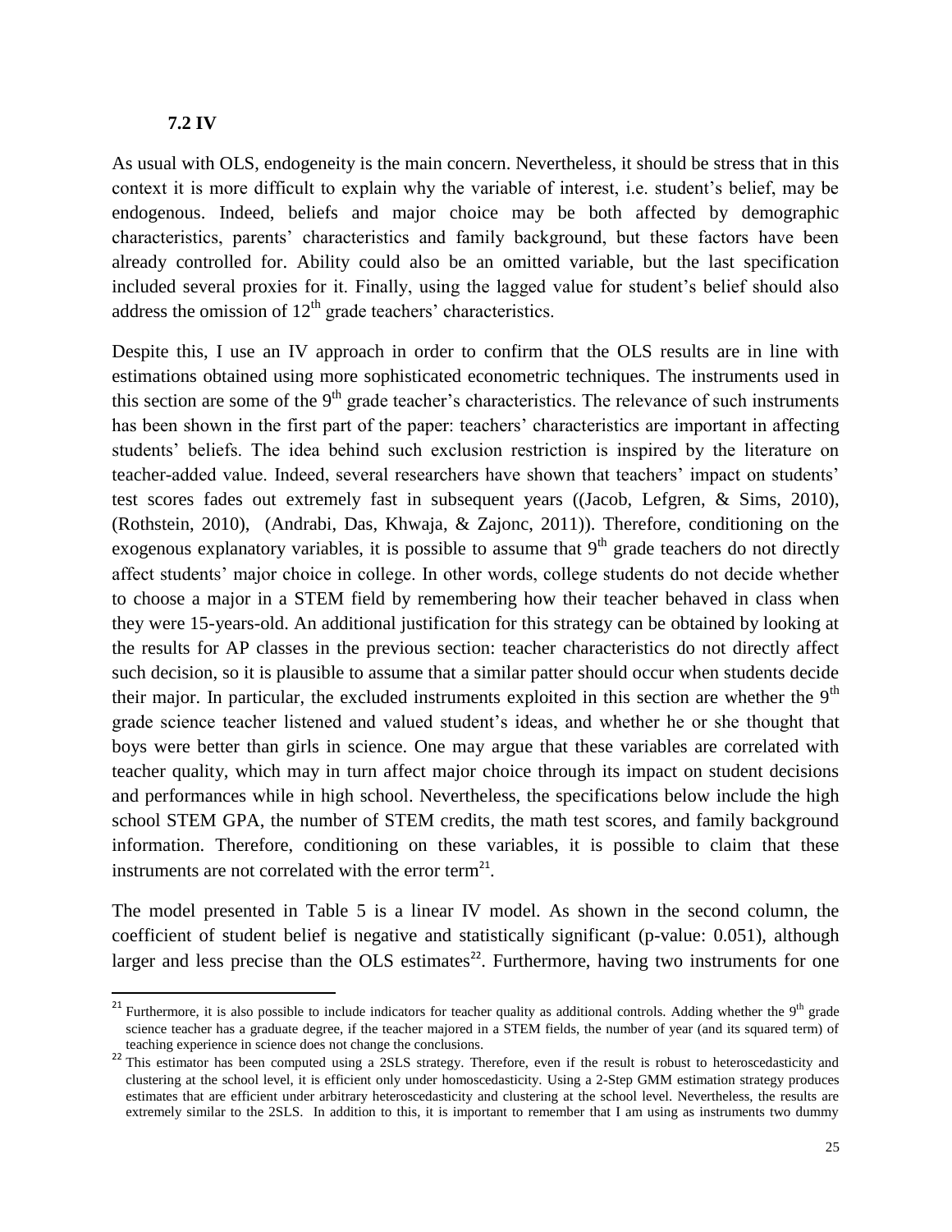### 7.2 IV

As usual with OLS, endogeneity is the main concern. Nevertheless, it should be stress that in this context it is more difficult to explain why the variable of interest, i.e. student's belief, may be endogenous. Indeed, beliefs and major choice may be both affected by demographic characteristics, parents' characteristics and family background, but these factors have been already controlled for. Ability could also be an omitted variable, but the last specification included several proxies for it. Finally, using the lagged value for student's belief should also address the omission of 12th grade teachers' characteristics.

Despite this, I use an IV approach in order to confirm that the OLS results are in line with estimations obtained using more sophisticated econometric techniques. The instruments used in this section are some of the 9th grade teacher's characteristics. The relevance of such instruments has been shown in the first part of the paper: teachers' characteristics are important in affecting students' beliefs. The idea behind such exclusion restriction is inspired by the literature on teacher-added value. Indeed, several researchers have shown that teachers' impact on students' test scores fades out extremely fast in subsequent years ((Jacob, Lefgren, & Sims, 2010), (Rothstein, 2010), (Andrabi, Das, Khwaja, & Zajonc, 2011)). Therefore, conditioning on the exogenous explanatory variables, it is possible to assume that 9th grade teachers do not directly affect students' major choice in college. In other words, college students do not decide whether to choose a major in a STEM field by remembering how their teacher behaved in class when they were 15-years-old. An additional justification for this strategy can be obtained by looking at the results for AP classes in the previous section: teacher characteristics do not directly affect such decision, so it is plausible to assume that a similar patter should occur when students decide their major. In particular, the excluded instruments exploited in this section are whether the 9th grade science teacher listened and valued student's ideas, and whether he or she thought that boys were better than girls in science. One may argue that these variables are correlated with teacher quality, which may in turn affect major choice through its impact on student decisions and performances while in high school. Nevertheless, the specifications below include the high school STEM GPA, the number of STEM credits, the math test scores, and family background information. Therefore, conditioning on these variables, it is possible to claim that these instruments are not correlated with the error term[21].

The model presented in Table 5 is a linear IV model. As shown in the second column, the coefficient of student belief is negative and statistically significant (p-value: 0.051), although larger and less precise than the OLS estimates[22]. Furthermore, having two instruments for one

[21] Furthermore, it is also possible to include indicators for teacher quality as additional controls. Adding whether the 9th grade science teacher has a graduate degree, if the teacher majored in a STEM fields, the number of year (and its squared term) of teaching experience in science does not change the conclusions.

[22] This estimator has been computed using a 2SLS strategy. Therefore, even if the result is robust to heteroscedasticity and clustering at the school level, it is efficient only under homoscedasticity. Using a 2-Step GMM estimation strategy produces estimates that are efficient under arbitrary heteroscedasticity and clustering at the school level. Nevertheless, the results are extremely similar to the 2SLS. In addition to this, it is important to remember that I am using as instruments two dummy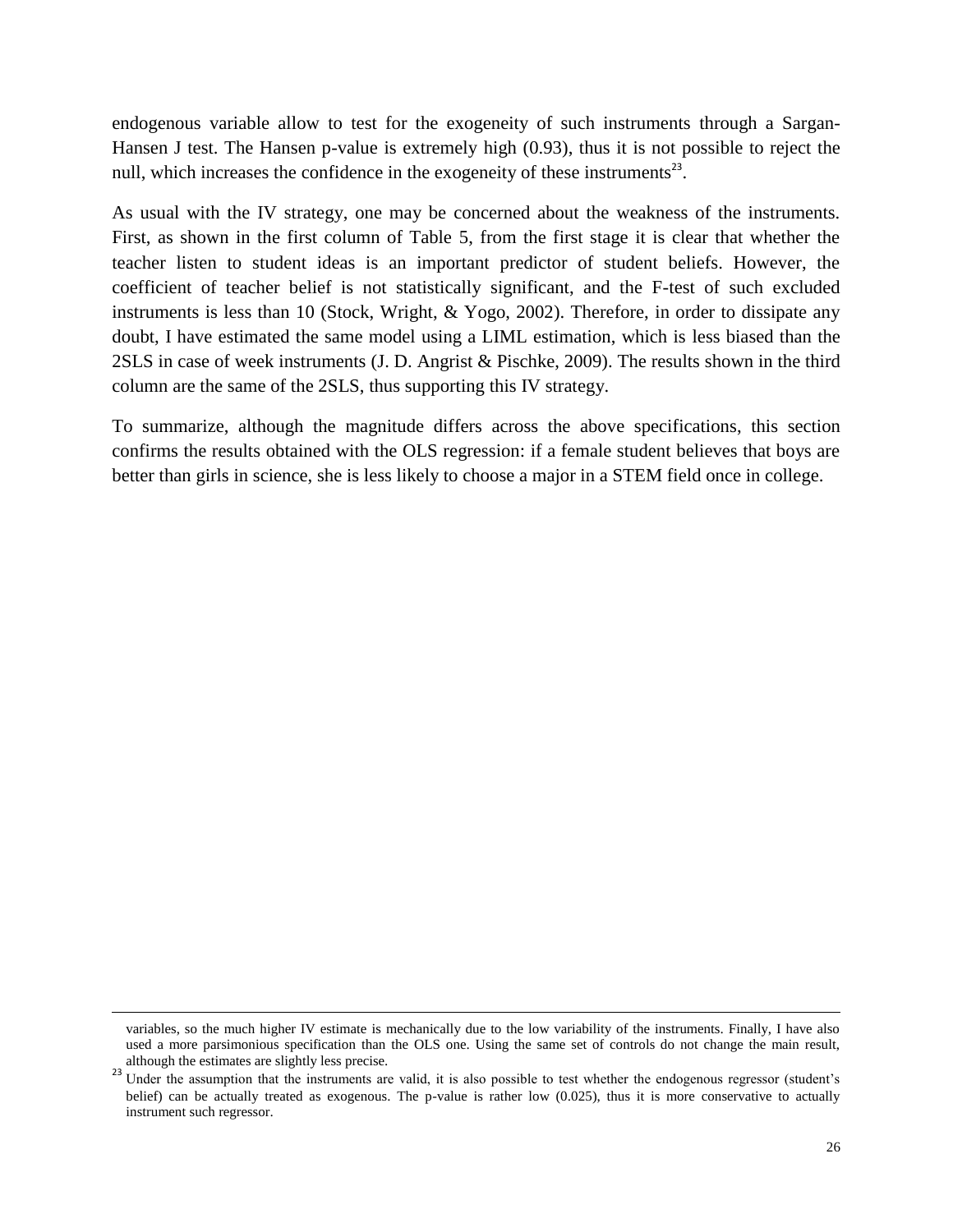endogenous variable allow to test for the exogeneity of such instruments through a Sargan-Hansen J test. The Hansen p-value is extremely high (0.93), thus it is not possible to reject the null, which increases the confidence in the exogeneity of these instruments[23].

As usual with the IV strategy, one may be concerned about the weakness of the instruments. First, as shown in the first column of Table 5, from the first stage it is clear that whether the teacher listen to student ideas is an important predictor of student beliefs. However, the coefficient of teacher belief is not statistically significant, and the F-test of such excluded instruments is less than 10 (Stock, Wright, & Yogo, 2002). Therefore, in order to dissipate any doubt, I have estimated the same model using a LIML estimation, which is less biased than the 2SLS in case of week instruments (J. D. Angrist & Pischke, 2009). The results shown in the third column are the same of the 2SLS, thus supporting this IV strategy.

To summarize, although the magnitude differs across the above specifications, this section confirms the results obtained with the OLS regression: if a female student believes that boys are better than girls in science, she is less likely to choose a major in a STEM field once in college.

variables, so the much higher IV estimate is mechanically due to the low variability of the instruments. Finally, I have also used a more parsimonious specification than the OLS one. Using the same set of controls do not change the main result, although the estimates are slightly less precise.

[23] Under the assumption that the instruments are valid, it is also possible to test whether the endogenous regressor (student's belief) can be actually treated as exogenous. The p-value is rather low (0.025), thus it is more conservative to actually instrument such regressor.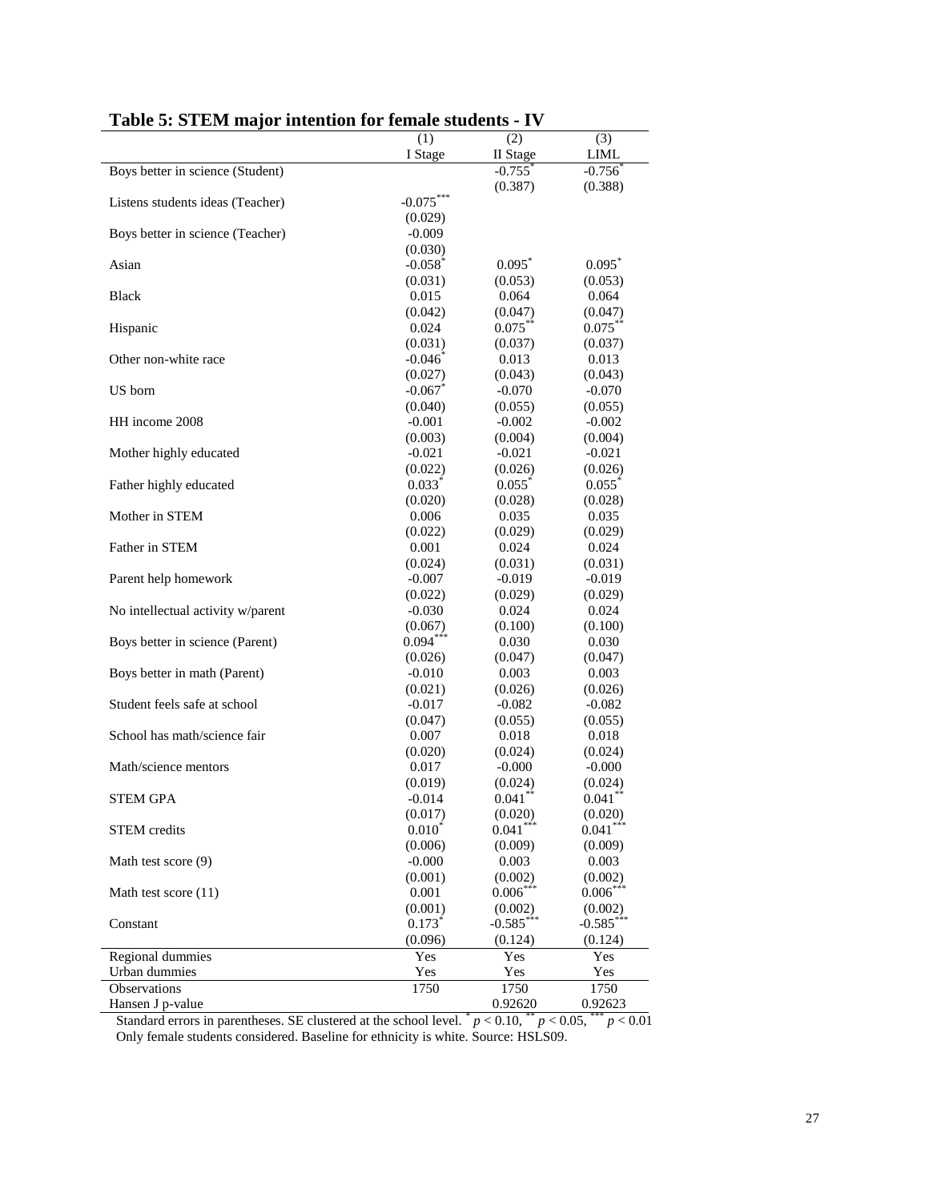## Table 5: STEM major intention for female students - IV

| | (1) | (2) | (3) |
|---|---|---|---|
| | I Stage | II Stage | LIML |
| Boys better in science (Student) | | -0.755* | -0.756* |
| | | (0.387) | (0.388) |
| Listens students ideas (Teacher) | -0.075*** | | |
| | (0.029) | | |
| Boys better in science (Teacher) | -0.009 | | |
| | (0.030) | | |
| Asian | -0.058* | 0.095* | 0.095* |
| | (0.031) | (0.053) | (0.053) |
| Black | 0.015 | 0.064 | 0.064 |
| | (0.042) | (0.047) | (0.047) |
| Hispanic | 0.024 | 0.075** | 0.075** |
| | (0.031) | (0.037) | (0.037) |
| Other non-white race | -0.046* | 0.013 | 0.013 |
| | (0.027) | (0.043) | (0.043) |
| US born | -0.067* | -0.070 | -0.070 |
| | (0.040) | (0.055) | (0.055) |
| HH income 2008 | -0.001 | -0.002 | -0.002 |
| | (0.003) | (0.004) | (0.004) |
| Mother highly educated | -0.021 | -0.021 | -0.021 |
| | (0.022) | (0.026) | (0.026) |
| Father highly educated | 0.033* | 0.055* | 0.055* |
| | (0.020) | (0.028) | (0.028) |
| Mother in STEM | 0.006 | 0.035 | 0.035 |
| | (0.022) | (0.029) | (0.029) |
| Father in STEM | 0.001 | 0.024 | 0.024 |
| | (0.024) | (0.031) | (0.031) |
| Parent help homework | -0.007 | -0.019 | -0.019 |
| | (0.022) | (0.029) | (0.029) |
| No intellectual activity w/parent | -0.030 | 0.024 | 0.024 |
| | (0.067) | (0.100) | (0.100) |
| Boys better in science (Parent) | 0.094*** | 0.030 | 0.030 |
| | (0.026) | (0.047) | (0.047) |
| Boys better in math (Parent) | -0.010 | 0.003 | 0.003 |
| | (0.021) | (0.026) | (0.026) |
| Student feels safe at school | -0.017 | -0.082 | -0.082 |
| | (0.047) | (0.055) | (0.055) |
| School has math/science fair | 0.007 | 0.018 | 0.018 |
| | (0.020) | (0.024) | (0.024) |
| Math/science mentors | 0.017 | -0.000 | -0.000 |
| | (0.019) | (0.024) | (0.024) |
| STEM GPA | -0.014 | 0.041** | 0.041** |
| | (0.017) | (0.020) | (0.020) |
| STEM credits | 0.010* | 0.041*** | 0.041*** |
| | (0.006) | (0.009) | (0.009) |
| Math test score (9) | -0.000 | 0.003 | 0.003 |
| | (0.001) | (0.002) | (0.002) |
| Math test score (11) | 0.001 | 0.006*** | 0.006*** |
| | (0.001) | (0.002) | (0.002) |
| Constant | 0.173* | -0.585*** | -0.585*** |
| | (0.096) | (0.124) | (0.124) |
| Regional dummies | Yes | Yes | Yes |
| Urban dummies | Yes | Yes | Yes |
| Observations | 1750 | 1750 | 1750 |
| Hansen J p-value | | 0.92620 | 0.92623 |

Standard errors in parentheses. SE clustered at the school level. * $p < 0.10$, ** $p < 0.05$, *** $p < 0.01$
Only female students considered. Baseline for ethnicity is white. Source: HSLS09.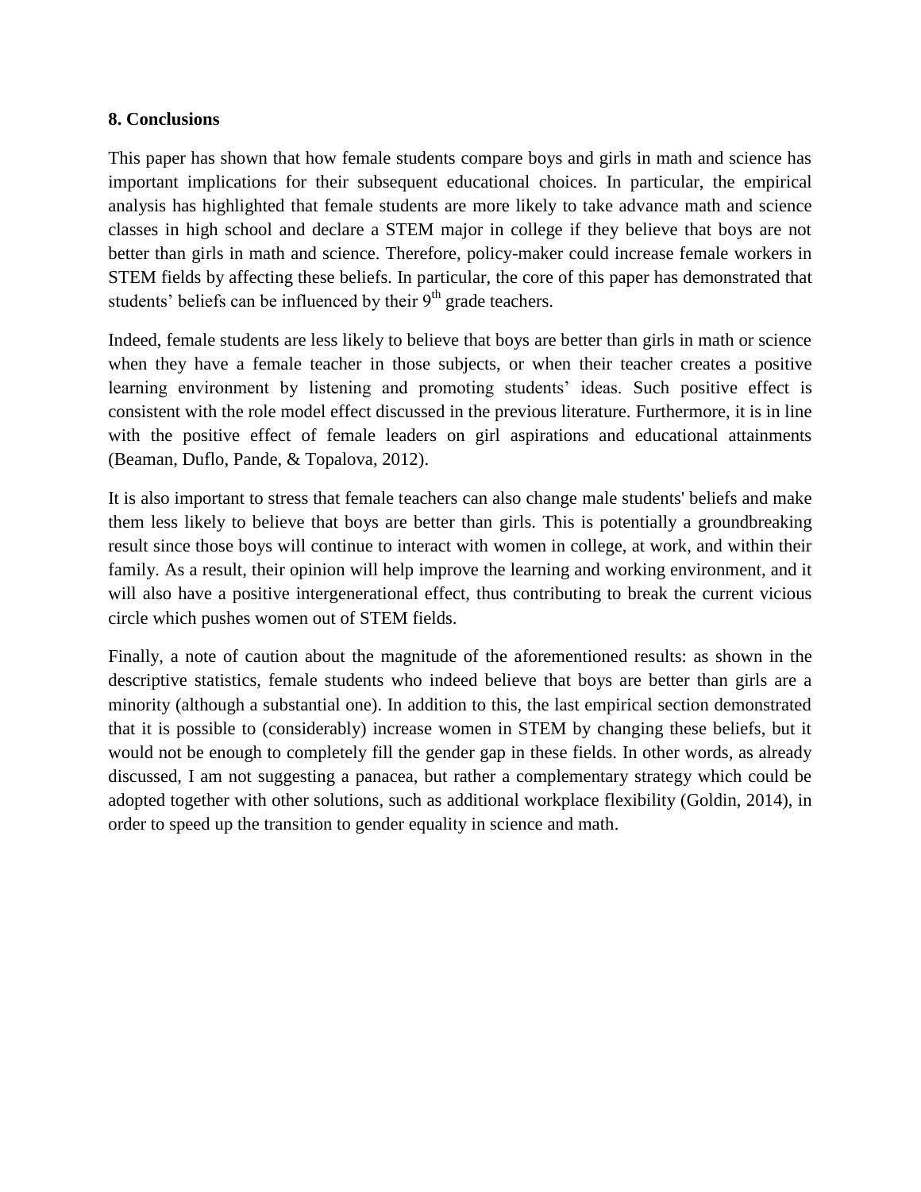## 8. Conclusions

This paper has shown that how female students compare boys and girls in math and science has important implications for their subsequent educational choices. In particular, the empirical analysis has highlighted that female students are more likely to take advance math and science classes in high school and declare a STEM major in college if they believe that boys are not better than girls in math and science. Therefore, policy-maker could increase female workers in STEM fields by affecting these beliefs. In particular, the core of this paper has demonstrated that students' beliefs can be influenced by their $9^{th}$ grade teachers.

Indeed, female students are less likely to believe that boys are better than girls in math or science when they have a female teacher in those subjects, or when their teacher creates a positive learning environment by listening and promoting students' ideas. Such positive effect is consistent with the role model effect discussed in the previous literature. Furthermore, it is in line with the positive effect of female leaders on girl aspirations and educational attainments (Beaman, Duflo, Pande, & Topalova, 2012).

It is also important to stress that female teachers can also change male students' beliefs and make them less likely to believe that boys are better than girls. This is potentially a groundbreaking result since those boys will continue to interact with women in college, at work, and within their family. As a result, their opinion will help improve the learning and working environment, and it will also have a positive intergenerational effect, thus contributing to break the current vicious circle which pushes women out of STEM fields.

Finally, a note of caution about the magnitude of the aforementioned results: as shown in the descriptive statistics, female students who indeed believe that boys are better than girls are a minority (although a substantial one). In addition to this, the last empirical section demonstrated that it is possible to (considerably) increase women in STEM by changing these beliefs, but it would not be enough to completely fill the gender gap in these fields. In other words, as already discussed, I am not suggesting a panacea, but rather a complementary strategy which could be adopted together with other solutions, such as additional workplace flexibility (Goldin, 2014), in order to speed up the transition to gender equality in science and math.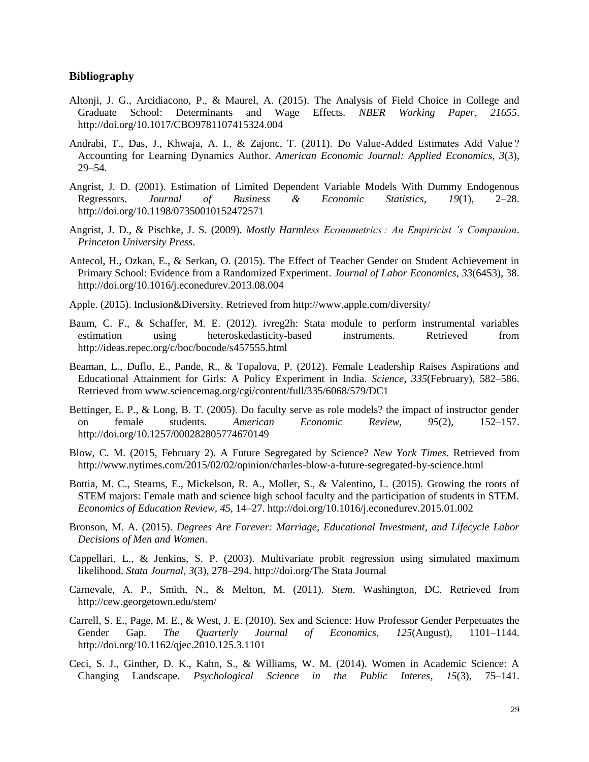## Bibliography

Altonji, J. G., Arcidiacono, P., & Maurel, A. (2015). The Analysis of Field Choice in College and Graduate School: Determinants and Wage Effects. *NBER Working Paper*, *21655*. http://doi.org/10.1017/CBO9781107415324.004

Andrabi, T., Das, J., Khwaja, A. I., & Zajonc, T. (2011). Do Value-Added Estimates Add Value ? Accounting for Learning Dynamics Author. *American Economic Journal: Applied Economics*, *3*(3), 29–54.

Angrist, J. D. (2001). Estimation of Limited Dependent Variable Models With Dummy Endogenous Regressors. *Journal of Business & Economic Statistics*, *19*(1), 2–28. http://doi.org/10.1198/07350010152472571

Angrist, J. D., & Pischke, J. S. (2009). *Mostly Harmless Econometrics : An Empiricist 's Companion*. *Princeton University Press*.

Antecol, H., Ozkan, E., & Serkan, O. (2015). The Effect of Teacher Gender on Student Achievement in Primary School: Evidence from a Randomized Experiment. *Journal of Labor Economics*, *33*(6453), 38. http://doi.org/10.1016/j.econedurev.2013.08.004

Apple. (2015). Inclusion&Diversity. Retrieved from http://www.apple.com/diversity/

Baum, C. F., & Schaffer, M. E. (2012). ivreg2h: Stata module to perform instrumental variables estimation using heteroskedasticity-based instruments. Retrieved from http://ideas.repec.org/c/boc/bocode/s457555.html

Beaman, L., Duflo, E., Pande, R., & Topalova, P. (2012). Female Leadership Raises Aspirations and Educational Attainment for Girls: A Policy Experiment in India. *Science*, *335*(February), 582–586. Retrieved from www.sciencemag.org/cgi/content/full/335/6068/579/DC1

Bettinger, E. P., & Long, B. T. (2005). Do faculty serve as role models? the impact of instructor gender on female students. *American Economic Review*, *95*(2), 152–157. http://doi.org/10.1257/000282805774670149

Blow, C. M. (2015, February 2). A Future Segregated by Science? *New York Times*. Retrieved from http://www.nytimes.com/2015/02/02/opinion/charles-blow-a-future-segregated-by-science.html

Bottia, M. C., Stearns, E., Mickelson, R. A., Moller, S., & Valentino, L. (2015). Growing the roots of STEM majors: Female math and science high school faculty and the participation of students in STEM. *Economics of Education Review*, *45*, 14–27. http://doi.org/10.1016/j.econedurev.2015.01.002

Bronson, M. A. (2015). *Degrees Are Forever: Marriage, Educational Investment, and Lifecycle Labor Decisions of Men and Women*.

Cappellari, L., & Jenkins, S. P. (2003). Multivariate probit regression using simulated maximum likelihood. *Stata Journal*, *3*(3), 278–294. http://doi.org/The Stata Journal

Carnevale, A. P., Smith, N., & Melton, M. (2011). *Stem*. Washington, DC. Retrieved from http://cew.georgetown.edu/stem/

Carrell, S. E., Page, M. E., & West, J. E. (2010). Sex and Science: How Professor Gender Perpetuates the Gender Gap. *The Quarterly Journal of Economics*, *125*(August), 1101–1144. http://doi.org/10.1162/qjec.2010.125.3.1101

Ceci, S. J., Ginther, D. K., Kahn, S., & Williams, W. M. (2014). Women in Academic Science: A Changing Landscape. *Psychological Science in the Public Interes*, *15*(3), 75–141.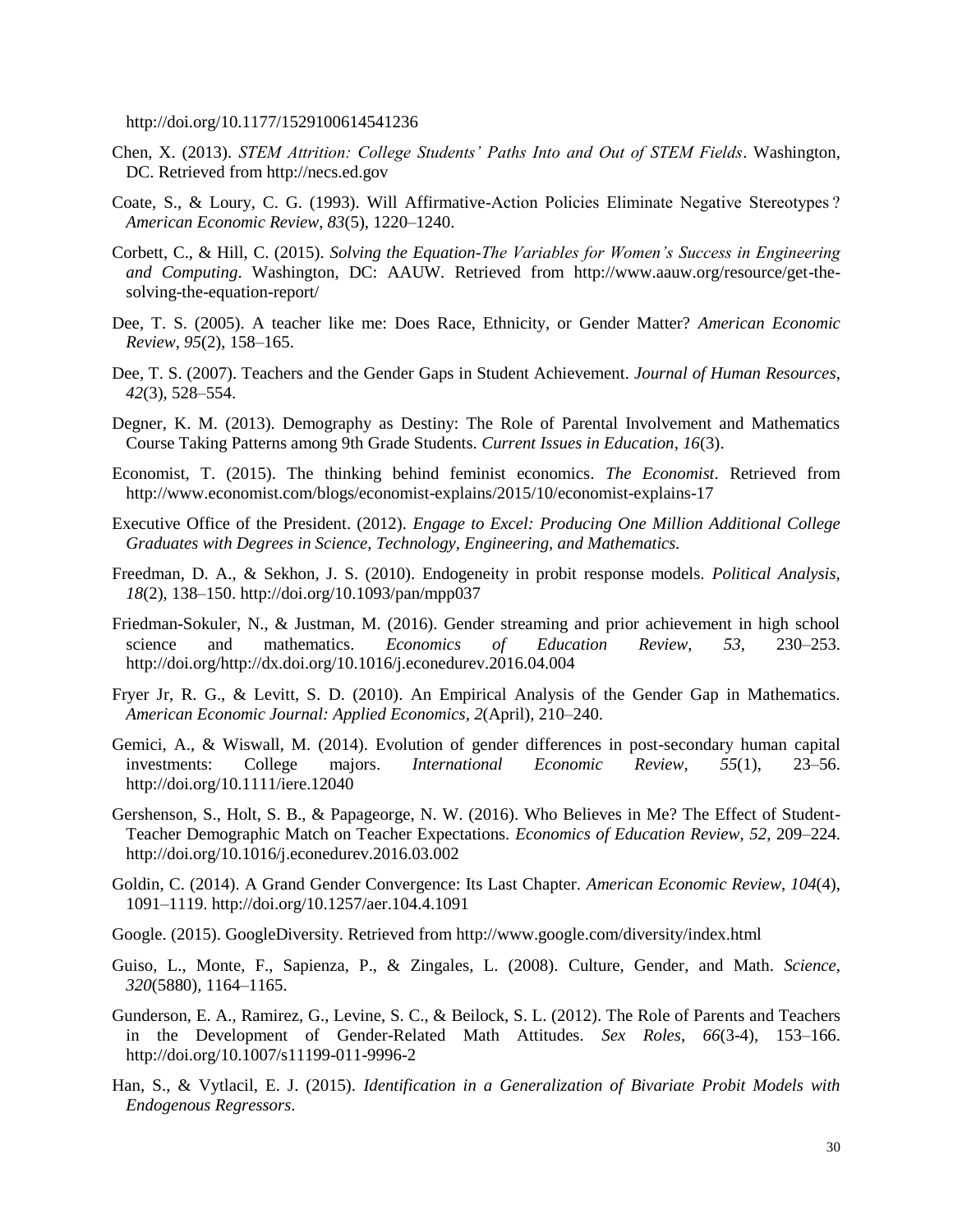http://doi.org/10.1177/1529100614541236

Chen, X. (2013). *STEM Attrition: College Students' Paths Into and Out of STEM Fields*. Washington, DC. Retrieved from http://necs.ed.gov

Coate, S., & Loury, C. G. (1993). Will Affirmative-Action Policies Eliminate Negative Stereotypes? *American Economic Review*, *83*(5), 1220–1240.

Corbett, C., & Hill, C. (2015). *Solving the Equation-The Variables for Women's Success in Engineering and Computing*. Washington, DC: AAUW. Retrieved from http://www.aauw.org/resource/get-the-solving-the-equation-report/

Dee, T. S. (2005). A teacher like me: Does Race, Ethnicity, or Gender Matter? *American Economic Review*, *95*(2), 158–165.

Dee, T. S. (2007). Teachers and the Gender Gaps in Student Achievement. *Journal of Human Resources*, *42*(3), 528–554.

Degner, K. M. (2013). Demography as Destiny: The Role of Parental Involvement and Mathematics Course Taking Patterns among 9th Grade Students. *Current Issues in Education*, *16*(3).

Economist, T. (2015). The thinking behind feminist economics. *The Economist*. Retrieved from http://www.economist.com/blogs/economist-explains/2015/10/economist-explains-17

Executive Office of the President. (2012). *Engage to Excel: Producing One Million Additional College Graduates with Degrees in Science, Technology, Engineering, and Mathematics.*

Freedman, D. A., & Sekhon, J. S. (2010). Endogeneity in probit response models. *Political Analysis*, *18*(2), 138–150. http://doi.org/10.1093/pan/mpp037

Friedman-Sokuler, N., & Justman, M. (2016). Gender streaming and prior achievement in high school science and mathematics. *Economics of Education Review*, *53*, 230–253. http://doi.org/http://dx.doi.org/10.1016/j.econedurev.2016.04.004

Fryer Jr, R. G., & Levitt, S. D. (2010). An Empirical Analysis of the Gender Gap in Mathematics. *American Economic Journal: Applied Economics*, *2*(April), 210–240.

Gemici, A., & Wiswall, M. (2014). Evolution of gender differences in post-secondary human capital investments: College majors. *International Economic Review*, *55*(1), 23–56. http://doi.org/10.1111/iere.12040

Gershenson, S., Holt, S. B., & Papageorge, N. W. (2016). Who Believes in Me? The Effect of Student-Teacher Demographic Match on Teacher Expectations. *Economics of Education Review*, *52*, 209–224. http://doi.org/10.1016/j.econedurev.2016.03.002

Goldin, C. (2014). A Grand Gender Convergence: Its Last Chapter. *American Economic Review*, *104*(4), 1091–1119. http://doi.org/10.1257/aer.104.4.1091

Google. (2015). GoogleDiversity. Retrieved from http://www.google.com/diversity/index.html

Guiso, L., Monte, F., Sapienza, P., & Zingales, L. (2008). Culture, Gender, and Math. *Science*, *320*(5880), 1164–1165.

Gunderson, E. A., Ramirez, G., Levine, S. C., & Beilock, S. L. (2012). The Role of Parents and Teachers in the Development of Gender-Related Math Attitudes. *Sex Roles*, *66*(3-4), 153–166. http://doi.org/10.1007/s11199-011-9996-2

Han, S., & Vytlacil, E. J. (2015). *Identification in a Generalization of Bivariate Probit Models with Endogenous Regressors*.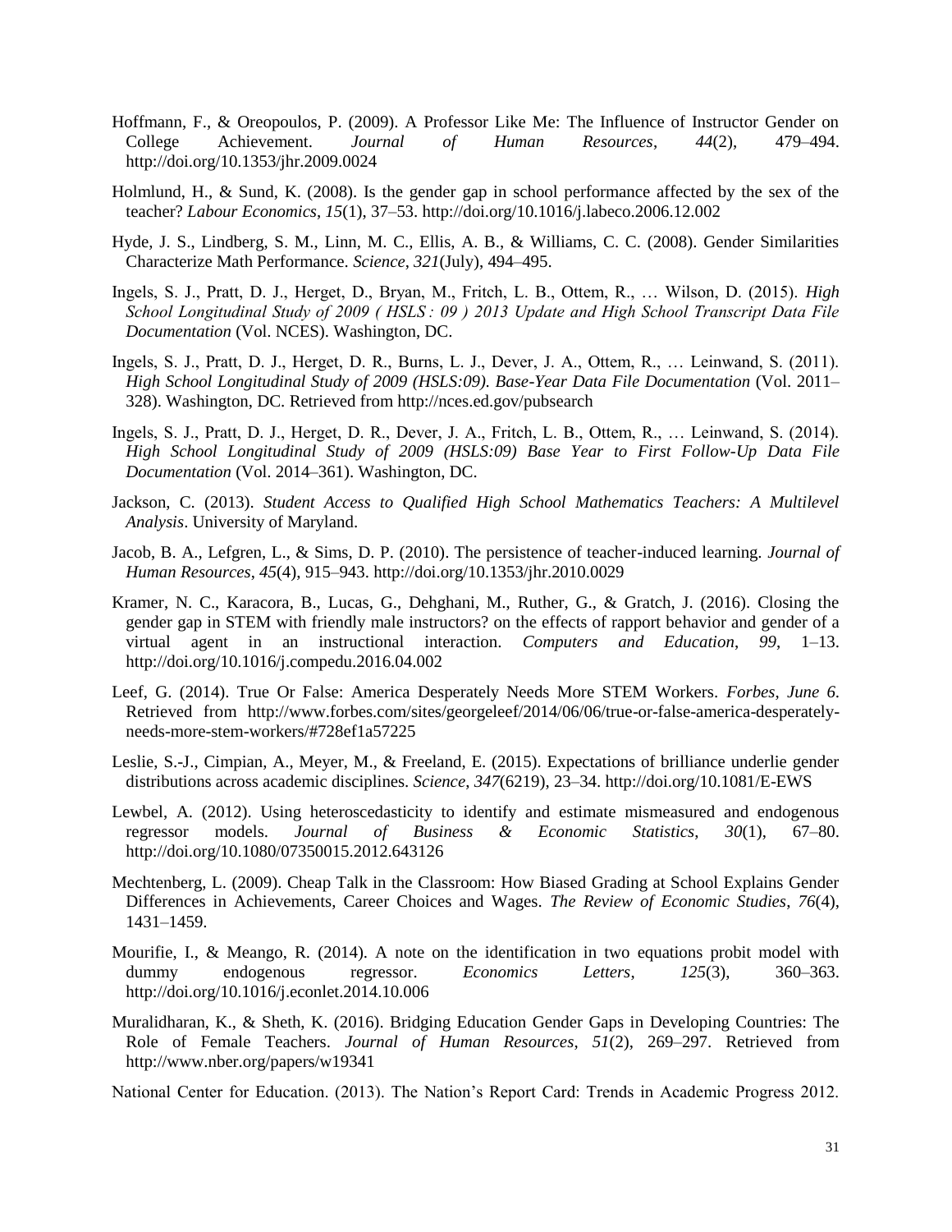Hoffmann, F., & Oreopoulos, P. (2009). A Professor Like Me: The Influence of Instructor Gender on College Achievement. *Journal of Human Resources*, *44*(2), 479–494. http://doi.org/10.1353/jhr.2009.0024

Holmlund, H., & Sund, K. (2008). Is the gender gap in school performance affected by the sex of the teacher? *Labour Economics*, *15*(1), 37–53. http://doi.org/10.1016/j.labeco.2006.12.002

Hyde, J. S., Lindberg, S. M., Linn, M. C., Ellis, A. B., & Williams, C. C. (2008). Gender Similarities Characterize Math Performance. *Science*, *321*(July), 494–495.

Ingels, S. J., Pratt, D. J., Herget, D., Bryan, M., Fritch, L. B., Ottem, R., … Wilson, D. (2015). *High School Longitudinal Study of 2009 ( HSLS : 09 ) 2013 Update and High School Transcript Data File Documentation* (Vol. NCES). Washington, DC.

Ingels, S. J., Pratt, D. J., Herget, D. R., Burns, L. J., Dever, J. A., Ottem, R., … Leinwand, S. (2011). *High School Longitudinal Study of 2009 (HSLS:09). Base-Year Data File Documentation* (Vol. 2011–328). Washington, DC. Retrieved from http://nces.ed.gov/pubsearch

Ingels, S. J., Pratt, D. J., Herget, D. R., Dever, J. A., Fritch, L. B., Ottem, R., … Leinwand, S. (2014). *High School Longitudinal Study of 2009 (HSLS:09) Base Year to First Follow-Up Data File Documentation* (Vol. 2014–361). Washington, DC.

Jackson, C. (2013). *Student Access to Qualified High School Mathematics Teachers: A Multilevel Analysis*. University of Maryland.

Jacob, B. A., Lefgren, L., & Sims, D. P. (2010). The persistence of teacher-induced learning. *Journal of Human Resources*, *45*(4), 915–943. http://doi.org/10.1353/jhr.2010.0029

Kramer, N. C., Karacora, B., Lucas, G., Dehghani, M., Ruther, G., & Gratch, J. (2016). Closing the gender gap in STEM with friendly male instructors? on the effects of rapport behavior and gender of a virtual agent in an instructional interaction. *Computers and Education*, *99*, 1–13. http://doi.org/10.1016/j.compedu.2016.04.002

Leef, G. (2014). True Or False: America Desperately Needs More STEM Workers. *Forbes*, *June 6*. Retrieved from http://www.forbes.com/sites/georgeleef/2014/06/06/true-or-false-america-desperately-needs-more-stem-workers/#728ef1a57225

Leslie, S.-J., Cimpian, A., Meyer, M., & Freeland, E. (2015). Expectations of brilliance underlie gender distributions across academic disciplines. *Science*, *347*(6219), 23–34. http://doi.org/10.1081/E-EWS

Lewbel, A. (2012). Using heteroscedasticity to identify and estimate mismeasured and endogenous regressor models. *Journal of Business & Economic Statistics*, *30*(1), 67–80. http://doi.org/10.1080/07350015.2012.643126

Mechtenberg, L. (2009). Cheap Talk in the Classroom: How Biased Grading at School Explains Gender Differences in Achievements, Career Choices and Wages. *The Review of Economic Studies*, *76*(4), 1431–1459.

Mourifie, I., & Meango, R. (2014). A note on the identification in two equations probit model with dummy endogenous regressor. *Economics Letters*, *125*(3), 360–363. http://doi.org/10.1016/j.econlet.2014.10.006

Muralidharan, K., & Sheth, K. (2016). Bridging Education Gender Gaps in Developing Countries: The Role of Female Teachers. *Journal of Human Resources*, *51*(2), 269–297. Retrieved from http://www.nber.org/papers/w19341

National Center for Education. (2013). The Nation's Report Card: Trends in Academic Progress 2012.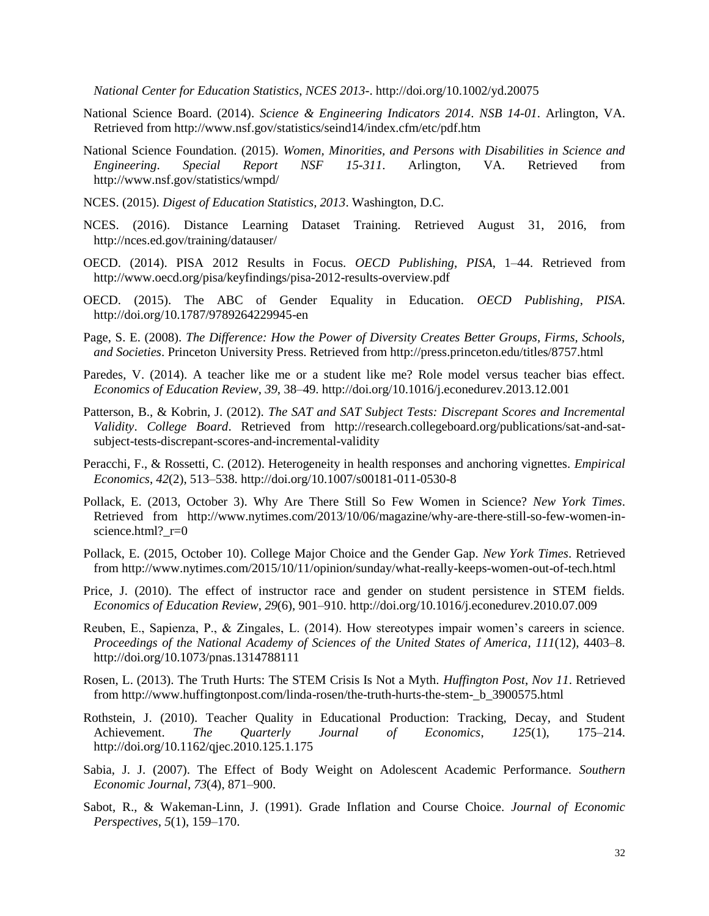*National Center for Education Statistics, NCES 2013-*. http://doi.org/10.1002/yd.20075

National Science Board. (2014). *Science & Engineering Indicators 2014*. *NSB 14-01*. Arlington, VA. Retrieved from http://www.nsf.gov/statistics/seind14/index.cfm/etc/pdf.htm

National Science Foundation. (2015). *Women, Minorities, and Persons with Disabilities in Science and Engineering*. *Special Report NSF 15-311*. Arlington, VA. Retrieved from http://www.nsf.gov/statistics/wmpd/

NCES. (2015). *Digest of Education Statistics, 2013*. Washington, D.C.

NCES. (2016). Distance Learning Dataset Training. Retrieved August 31, 2016, from http://nces.ed.gov/training/datauser/

OECD. (2014). PISA 2012 Results in Focus. *OECD Publishing*, *PISA*, 1–44. Retrieved from http://www.oecd.org/pisa/keyfindings/pisa-2012-results-overview.pdf

OECD. (2015). The ABC of Gender Equality in Education. *OECD Publishing*, *PISA*. http://doi.org/10.1787/9789264229945-en

Page, S. E. (2008). *The Difference: How the Power of Diversity Creates Better Groups, Firms, Schools, and Societies*. Princeton University Press. Retrieved from http://press.princeton.edu/titles/8757.html

Paredes, V. (2014). A teacher like me or a student like me? Role model versus teacher bias effect. *Economics of Education Review*, *39*, 38–49. http://doi.org/10.1016/j.econedurev.2013.12.001

Patterson, B., & Kobrin, J. (2012). *The SAT and SAT Subject Tests: Discrepant Scores and Incremental Validity*. *College Board*. Retrieved from http://research.collegeboard.org/publications/sat-and-sat-subject-tests-discrepant-scores-and-incremental-validity

Peracchi, F., & Rossetti, C. (2012). Heterogeneity in health responses and anchoring vignettes. *Empirical Economics*, *42*(2), 513–538. http://doi.org/10.1007/s00181-011-0530-8

Pollack, E. (2013, October 3). Why Are There Still So Few Women in Science? *New York Times*. Retrieved from http://www.nytimes.com/2013/10/06/magazine/why-are-there-still-so-few-women-in-science.html?_r=0

Pollack, E. (2015, October 10). College Major Choice and the Gender Gap. *New York Times*. Retrieved from http://www.nytimes.com/2015/10/11/opinion/sunday/what-really-keeps-women-out-of-tech.html

Price, J. (2010). The effect of instructor race and gender on student persistence in STEM fields. *Economics of Education Review*, *29*(6), 901–910. http://doi.org/10.1016/j.econedurev.2010.07.009

Reuben, E., Sapienza, P., & Zingales, L. (2014). How stereotypes impair women's careers in science. *Proceedings of the National Academy of Sciences of the United States of America*, *111*(12), 4403–8. http://doi.org/10.1073/pnas.1314788111

Rosen, L. (2013). The Truth Hurts: The STEM Crisis Is Not a Myth. *Huffington Post*, *Nov 11*. Retrieved from http://www.huffingtonpost.com/linda-rosen/the-truth-hurts-the-stem-_b_3900575.html

Rothstein, J. (2010). Teacher Quality in Educational Production: Tracking, Decay, and Student Achievement. *The Quarterly Journal of Economics*, *125*(1), 175–214. http://doi.org/10.1162/qjec.2010.125.1.175

Sabia, J. J. (2007). The Effect of Body Weight on Adolescent Academic Performance. *Southern Economic Journal*, *73*(4), 871–900.

Sabot, R., & Wakeman-Linn, J. (1991). Grade Inflation and Course Choice. *Journal of Economic Perspectives*, *5*(1), 159–170.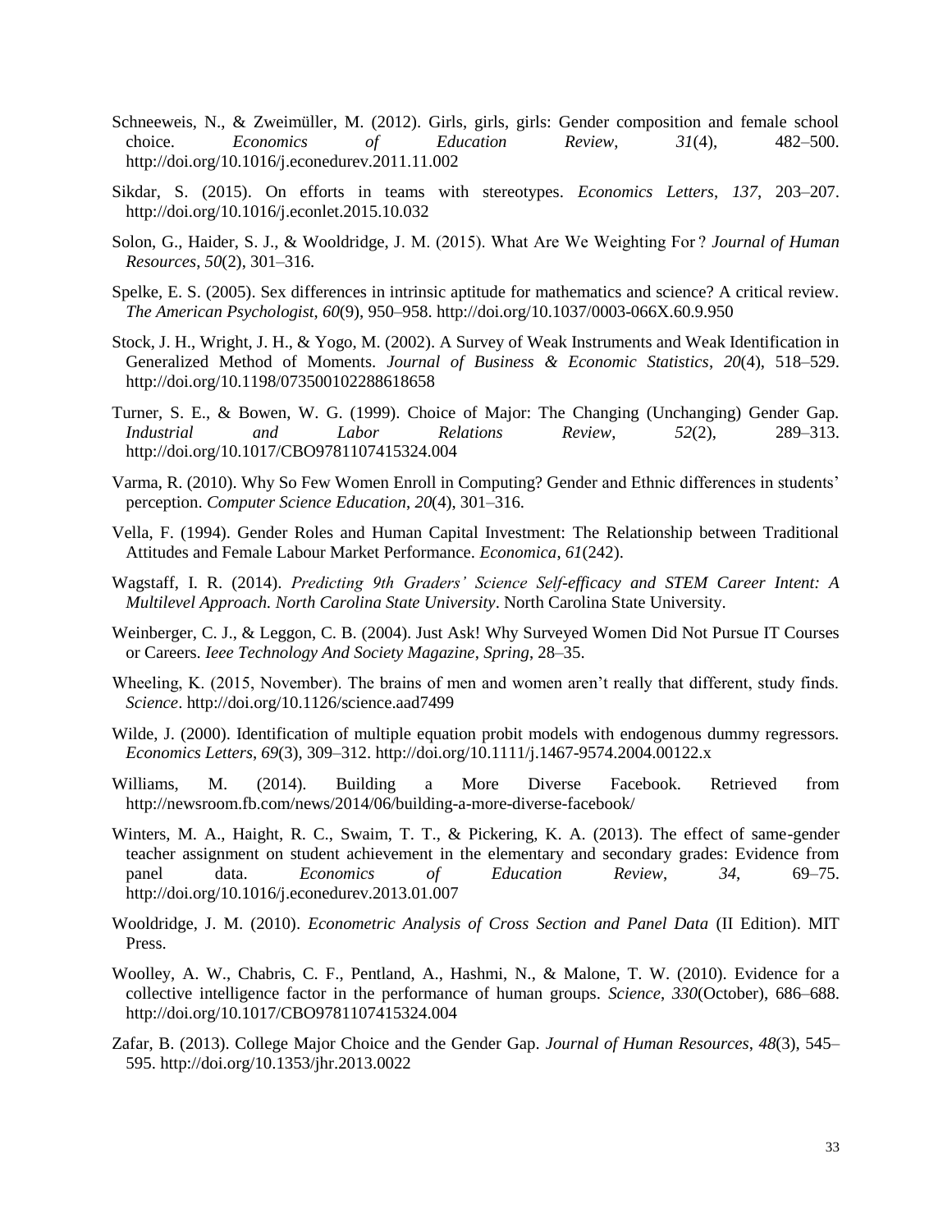Schneeweis, N., & Zweimüller, M. (2012). Girls, girls, girls: Gender composition and female school choice. *Economics of Education Review*, *31*(4), 482–500. http://doi.org/10.1016/j.econedurev.2011.11.002

Sikdar, S. (2015). On efforts in teams with stereotypes. *Economics Letters*, *137*, 203–207. http://doi.org/10.1016/j.econlet.2015.10.032

Solon, G., Haider, S. J., & Wooldridge, J. M. (2015). What Are We Weighting For ? *Journal of Human Resources*, *50*(2), 301–316.

Spelke, E. S. (2005). Sex differences in intrinsic aptitude for mathematics and science? A critical review. *The American Psychologist*, *60*(9), 950–958. http://doi.org/10.1037/0003-066X.60.9.950

Stock, J. H., Wright, J. H., & Yogo, M. (2002). A Survey of Weak Instruments and Weak Identification in Generalized Method of Moments. *Journal of Business & Economic Statistics*, *20*(4), 518–529. http://doi.org/10.1198/073500102288618658

Turner, S. E., & Bowen, W. G. (1999). Choice of Major: The Changing (Unchanging) Gender Gap. *Industrial and Labor Relations Review*, *52*(2), 289–313. http://doi.org/10.1017/CBO9781107415324.004

Varma, R. (2010). Why So Few Women Enroll in Computing? Gender and Ethnic differences in students' perception. *Computer Science Education*, *20*(4), 301–316.

Vella, F. (1994). Gender Roles and Human Capital Investment: The Relationship between Traditional Attitudes and Female Labour Market Performance. *Economica*, *61*(242).

Wagstaff, I. R. (2014). *Predicting 9th Graders' Science Self-efficacy and STEM Career Intent: A Multilevel Approach. North Carolina State University*. North Carolina State University.

Weinberger, C. J., & Leggon, C. B. (2004). Just Ask! Why Surveyed Women Did Not Pursue IT Courses or Careers. *Ieee Technology And Society Magazine*, *Spring*, 28–35.

Wheeling, K. (2015, November). The brains of men and women aren't really that different, study finds. *Science*. http://doi.org/10.1126/science.aad7499

Wilde, J. (2000). Identification of multiple equation probit models with endogenous dummy regressors. *Economics Letters*, *69*(3), 309–312. http://doi.org/10.1111/j.1467-9574.2004.00122.x

Williams, M. (2014). Building a More Diverse Facebook. Retrieved from http://newsroom.fb.com/news/2014/06/building-a-more-diverse-facebook/

Winters, M. A., Haight, R. C., Swaim, T. T., & Pickering, K. A. (2013). The effect of same-gender teacher assignment on student achievement in the elementary and secondary grades: Evidence from panel data. *Economics of Education Review*, *34*, 69–75. http://doi.org/10.1016/j.econedurev.2013.01.007

Wooldridge, J. M. (2010). *Econometric Analysis of Cross Section and Panel Data* (II Edition). MIT Press.

Woolley, A. W., Chabris, C. F., Pentland, A., Hashmi, N., & Malone, T. W. (2010). Evidence for a collective intelligence factor in the performance of human groups. *Science*, *330*(October), 686–688. http://doi.org/10.1017/CBO9781107415324.004

Zafar, B. (2013). College Major Choice and the Gender Gap. *Journal of Human Resources*, *48*(3), 545–595. http://doi.org/10.1353/jhr.2013.0022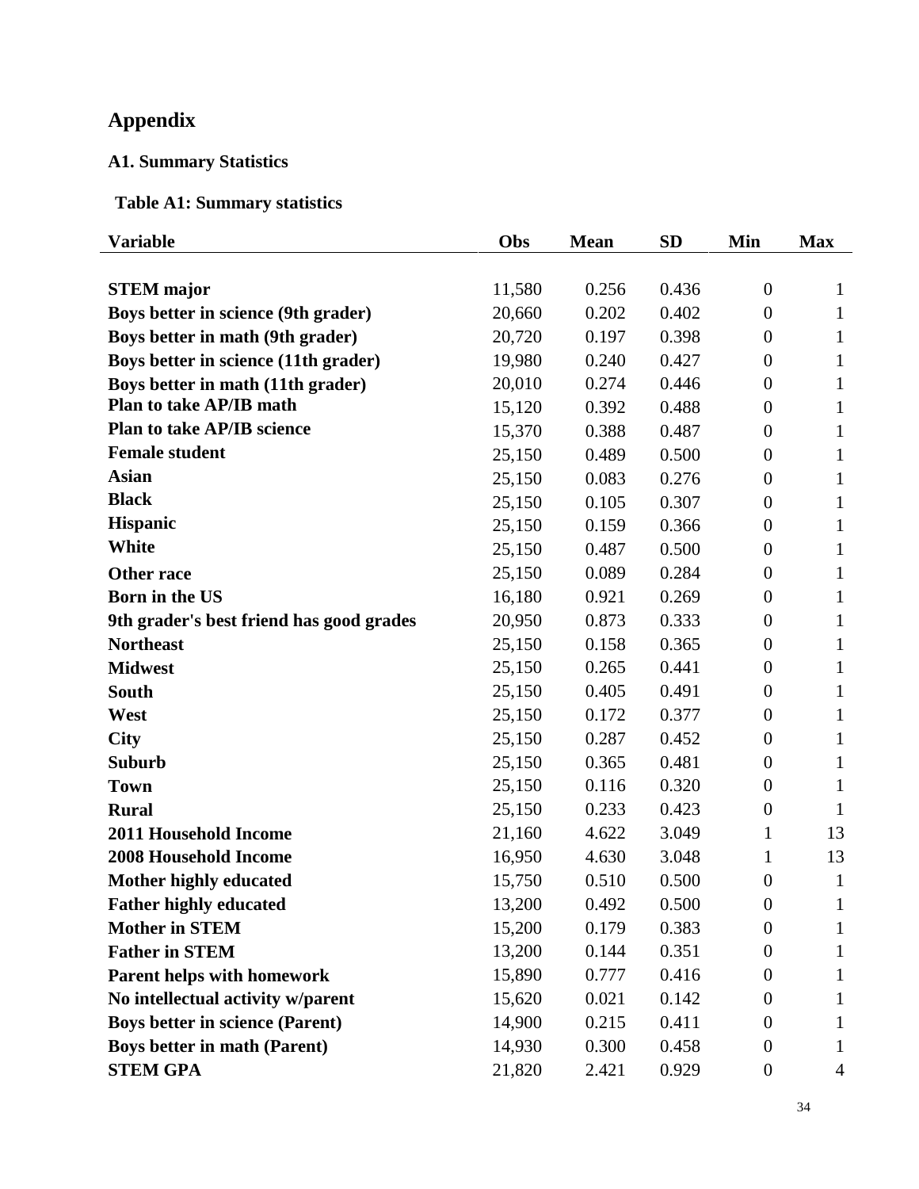# Appendix

## A1. Summary Statistics

### Table A1: Summary statistics

| Variable | Obs | Mean | SD | Min | Max |
|---|---|---|---|---|---|
| **STEM major** | 11,580 | 0.256 | 0.436 | 0 | 1 |
| **Boys better in science (9th grader)** | 20,660 | 0.202 | 0.402 | 0 | 1 |
| **Boys better in math (9th grader)** | 20,720 | 0.197 | 0.398 | 0 | 1 |
| **Boys better in science (11th grader)** | 19,980 | 0.240 | 0.427 | 0 | 1 |
| **Boys better in math (11th grader)** | 20,010 | 0.274 | 0.446 | 0 | 1 |
| **Plan to take AP/IB math** | 15,120 | 0.392 | 0.488 | 0 | 1 |
| **Plan to take AP/IB science** | 15,370 | 0.388 | 0.487 | 0 | 1 |
| **Female student** | 25,150 | 0.489 | 0.500 | 0 | 1 |
| **Asian** | 25,150 | 0.083 | 0.276 | 0 | 1 |
| **Black** | 25,150 | 0.105 | 0.307 | 0 | 1 |
| **Hispanic** | 25,150 | 0.159 | 0.366 | 0 | 1 |
| **White** | 25,150 | 0.487 | 0.500 | 0 | 1 |
| **Other race** | 25,150 | 0.089 | 0.284 | 0 | 1 |
| **Born in the US** | 16,180 | 0.921 | 0.269 | 0 | 1 |
| **9th grader's best friend has good grades** | 20,950 | 0.873 | 0.333 | 0 | 1 |
| **Northeast** | 25,150 | 0.158 | 0.365 | 0 | 1 |
| **Midwest** | 25,150 | 0.265 | 0.441 | 0 | 1 |
| **South** | 25,150 | 0.405 | 0.491 | 0 | 1 |
| **West** | 25,150 | 0.172 | 0.377 | 0 | 1 |
| **City** | 25,150 | 0.287 | 0.452 | 0 | 1 |
| **Suburb** | 25,150 | 0.365 | 0.481 | 0 | 1 |
| **Town** | 25,150 | 0.116 | 0.320 | 0 | 1 |
| **Rural** | 25,150 | 0.233 | 0.423 | 0 | 1 |
| **2011 Household Income** | 21,160 | 4.622 | 3.049 | 1 | 13 |
| **2008 Household Income** | 16,950 | 4.630 | 3.048 | 1 | 13 |
| **Mother highly educated** | 15,750 | 0.510 | 0.500 | 0 | 1 |
| **Father highly educated** | 13,200 | 0.492 | 0.500 | 0 | 1 |
| **Mother in STEM** | 15,200 | 0.179 | 0.383 | 0 | 1 |
| **Father in STEM** | 13,200 | 0.144 | 0.351 | 0 | 1 |
| **Parent helps with homework** | 15,890 | 0.777 | 0.416 | 0 | 1 |
| **No intellectual activity w/parent** | 15,620 | 0.021 | 0.142 | 0 | 1 |
| **Boys better in science (Parent)** | 14,900 | 0.215 | 0.411 | 0 | 1 |
| **Boys better in math (Parent)** | 14,930 | 0.300 | 0.458 | 0 | 1 |
| **STEM GPA** | 21,820 | 2.421 | 0.929 | 0 | 4 |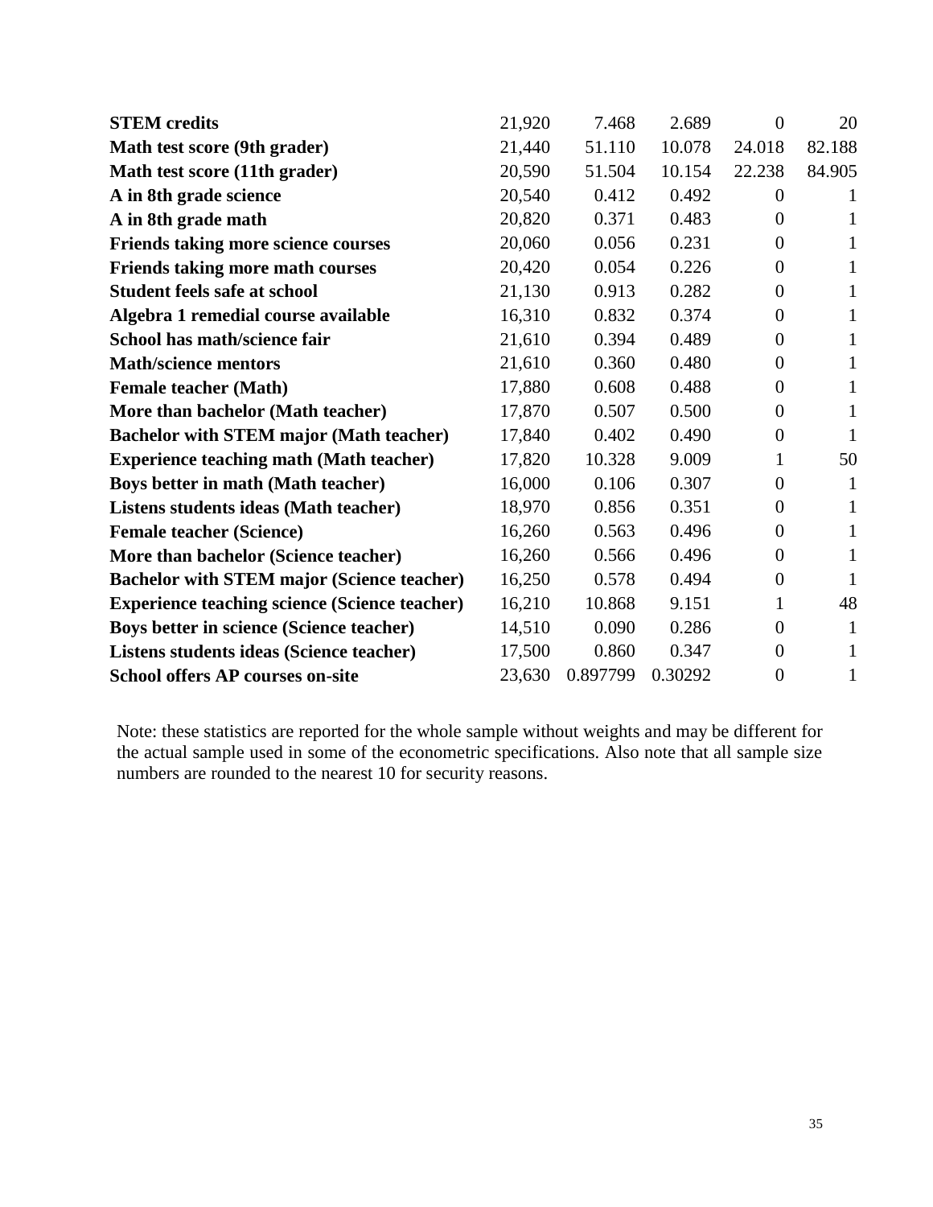| | | | | | |
|---|---|---|---|---|---|
| **STEM credits** | 21,920 | 7.468 | 2.689 | 0 | 20 |
| **Math test score (9th grader)** | 21,440 | 51.110 | 10.078 | 24.018 | 82.188 |
| **Math test score (11th grader)** | 20,590 | 51.504 | 10.154 | 22.238 | 84.905 |
| **A in 8th grade science** | 20,540 | 0.412 | 0.492 | 0 | 1 |
| **A in 8th grade math** | 20,820 | 0.371 | 0.483 | 0 | 1 |
| **Friends taking more science courses** | 20,060 | 0.056 | 0.231 | 0 | 1 |
| **Friends taking more math courses** | 20,420 | 0.054 | 0.226 | 0 | 1 |
| **Student feels safe at school** | 21,130 | 0.913 | 0.282 | 0 | 1 |
| **Algebra 1 remedial course available** | 16,310 | 0.832 | 0.374 | 0 | 1 |
| **School has math/science fair** | 21,610 | 0.394 | 0.489 | 0 | 1 |
| **Math/science mentors** | 21,610 | 0.360 | 0.480 | 0 | 1 |
| **Female teacher (Math)** | 17,880 | 0.608 | 0.488 | 0 | 1 |
| **More than bachelor (Math teacher)** | 17,870 | 0.507 | 0.500 | 0 | 1 |
| **Bachelor with STEM major (Math teacher)** | 17,840 | 0.402 | 0.490 | 0 | 1 |
| **Experience teaching math (Math teacher)** | 17,820 | 10.328 | 9.009 | 1 | 50 |
| **Boys better in math (Math teacher)** | 16,000 | 0.106 | 0.307 | 0 | 1 |
| **Listens students ideas (Math teacher)** | 18,970 | 0.856 | 0.351 | 0 | 1 |
| **Female teacher (Science)** | 16,260 | 0.563 | 0.496 | 0 | 1 |
| **More than bachelor (Science teacher)** | 16,260 | 0.566 | 0.496 | 0 | 1 |
| **Bachelor with STEM major (Science teacher)** | 16,250 | 0.578 | 0.494 | 0 | 1 |
| **Experience teaching science (Science teacher)** | 16,210 | 10.868 | 9.151 | 1 | 48 |
| **Boys better in science (Science teacher)** | 14,510 | 0.090 | 0.286 | 0 | 1 |
| **Listens students ideas (Science teacher)** | 17,500 | 0.860 | 0.347 | 0 | 1 |
| **School offers AP courses on-site** | 23,630 | 0.897799 | 0.30292 | 0 | 1 |

Note: these statistics are reported for the whole sample without weights and may be different for the actual sample used in some of the econometric specifications. Also note that all sample size numbers are rounded to the nearest 10 for security reasons.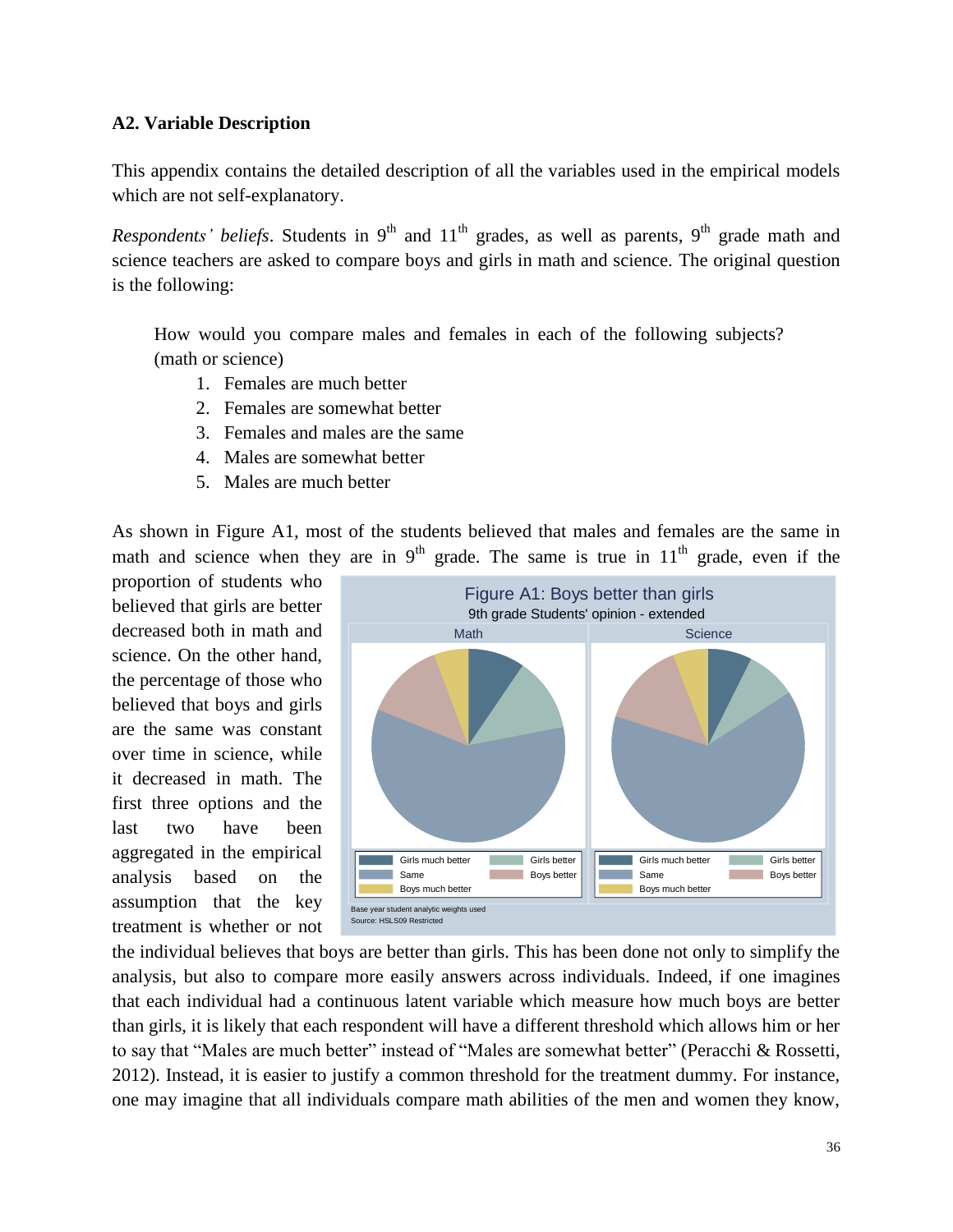### A2. Variable Description

This appendix contains the detailed description of all the variables used in the empirical models which are not self-explanatory.

*Respondents' beliefs*. Students in 9th and 11th grades, as well as parents, 9th grade math and science teachers are asked to compare boys and girls in math and science. The original question is the following:

> How would you compare males and females in each of the following subjects? (math or science)
>
> 1. Females are much better
> 2. Females are somewhat better
> 3. Females and males are the same
> 4. Males are somewhat better
> 5. Males are much better

As shown in Figure A1, most of the students believed that males and females are the same in math and science when they are in 9th grade. The same is true in 11th grade, even if the proportion of students who believed that girls are better decreased both in math and science. On the other hand, the percentage of those who believed that boys and girls are the same was constant over time in science, while it decreased in math. The first three options and the last two have been aggregated in the empirical analysis based on the assumption that the key treatment is whether or not the individual believes that boys are better than girls. This has been done not only to simplify the analysis, but also to compare more easily answers across individuals. Indeed, if one imagines that each individual had a continuous latent variable which measure how much boys are better than girls, it is likely that each respondent will have a different threshold which allows him or her to say that "Males are much better" instead of "Males are somewhat better" (Peracchi & Rossetti, 2012). Instead, it is easier to justify a common threshold for the treatment dummy. For instance, one may imagine that all individuals compare math abilities of the men and women they know,

Figure A1: Boys better than girls
9th grade Students' opinion - extended

Math | Science

Girls much better, Girls better, Same, Boys better, Boys much better

Base year student analytic weights used
Source: HSLS09 Restricted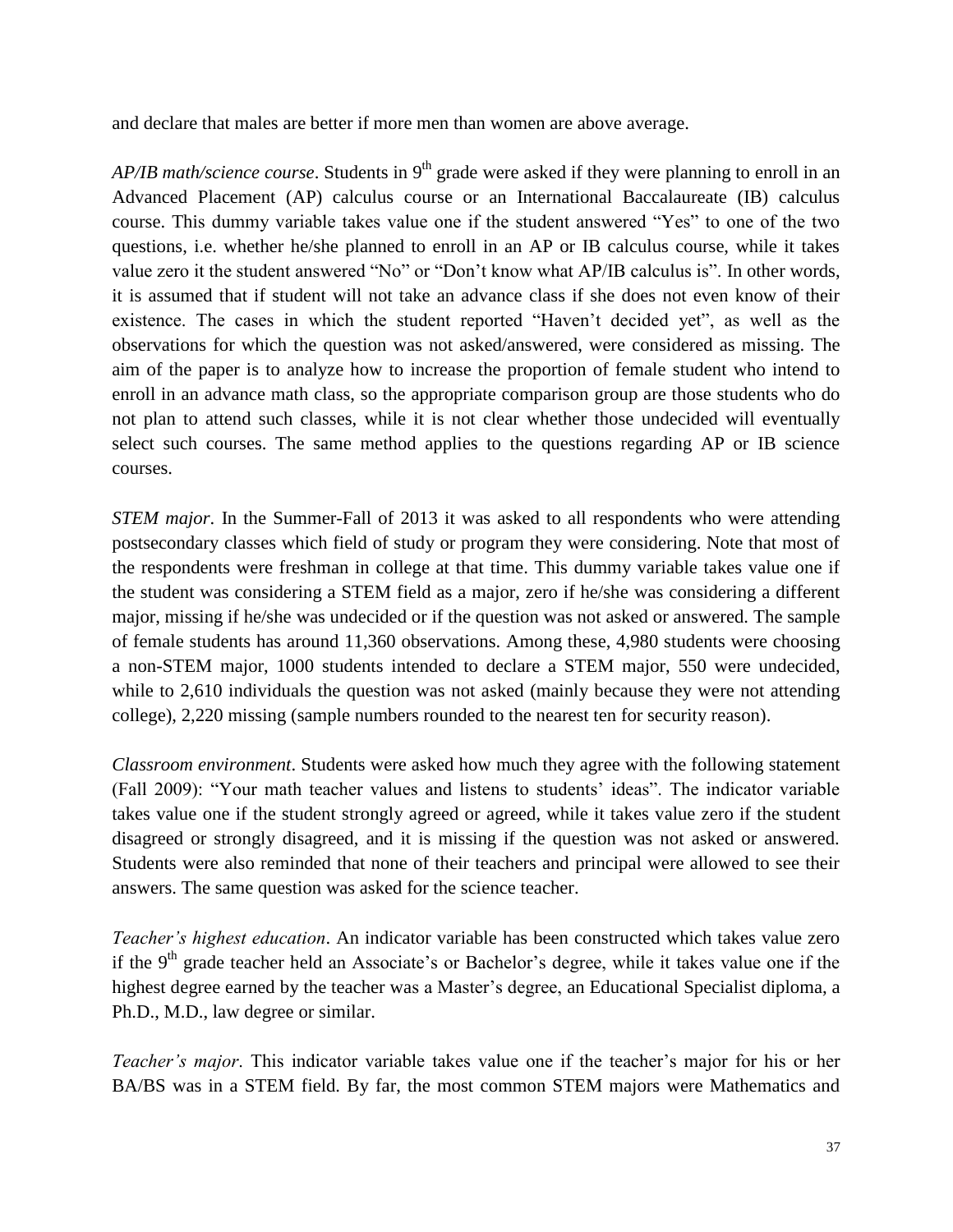and declare that males are better if more men than women are above average.

*AP/IB math/science course*. Students in 9th grade were asked if they were planning to enroll in an Advanced Placement (AP) calculus course or an International Baccalaureate (IB) calculus course. This dummy variable takes value one if the student answered "Yes" to one of the two questions, i.e. whether he/she planned to enroll in an AP or IB calculus course, while it takes value zero it the student answered "No" or "Don't know what AP/IB calculus is". In other words, it is assumed that if student will not take an advance class if she does not even know of their existence. The cases in which the student reported "Haven't decided yet", as well as the observations for which the question was not asked/answered, were considered as missing. The aim of the paper is to analyze how to increase the proportion of female student who intend to enroll in an advance math class, so the appropriate comparison group are those students who do not plan to attend such classes, while it is not clear whether those undecided will eventually select such courses. The same method applies to the questions regarding AP or IB science courses.

*STEM major*. In the Summer-Fall of 2013 it was asked to all respondents who were attending postsecondary classes which field of study or program they were considering. Note that most of the respondents were freshman in college at that time. This dummy variable takes value one if the student was considering a STEM field as a major, zero if he/she was considering a different major, missing if he/she was undecided or if the question was not asked or answered. The sample of female students has around 11,360 observations. Among these, 4,980 students were choosing a non-STEM major, 1000 students intended to declare a STEM major, 550 were undecided, while to 2,610 individuals the question was not asked (mainly because they were not attending college), 2,220 missing (sample numbers rounded to the nearest ten for security reason).

*Classroom environment*. Students were asked how much they agree with the following statement (Fall 2009): "Your math teacher values and listens to students' ideas". The indicator variable takes value one if the student strongly agreed or agreed, while it takes value zero if the student disagreed or strongly disagreed, and it is missing if the question was not asked or answered. Students were also reminded that none of their teachers and principal were allowed to see their answers. The same question was asked for the science teacher.

*Teacher's highest education*. An indicator variable has been constructed which takes value zero if the 9th grade teacher held an Associate's or Bachelor's degree, while it takes value one if the highest degree earned by the teacher was a Master's degree, an Educational Specialist diploma, a Ph.D., M.D., law degree or similar.

*Teacher's major*. This indicator variable takes value one if the teacher's major for his or her BA/BS was in a STEM field. By far, the most common STEM majors were Mathematics and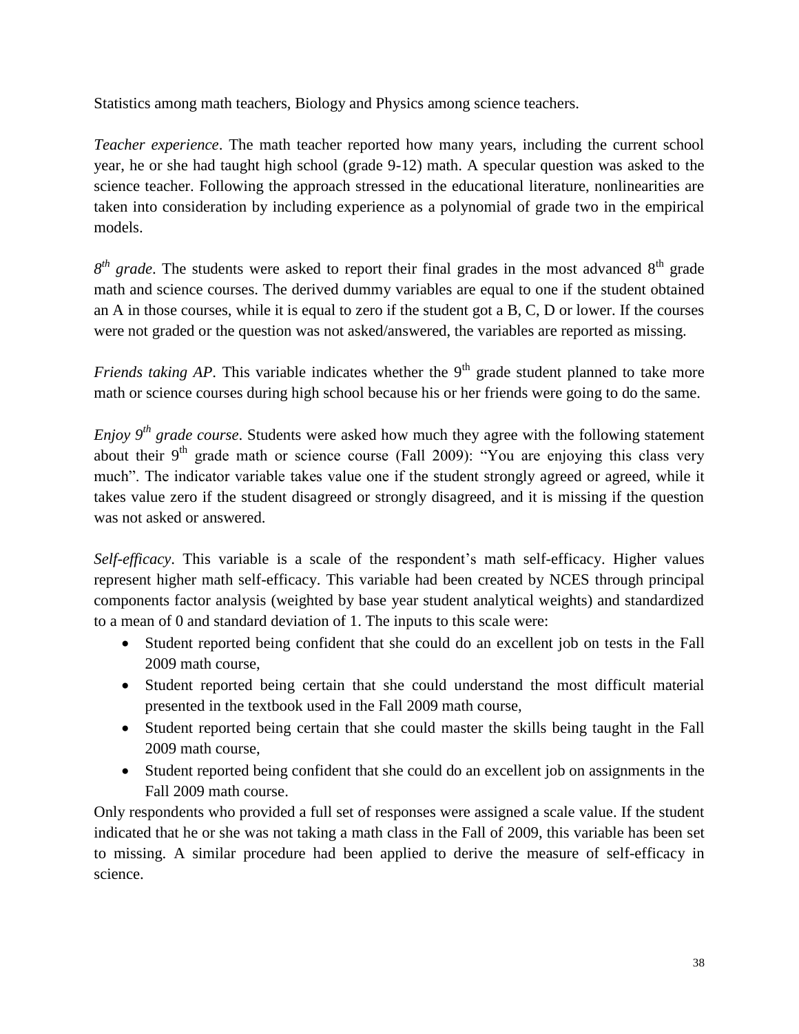Statistics among math teachers, Biology and Physics among science teachers.

*Teacher experience*. The math teacher reported how many years, including the current school year, he or she had taught high school (grade 9-12) math. A specular question was asked to the science teacher. Following the approach stressed in the educational literature, nonlinearities are taken into consideration by including experience as a polynomial of grade two in the empirical models.

*8th grade*. The students were asked to report their final grades in the most advanced 8th grade math and science courses. The derived dummy variables are equal to one if the student obtained an A in those courses, while it is equal to zero if the student got a B, C, D or lower. If the courses were not graded or the question was not asked/answered, the variables are reported as missing.

*Friends taking AP*. This variable indicates whether the 9th grade student planned to take more math or science courses during high school because his or her friends were going to do the same.

*Enjoy 9th grade course*. Students were asked how much they agree with the following statement about their 9th grade math or science course (Fall 2009): "You are enjoying this class very much". The indicator variable takes value one if the student strongly agreed or agreed, while it takes value zero if the student disagreed or strongly disagreed, and it is missing if the question was not asked or answered.

*Self-efficacy*. This variable is a scale of the respondent's math self-efficacy. Higher values represent higher math self-efficacy. This variable had been created by NCES through principal components factor analysis (weighted by base year student analytical weights) and standardized to a mean of 0 and standard deviation of 1. The inputs to this scale were:

- Student reported being confident that she could do an excellent job on tests in the Fall 2009 math course,
- Student reported being certain that she could understand the most difficult material presented in the textbook used in the Fall 2009 math course,
- Student reported being certain that she could master the skills being taught in the Fall 2009 math course,
- Student reported being confident that she could do an excellent job on assignments in the Fall 2009 math course.

Only respondents who provided a full set of responses were assigned a scale value. If the student indicated that he or she was not taking a math class in the Fall of 2009, this variable has been set to missing. A similar procedure had been applied to derive the measure of self-efficacy in science.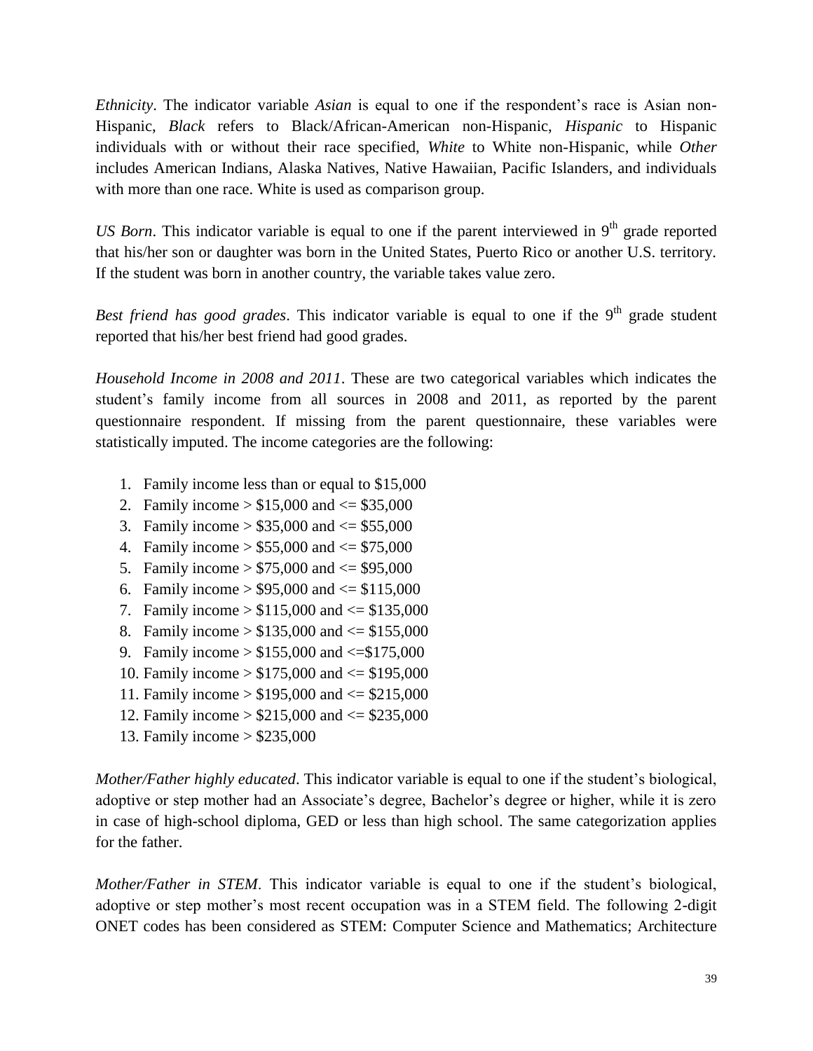*Ethnicity*. The indicator variable *Asian* is equal to one if the respondent's race is Asian non-Hispanic, *Black* refers to Black/African-American non-Hispanic, *Hispanic* to Hispanic individuals with or without their race specified, *White* to White non-Hispanic, while *Other* includes American Indians, Alaska Natives, Native Hawaiian, Pacific Islanders, and individuals with more than one race. White is used as comparison group.

*US Born*. This indicator variable is equal to one if the parent interviewed in 9th grade reported that his/her son or daughter was born in the United States, Puerto Rico or another U.S. territory. If the student was born in another country, the variable takes value zero.

*Best friend has good grades*. This indicator variable is equal to one if the 9th grade student reported that his/her best friend had good grades.

*Household Income in 2008 and 2011*. These are two categorical variables which indicates the student's family income from all sources in 2008 and 2011, as reported by the parent questionnaire respondent. If missing from the parent questionnaire, these variables were statistically imputed. The income categories are the following:

1. Family income less than or equal to $15,000
2. Family income > $15,000 and <= $35,000
3. Family income > $35,000 and <= $55,000
4. Family income > $55,000 and <= $75,000
5. Family income > $75,000 and <= $95,000
6. Family income > $95,000 and <= $115,000
7. Family income > $115,000 and <= $135,000
8. Family income > $135,000 and <= $155,000
9. Family income > $155,000 and <=$175,000
10. Family income > $175,000 and <= $195,000
11. Family income > $195,000 and <= $215,000
12. Family income > $215,000 and <= $235,000
13. Family income > $235,000

*Mother/Father highly educated*. This indicator variable is equal to one if the student's biological, adoptive or step mother had an Associate's degree, Bachelor's degree or higher, while it is zero in case of high-school diploma, GED or less than high school. The same categorization applies for the father.

*Mother/Father in STEM*. This indicator variable is equal to one if the student's biological, adoptive or step mother's most recent occupation was in a STEM field. The following 2-digit ONET codes has been considered as STEM: Computer Science and Mathematics; Architecture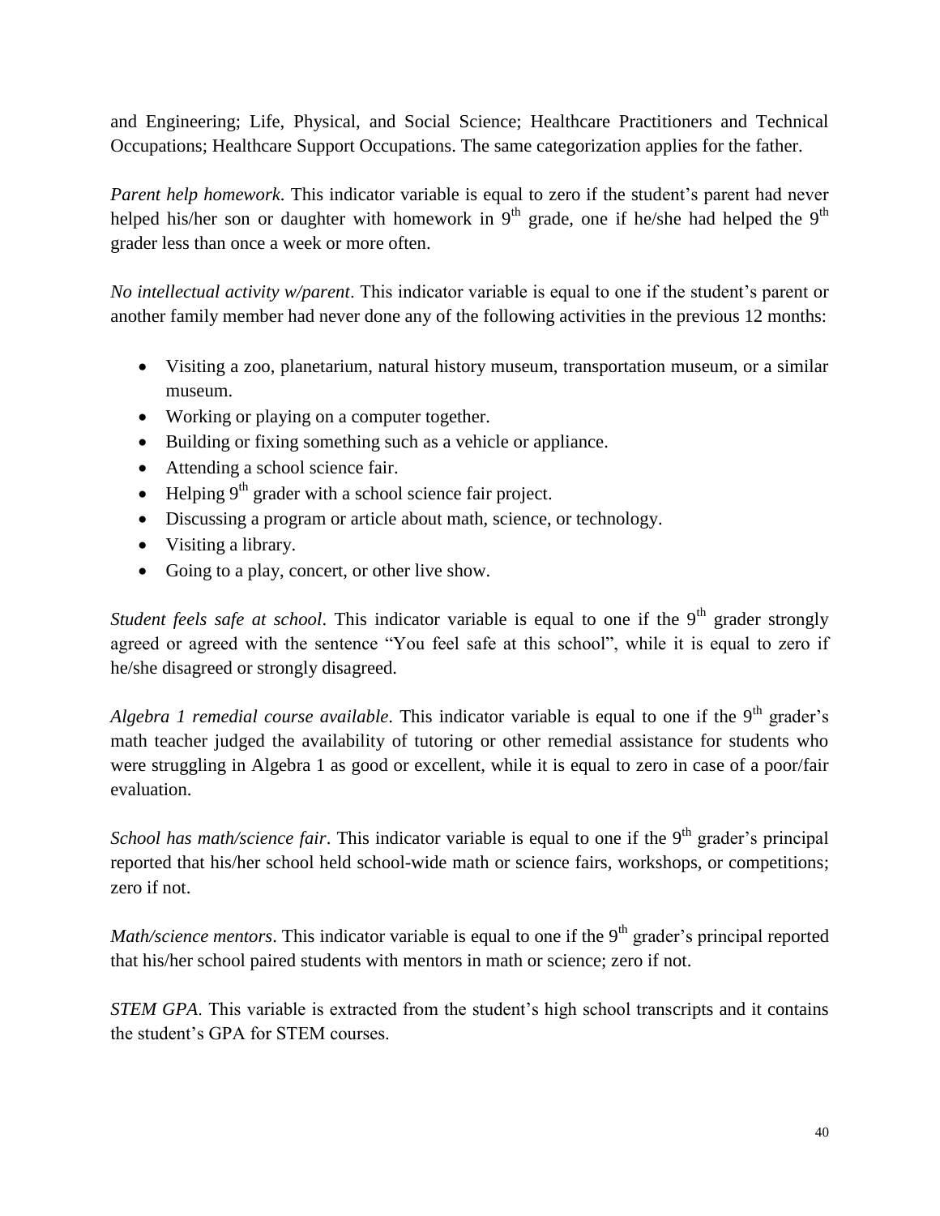and Engineering; Life, Physical, and Social Science; Healthcare Practitioners and Technical Occupations; Healthcare Support Occupations. The same categorization applies for the father.

*Parent help homework*. This indicator variable is equal to zero if the student's parent had never helped his/her son or daughter with homework in 9th grade, one if he/she had helped the 9th grader less than once a week or more often.

*No intellectual activity w/parent*. This indicator variable is equal to one if the student's parent or another family member had never done any of the following activities in the previous 12 months:

- Visiting a zoo, planetarium, natural history museum, transportation museum, or a similar museum.
- Working or playing on a computer together.
- Building or fixing something such as a vehicle or appliance.
- Attending a school science fair.
- Helping 9th grader with a school science fair project.
- Discussing a program or article about math, science, or technology.
- Visiting a library.
- Going to a play, concert, or other live show.

*Student feels safe at school*. This indicator variable is equal to one if the 9th grader strongly agreed or agreed with the sentence "You feel safe at this school", while it is equal to zero if he/she disagreed or strongly disagreed.

*Algebra 1 remedial course available*. This indicator variable is equal to one if the 9th grader's math teacher judged the availability of tutoring or other remedial assistance for students who were struggling in Algebra 1 as good or excellent, while it is equal to zero in case of a poor/fair evaluation.

*School has math/science fair*. This indicator variable is equal to one if the 9th grader's principal reported that his/her school held school-wide math or science fairs, workshops, or competitions; zero if not.

*Math/science mentors*. This indicator variable is equal to one if the 9th grader's principal reported that his/her school paired students with mentors in math or science; zero if not.

*STEM GPA*. This variable is extracted from the student's high school transcripts and it contains the student's GPA for STEM courses.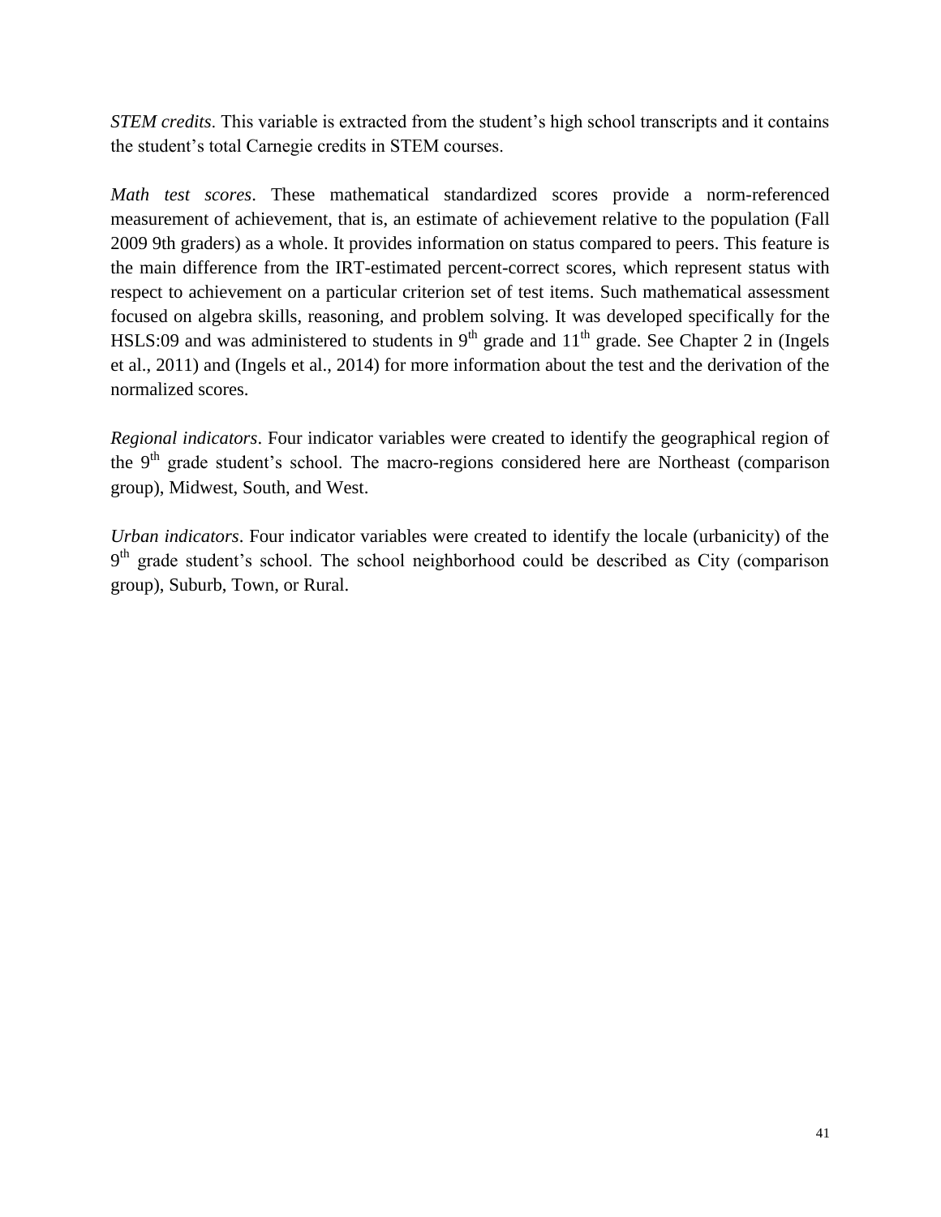*STEM credits*. This variable is extracted from the student's high school transcripts and it contains the student's total Carnegie credits in STEM courses.

*Math test scores*. These mathematical standardized scores provide a norm-referenced measurement of achievement, that is, an estimate of achievement relative to the population (Fall 2009 9th graders) as a whole. It provides information on status compared to peers. This feature is the main difference from the IRT-estimated percent-correct scores, which represent status with respect to achievement on a particular criterion set of test items. Such mathematical assessment focused on algebra skills, reasoning, and problem solving. It was developed specifically for the HSLS:09 and was administered to students in 9th grade and 11th grade. See Chapter 2 in (Ingels et al., 2011) and (Ingels et al., 2014) for more information about the test and the derivation of the normalized scores.

*Regional indicators*. Four indicator variables were created to identify the geographical region of the 9th grade student's school. The macro-regions considered here are Northeast (comparison group), Midwest, South, and West.

*Urban indicators*. Four indicator variables were created to identify the locale (urbanicity) of the 9th grade student's school. The school neighborhood could be described as City (comparison group), Suburb, Town, or Rural.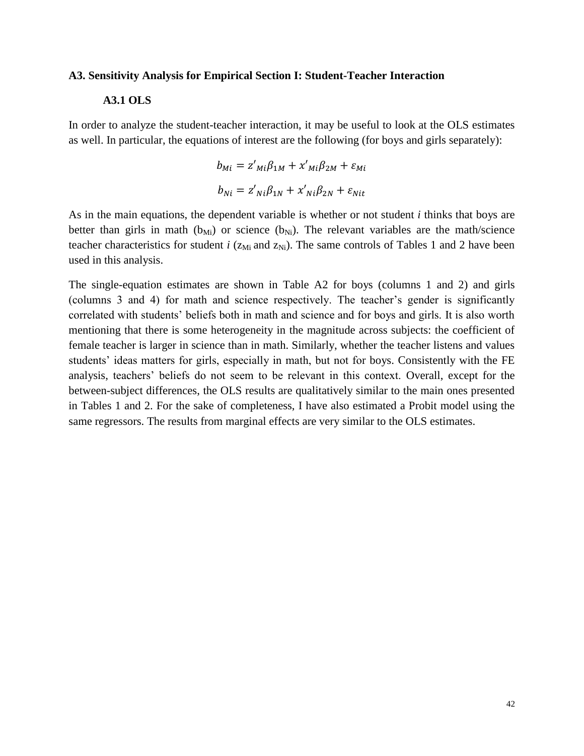### A3. Sensitivity Analysis for Empirical Section I: Student-Teacher Interaction

#### A3.1 OLS

In order to analyze the student-teacher interaction, it may be useful to look at the OLS estimates as well. In particular, the equations of interest are the following (for boys and girls separately):

$$b_{Mi} = z'_{Mi}\beta_{1M} + x'_{Mi}\beta_{2M} + \varepsilon_{Mi}$$

$$b_{Ni} = z'_{Ni}\beta_{1N} + x'_{Ni}\beta_{2N} + \varepsilon_{Nit}$$

As in the main equations, the dependent variable is whether or not student *i* thinks that boys are better than girls in math ($b_{Mi}$) or science ($b_{Ni}$). The relevant variables are the math/science teacher characteristics for student *i* ($z_{Mi}$ and $z_{Ni}$). The same controls of Tables 1 and 2 have been used in this analysis.

The single-equation estimates are shown in Table A2 for boys (columns 1 and 2) and girls (columns 3 and 4) for math and science respectively. The teacher's gender is significantly correlated with students' beliefs both in math and science and for boys and girls. It is also worth mentioning that there is some heterogeneity in the magnitude across subjects: the coefficient of female teacher is larger in science than in math. Similarly, whether the teacher listens and values students' ideas matters for girls, especially in math, but not for boys. Consistently with the FE analysis, teachers' beliefs do not seem to be relevant in this context. Overall, except for the between-subject differences, the OLS results are qualitatively similar to the main ones presented in Tables 1 and 2. For the sake of completeness, I have also estimated a Probit model using the same regressors. The results from marginal effects are very similar to the OLS estimates.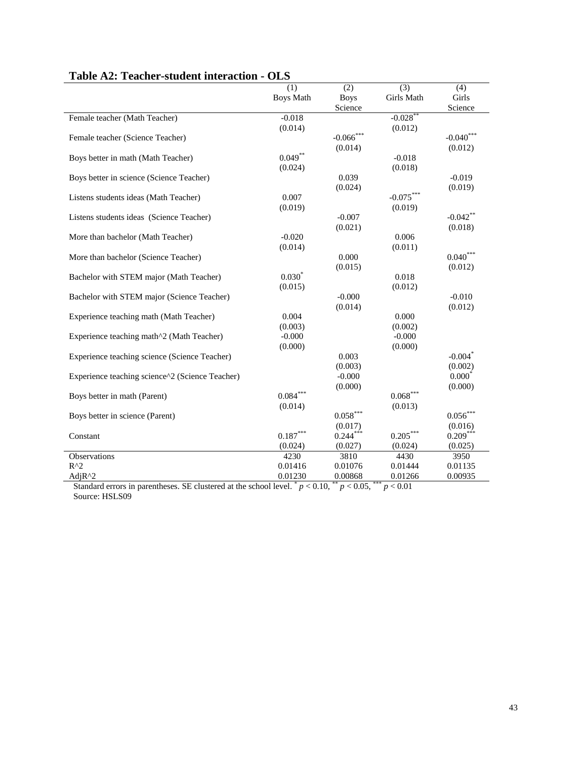**Table A2: Teacher-student interaction - OLS**

| | (1) Boys Math | (2) Boys Science | (3) Girls Math | (4) Girls Science |
|---|---|---|---|---|
| Female teacher (Math Teacher) | -0.018 | | -0.028** | |
| | (0.014) | | (0.012) | |
| Female teacher (Science Teacher) | | -0.066*** | | -0.040*** |
| | | (0.014) | | (0.012) |
| Boys better in math (Math Teacher) | 0.049** | | -0.018 | |
| | (0.024) | | (0.018) | |
| Boys better in science (Science Teacher) | | 0.039 | | -0.019 |
| | | (0.024) | | (0.019) |
| Listens students ideas (Math Teacher) | 0.007 | | -0.075*** | |
| | (0.019) | | (0.019) | |
| Listens students ideas (Science Teacher) | | -0.007 | | -0.042** |
| | | (0.021) | | (0.018) |
| More than bachelor (Math Teacher) | -0.020 | | 0.006 | |
| | (0.014) | | (0.011) | |
| More than bachelor (Science Teacher) | | 0.000 | | 0.040*** |
| | | (0.015) | | (0.012) |
| Bachelor with STEM major (Math Teacher) | 0.030* | | 0.018 | |
| | (0.015) | | (0.012) | |
| Bachelor with STEM major (Science Teacher) | | -0.000 | | -0.010 |
| | | (0.014) | | (0.012) |
| Experience teaching math (Math Teacher) | 0.004 | | 0.000 | |
| | (0.003) | | (0.002) | |
| Experience teaching math^2 (Math Teacher) | -0.000 | | -0.000 | |
| | (0.000) | | (0.000) | |
| Experience teaching science (Science Teacher) | | 0.003 | | -0.004* |
| | | (0.003) | | (0.002) |
| Experience teaching science^2 (Science Teacher) | | -0.000 | | 0.000* |
| | | (0.000) | | (0.000) |
| Boys better in math (Parent) | 0.084*** | | 0.068*** | |
| | (0.014) | | (0.013) | |
| Boys better in science (Parent) | | 0.058*** | | 0.056*** |
| | | (0.017) | | (0.016) |
| Constant | 0.187*** | 0.244*** | 0.205*** | 0.209*** |
| | (0.024) | (0.027) | (0.024) | (0.025) |
| Observations | 4230 | 3810 | 4430 | 3950 |
| R^2 | 0.01416 | 0.01076 | 0.01444 | 0.01135 |
| AdjR^2 | 0.01230 | 0.00868 | 0.01266 | 0.00935 |

Standard errors in parentheses. SE clustered at the school level. * $p < 0.10$, ** $p < 0.05$, *** $p < 0.01$

Source: HSLS09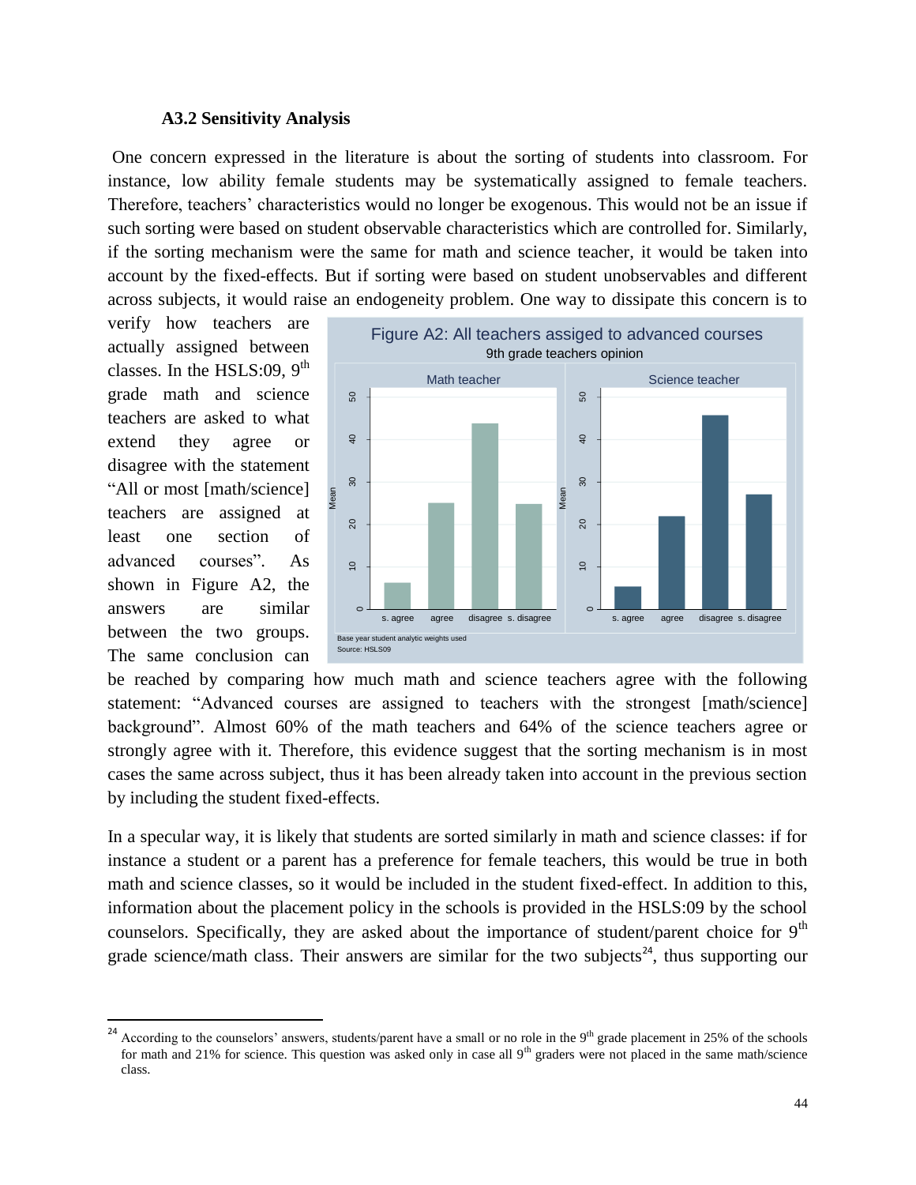### A3.2 Sensitivity Analysis

One concern expressed in the literature is about the sorting of students into classroom. For instance, low ability female students may be systematically assigned to female teachers. Therefore, teachers' characteristics would no longer be exogenous. This would not be an issue if such sorting were based on student observable characteristics which are controlled for. Similarly, if the sorting mechanism were the same for math and science teacher, it would be taken into account by the fixed-effects. But if sorting were based on student unobservables and different across subjects, it would raise an endogeneity problem. One way to dissipate this concern is to verify how teachers are actually assigned between classes. In the HSLS:09, 9th grade math and science teachers are asked to what extend they agree or disagree with the statement "All or most [math/science] teachers are assigned at least one section of advanced courses". As shown in Figure A2, the answers are similar between the two groups. The same conclusion can be reached by comparing how much math and science teachers agree with the following statement: "Advanced courses are assigned to teachers with the strongest [math/science] background". Almost 60% of the math teachers and 64% of the science teachers agree or strongly agree with it. Therefore, this evidence suggest that the sorting mechanism is in most cases the same across subject, thus it has been already taken into account in the previous section by including the student fixed-effects.

Figure A2: All teachers assiged to advanced courses
9th grade teachers opinion

Base year student analytic weights used
Source: HSLS09

In a specular way, it is likely that students are sorted similarly in math and science classes: if for instance a student or a parent has a preference for female teachers, this would be true in both math and science classes, so it would be included in the student fixed-effect. In addition to this, information about the placement policy in the schools is provided in the HSLS:09 by the school counselors. Specifically, they are asked about the importance of student/parent choice for 9th grade science/math class. Their answers are similar for the two subjects[24], thus supporting our

[24] According to the counselors' answers, students/parent have a small or no role in the 9th grade placement in 25% of the schools for math and 21% for science. This question was asked only in case all 9th graders were not placed in the same math/science class.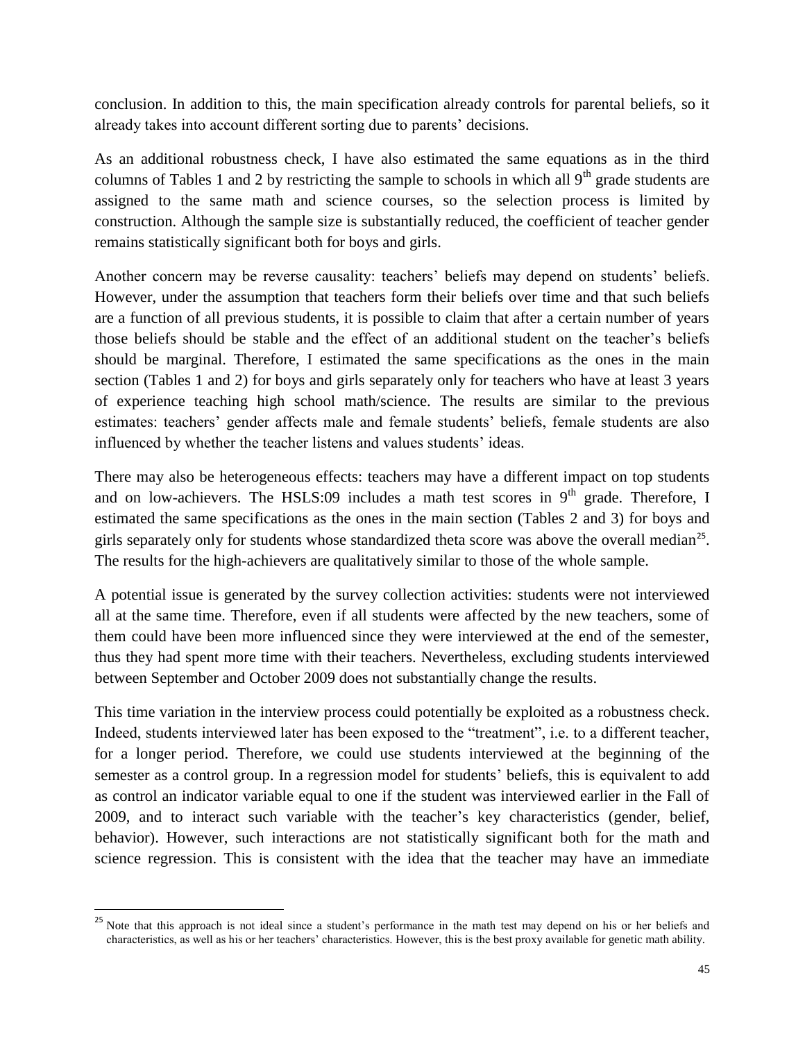conclusion. In addition to this, the main specification already controls for parental beliefs, so it already takes into account different sorting due to parents' decisions.

As an additional robustness check, I have also estimated the same equations as in the third columns of Tables 1 and 2 by restricting the sample to schools in which all 9th grade students are assigned to the same math and science courses, so the selection process is limited by construction. Although the sample size is substantially reduced, the coefficient of teacher gender remains statistically significant both for boys and girls.

Another concern may be reverse causality: teachers' beliefs may depend on students' beliefs. However, under the assumption that teachers form their beliefs over time and that such beliefs are a function of all previous students, it is possible to claim that after a certain number of years those beliefs should be stable and the effect of an additional student on the teacher's beliefs should be marginal. Therefore, I estimated the same specifications as the ones in the main section (Tables 1 and 2) for boys and girls separately only for teachers who have at least 3 years of experience teaching high school math/science. The results are similar to the previous estimates: teachers' gender affects male and female students' beliefs, female students are also influenced by whether the teacher listens and values students' ideas.

There may also be heterogeneous effects: teachers may have a different impact on top students and on low-achievers. The HSLS:09 includes a math test scores in 9th grade. Therefore, I estimated the same specifications as the ones in the main section (Tables 2 and 3) for boys and girls separately only for students whose standardized theta score was above the overall median[25]. The results for the high-achievers are qualitatively similar to those of the whole sample.

A potential issue is generated by the survey collection activities: students were not interviewed all at the same time. Therefore, even if all students were affected by the new teachers, some of them could have been more influenced since they were interviewed at the end of the semester, thus they had spent more time with their teachers. Nevertheless, excluding students interviewed between September and October 2009 does not substantially change the results.

This time variation in the interview process could potentially be exploited as a robustness check. Indeed, students interviewed later has been exposed to the "treatment", i.e. to a different teacher, for a longer period. Therefore, we could use students interviewed at the beginning of the semester as a control group. In a regression model for students' beliefs, this is equivalent to add as control an indicator variable equal to one if the student was interviewed earlier in the Fall of 2009, and to interact such variable with the teacher's key characteristics (gender, belief, behavior). However, such interactions are not statistically significant both for the math and science regression. This is consistent with the idea that the teacher may have an immediate

[25] Note that this approach is not ideal since a student's performance in the math test may depend on his or her beliefs and characteristics, as well as his or her teachers' characteristics. However, this is the best proxy available for genetic math ability.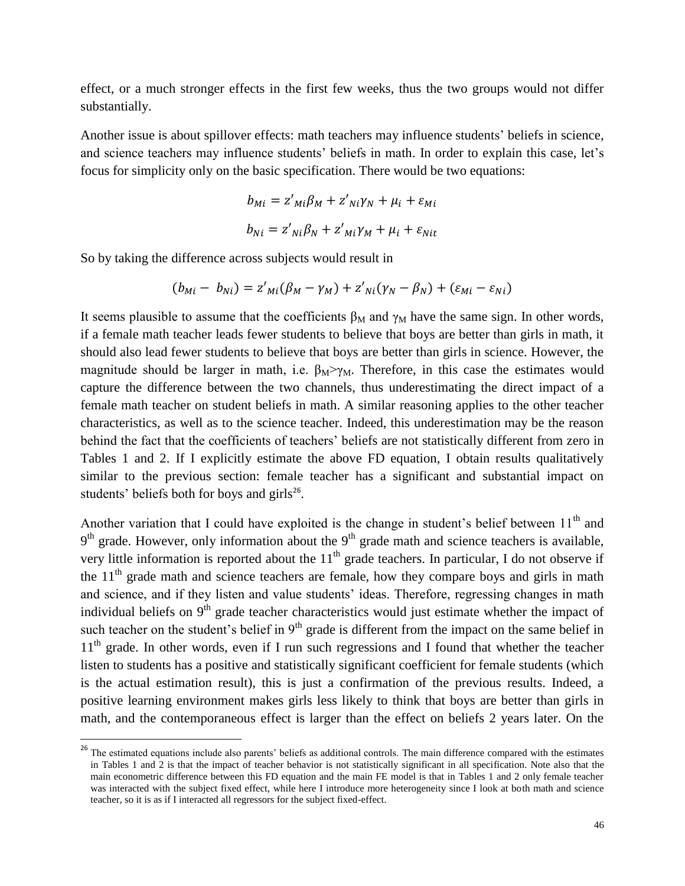effect, or a much stronger effects in the first few weeks, thus the two groups would not differ substantially.

Another issue is about spillover effects: math teachers may influence students' beliefs in science, and science teachers may influence students' beliefs in math. In order to explain this case, let's focus for simplicity only on the basic specification. There would be two equations:

$$b_{Mi} = z'_{Mi}\beta_M + z'_{Ni}\gamma_N + \mu_i + \varepsilon_{Mi}$$

$$b_{Ni} = z'_{Ni}\beta_N + z'_{Mi}\gamma_M + \mu_i + \varepsilon_{Nit}$$

So by taking the difference across subjects would result in

$$(b_{Mi} - b_{Ni}) = z'_{Mi}(\beta_M - \gamma_M) + z'_{Ni}(\gamma_N - \beta_N) + (\varepsilon_{Mi} - \varepsilon_{Ni})$$

It seems plausible to assume that the coefficients $\beta_M$ and $\gamma_M$ have the same sign. In other words, if a female math teacher leads fewer students to believe that boys are better than girls in math, it should also lead fewer students to believe that boys are better than girls in science. However, the magnitude should be larger in math, i.e. $\beta_M > \gamma_M$. Therefore, in this case the estimates would capture the difference between the two channels, thus underestimating the direct impact of a female math teacher on student beliefs in math. A similar reasoning applies to the other teacher characteristics, as well as to the science teacher. Indeed, this underestimation may be the reason behind the fact that the coefficients of teachers' beliefs are not statistically different from zero in Tables 1 and 2. If I explicitly estimate the above FD equation, I obtain results qualitatively similar to the previous section: female teacher has a significant and substantial impact on students' beliefs both for boys and girls[26].

Another variation that I could have exploited is the change in student's belief between 11[th] and 9[th] grade. However, only information about the 9[th] grade math and science teachers is available, very little information is reported about the 11[th] grade teachers. In particular, I do not observe if the 11[th] grade math and science teachers are female, how they compare boys and girls in math and science, and if they listen and value students' ideas. Therefore, regressing changes in math individual beliefs on 9[th] grade teacher characteristics would just estimate whether the impact of such teacher on the student's belief in 9[th] grade is different from the impact on the same belief in 11[th] grade. In other words, even if I run such regressions and I found that whether the teacher listen to students has a positive and statistically significant coefficient for female students (which is the actual estimation result), this is just a confirmation of the previous results. Indeed, a positive learning environment makes girls less likely to think that boys are better than girls in math, and the contemporaneous effect is larger than the effect on beliefs 2 years later. On the

---

[26] The estimated equations include also parents' beliefs as additional controls. The main difference compared with the estimates in Tables 1 and 2 is that the impact of teacher behavior is not statistically significant in all specification. Note also that the main econometric difference between this FD equation and the main FE model is that in Tables 1 and 2 only female teacher was interacted with the subject fixed effect, while here I introduce more heterogeneity since I look at both math and science teacher, so it is as if I interacted all regressors for the subject fixed-effect.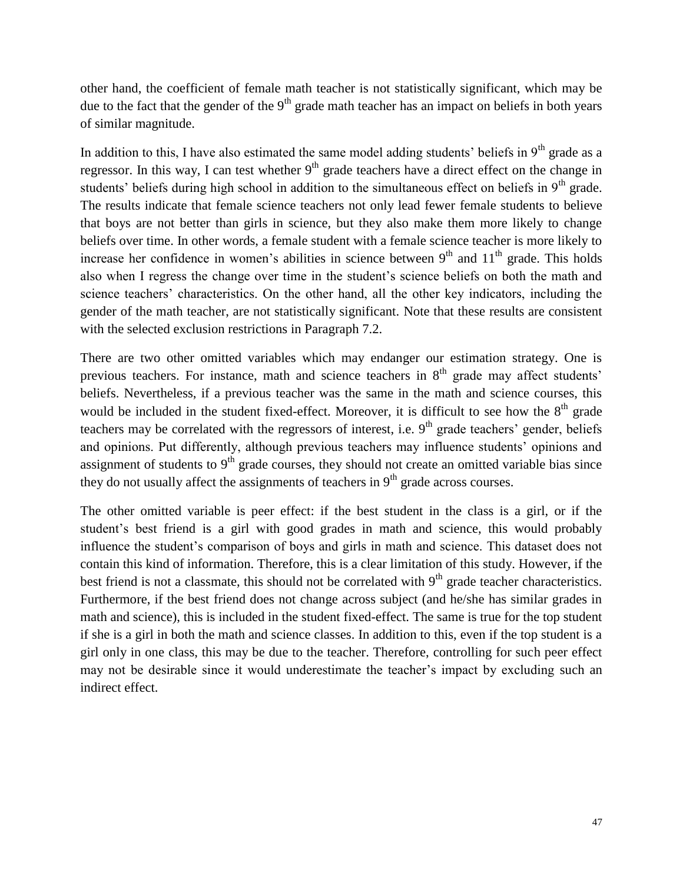other hand, the coefficient of female math teacher is not statistically significant, which may be due to the fact that the gender of the $9^{th}$ grade math teacher has an impact on beliefs in both years of similar magnitude.

In addition to this, I have also estimated the same model adding students' beliefs in $9^{th}$ grade as a regressor. In this way, I can test whether $9^{th}$ grade teachers have a direct effect on the change in students' beliefs during high school in addition to the simultaneous effect on beliefs in $9^{th}$ grade. The results indicate that female science teachers not only lead fewer female students to believe that boys are not better than girls in science, but they also make them more likely to change beliefs over time. In other words, a female student with a female science teacher is more likely to increase her confidence in women's abilities in science between $9^{th}$ and $11^{th}$ grade. This holds also when I regress the change over time in the student's science beliefs on both the math and science teachers' characteristics. On the other hand, all the other key indicators, including the gender of the math teacher, are not statistically significant. Note that these results are consistent with the selected exclusion restrictions in Paragraph 7.2.

There are two other omitted variables which may endanger our estimation strategy. One is previous teachers. For instance, math and science teachers in $8^{th}$ grade may affect students' beliefs. Nevertheless, if a previous teacher was the same in the math and science courses, this would be included in the student fixed-effect. Moreover, it is difficult to see how the $8^{th}$ grade teachers may be correlated with the regressors of interest, i.e. $9^{th}$ grade teachers' gender, beliefs and opinions. Put differently, although previous teachers may influence students' opinions and assignment of students to $9^{th}$ grade courses, they should not create an omitted variable bias since they do not usually affect the assignments of teachers in $9^{th}$ grade across courses.

The other omitted variable is peer effect: if the best student in the class is a girl, or if the student's best friend is a girl with good grades in math and science, this would probably influence the student's comparison of boys and girls in math and science. This dataset does not contain this kind of information. Therefore, this is a clear limitation of this study. However, if the best friend is not a classmate, this should not be correlated with $9^{th}$ grade teacher characteristics. Furthermore, if the best friend does not change across subject (and he/she has similar grades in math and science), this is included in the student fixed-effect. The same is true for the top student if she is a girl in both the math and science classes. In addition to this, even if the top student is a girl only in one class, this may be due to the teacher. Therefore, controlling for such peer effect may not be desirable since it would underestimate the teacher's impact by excluding such an indirect effect.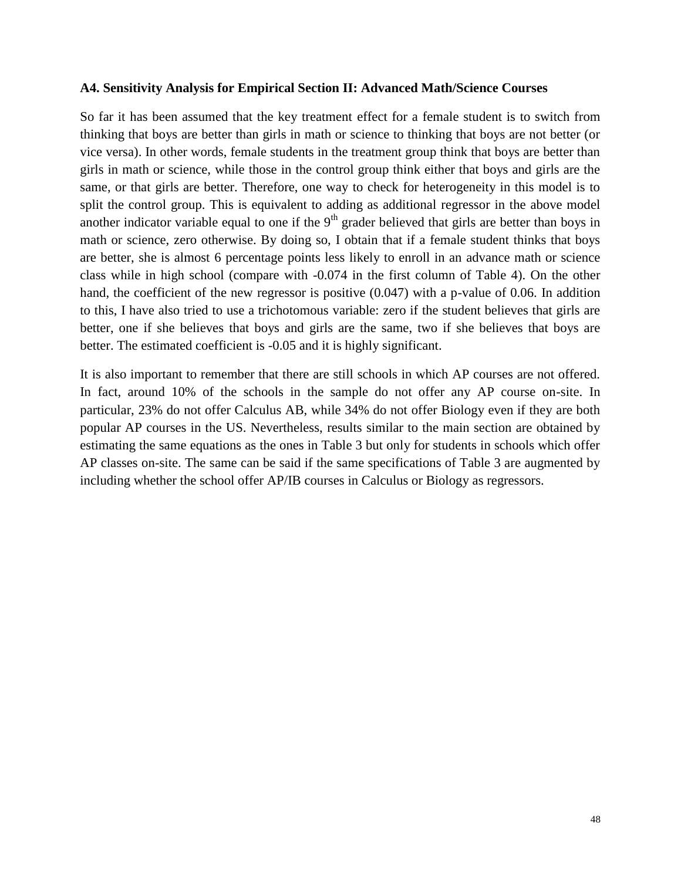**A4. Sensitivity Analysis for Empirical Section II: Advanced Math/Science Courses**

So far it has been assumed that the key treatment effect for a female student is to switch from thinking that boys are better than girls in math or science to thinking that boys are not better (or vice versa). In other words, female students in the treatment group think that boys are better than girls in math or science, while those in the control group think either that boys and girls are the same, or that girls are better. Therefore, one way to check for heterogeneity in this model is to split the control group. This is equivalent to adding as additional regressor in the above model another indicator variable equal to one if the $9^{th}$ grader believed that girls are better than boys in math or science, zero otherwise. By doing so, I obtain that if a female student thinks that boys are better, she is almost 6 percentage points less likely to enroll in an advance math or science class while in high school (compare with -0.074 in the first column of Table 4). On the other hand, the coefficient of the new regressor is positive (0.047) with a p-value of 0.06. In addition to this, I have also tried to use a trichotomous variable: zero if the student believes that girls are better, one if she believes that boys and girls are the same, two if she believes that boys are better. The estimated coefficient is -0.05 and it is highly significant.

It is also important to remember that there are still schools in which AP courses are not offered. In fact, around 10% of the schools in the sample do not offer any AP course on-site. In particular, 23% do not offer Calculus AB, while 34% do not offer Biology even if they are both popular AP courses in the US. Nevertheless, results similar to the main section are obtained by estimating the same equations as the ones in Table 3 but only for students in schools which offer AP classes on-site. The same can be said if the same specifications of Table 3 are augmented by including whether the school offer AP/IB courses in Calculus or Biology as regressors.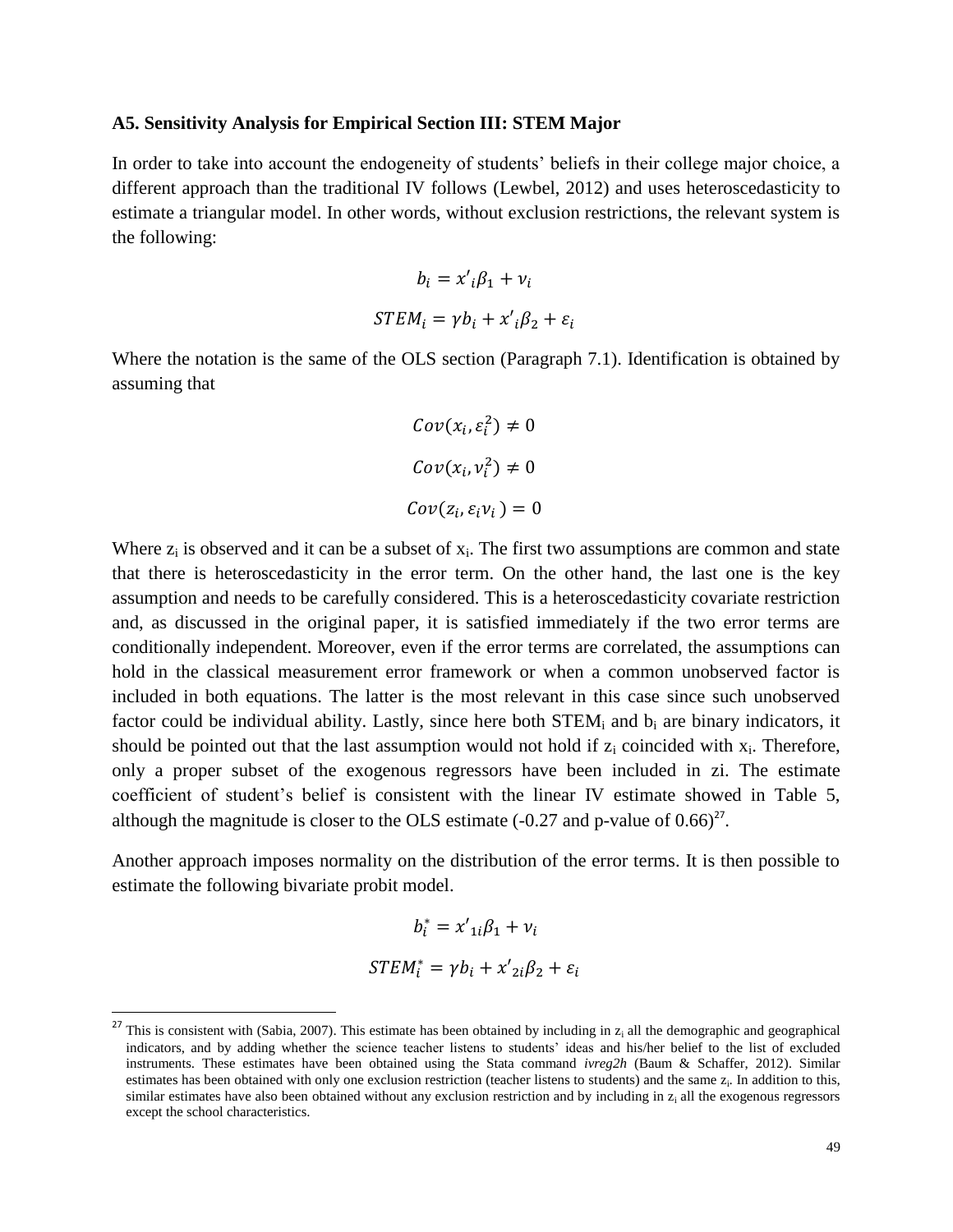### A5. Sensitivity Analysis for Empirical Section III: STEM Major

In order to take into account the endogeneity of students' beliefs in their college major choice, a different approach than the traditional IV follows (Lewbel, 2012) and uses heteroscedasticity to estimate a triangular model. In other words, without exclusion restrictions, the relevant system is the following:

$$b_i = x'_i\beta_1 + \nu_i$$

$$STEM_i = \gamma b_i + x'_i\beta_2 + \varepsilon_i$$

Where the notation is the same of the OLS section (Paragraph 7.1). Identification is obtained by assuming that

$$Cov(x_i, \varepsilon_i^2) \neq 0$$

$$Cov(x_i, \nu_i^2) \neq 0$$

$$Cov(z_i, \varepsilon_i \nu_i) = 0$$

Where $z_i$ is observed and it can be a subset of $x_i$. The first two assumptions are common and state that there is heteroscedasticity in the error term. On the other hand, the last one is the key assumption and needs to be carefully considered. This is a heteroscedasticity covariate restriction and, as discussed in the original paper, it is satisfied immediately if the two error terms are conditionally independent. Moreover, even if the error terms are correlated, the assumptions can hold in the classical measurement error framework or when a common unobserved factor is included in both equations. The latter is the most relevant in this case since such unobserved factor could be individual ability. Lastly, since here both $STEM_i$ and $b_i$ are binary indicators, it should be pointed out that the last assumption would not hold if $z_i$ coincided with $x_i$. Therefore, only a proper subset of the exogenous regressors have been included in zi. The estimate coefficient of student's belief is consistent with the linear IV estimate showed in Table 5, although the magnitude is closer to the OLS estimate (-0.27 and p-value of 0.66)[27].

Another approach imposes normality on the distribution of the error terms. It is then possible to estimate the following bivariate probit model.

$$b_i^* = x'_{1i}\beta_1 + \nu_i$$

$$STEM_i^* = \gamma b_i + x'_{2i}\beta_2 + \varepsilon_i$$

---

[27] This is consistent with (Sabia, 2007). This estimate has been obtained by including in $z_i$ all the demographic and geographical indicators, and by adding whether the science teacher listens to students' ideas and his/her belief to the list of excluded instruments. These estimates have been obtained using the Stata command *ivreg2h* (Baum & Schaffer, 2012). Similar estimates has been obtained with only one exclusion restriction (teacher listens to students) and the same $z_i$. In addition to this, similar estimates have also been obtained without any exclusion restriction and by including in $z_i$ all the exogenous regressors except the school characteristics.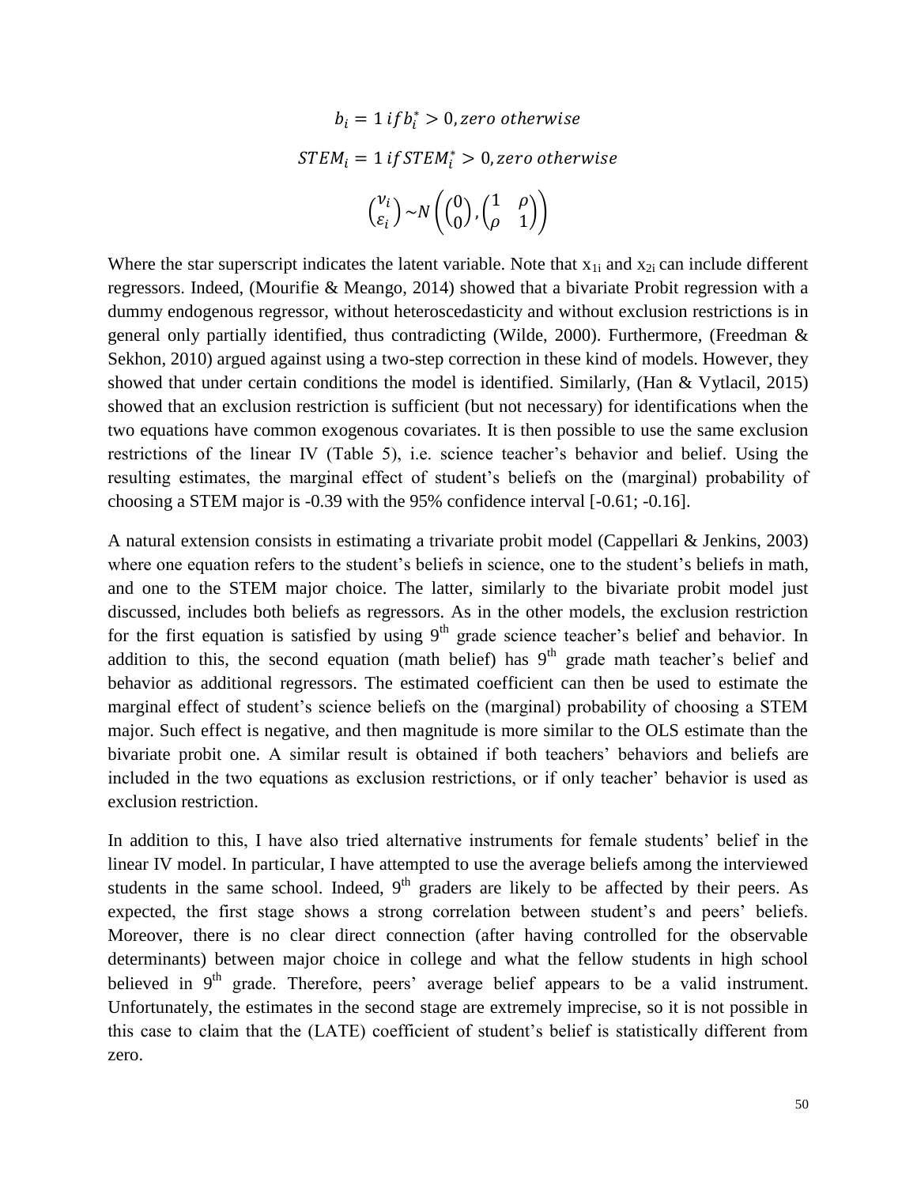$$b_i = 1\ if\, b_i^* > 0, zero\ otherwise$$

$$STEM_i = 1\ if\, STEM_i^* > 0, zero\ otherwise$$

$$\begin{pmatrix} \nu_i \\ \varepsilon_i \end{pmatrix} \sim N\left( \begin{pmatrix} 0 \\ 0 \end{pmatrix}, \begin{pmatrix} 1 & \rho \\ \rho & 1 \end{pmatrix} \right)$$

Where the star superscript indicates the latent variable. Note that $x_{1i}$ and $x_{2i}$ can include different regressors. Indeed, (Mourifie & Meango, 2014) showed that a bivariate Probit regression with a dummy endogenous regressor, without heteroscedasticity and without exclusion restrictions is in general only partially identified, thus contradicting (Wilde, 2000). Furthermore, (Freedman & Sekhon, 2010) argued against using a two-step correction in these kind of models. However, they showed that under certain conditions the model is identified. Similarly, (Han & Vytlacil, 2015) showed that an exclusion restriction is sufficient (but not necessary) for identifications when the two equations have common exogenous covariates. It is then possible to use the same exclusion restrictions of the linear IV (Table 5), i.e. science teacher's behavior and belief. Using the resulting estimates, the marginal effect of student's beliefs on the (marginal) probability of choosing a STEM major is -0.39 with the 95% confidence interval [-0.61; -0.16].

A natural extension consists in estimating a trivariate probit model (Cappellari & Jenkins, 2003) where one equation refers to the student's beliefs in science, one to the student's beliefs in math, and one to the STEM major choice. The latter, similarly to the bivariate probit model just discussed, includes both beliefs as regressors. As in the other models, the exclusion restriction for the first equation is satisfied by using 9th grade science teacher's belief and behavior. In addition to this, the second equation (math belief) has 9th grade math teacher's belief and behavior as additional regressors. The estimated coefficient can then be used to estimate the marginal effect of student's science beliefs on the (marginal) probability of choosing a STEM major. Such effect is negative, and then magnitude is more similar to the OLS estimate than the bivariate probit one. A similar result is obtained if both teachers' behaviors and beliefs are included in the two equations as exclusion restrictions, or if only teacher' behavior is used as exclusion restriction.

In addition to this, I have also tried alternative instruments for female students' belief in the linear IV model. In particular, I have attempted to use the average beliefs among the interviewed students in the same school. Indeed, 9th graders are likely to be affected by their peers. As expected, the first stage shows a strong correlation between student's and peers' beliefs. Moreover, there is no clear direct connection (after having controlled for the observable determinants) between major choice in college and what the fellow students in high school believed in 9th grade. Therefore, peers' average belief appears to be a valid instrument. Unfortunately, the estimates in the second stage are extremely imprecise, so it is not possible in this case to claim that the (LATE) coefficient of student's belief is statistically different from zero.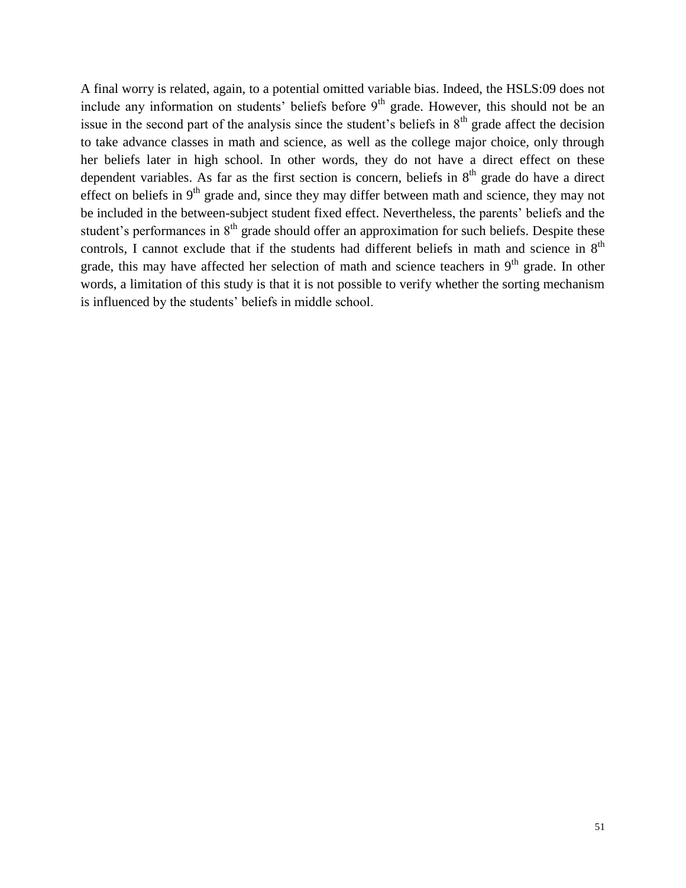A final worry is related, again, to a potential omitted variable bias. Indeed, the HSLS:09 does not include any information on students' beliefs before 9th grade. However, this should not be an issue in the second part of the analysis since the student's beliefs in 8th grade affect the decision to take advance classes in math and science, as well as the college major choice, only through her beliefs later in high school. In other words, they do not have a direct effect on these dependent variables. As far as the first section is concern, beliefs in 8th grade do have a direct effect on beliefs in 9th grade and, since they may differ between math and science, they may not be included in the between-subject student fixed effect. Nevertheless, the parents' beliefs and the student's performances in 8th grade should offer an approximation for such beliefs. Despite these controls, I cannot exclude that if the students had different beliefs in math and science in 8th grade, this may have affected her selection of math and science teachers in 9th grade. In other words, a limitation of this study is that it is not possible to verify whether the sorting mechanism is influenced by the students' beliefs in middle school.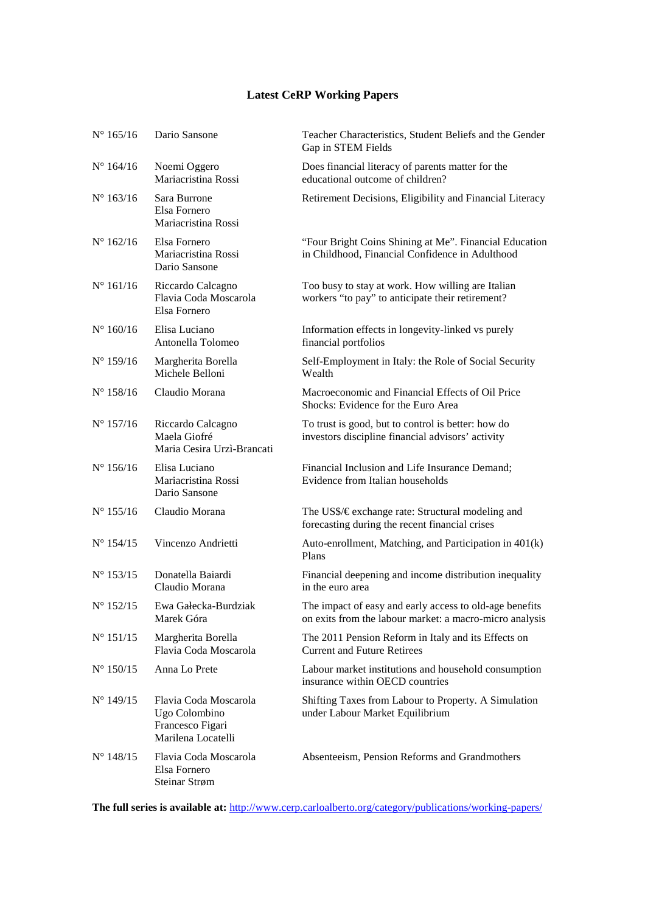**Latest CeRP Working Papers**

| | | |
|---|---|---|
| N° 165/16 | Dario Sansone | Teacher Characteristics, Student Beliefs and the Gender Gap in STEM Fields |
| N° 164/16 | Noemi Oggero<br>Mariacristina Rossi | Does financial literacy of parents matter for the educational outcome of children? |
| N° 163/16 | Sara Burrone<br>Elsa Fornero<br>Mariacristina Rossi | Retirement Decisions, Eligibility and Financial Literacy |
| N° 162/16 | Elsa Fornero<br>Mariacristina Rossi<br>Dario Sansone | "Four Bright Coins Shining at Me". Financial Education in Childhood, Financial Confidence in Adulthood |
| N° 161/16 | Riccardo Calcagno<br>Flavia Coda Moscarola<br>Elsa Fornero | Too busy to stay at work. How willing are Italian workers "to pay" to anticipate their retirement? |
| N° 160/16 | Elisa Luciano<br>Antonella Tolomeo | Information effects in longevity-linked vs purely financial portfolios |
| N° 159/16 | Margherita Borella<br>Michele Belloni | Self-Employment in Italy: the Role of Social Security Wealth |
| N° 158/16 | Claudio Morana | Macroeconomic and Financial Effects of Oil Price Shocks: Evidence for the Euro Area |
| N° 157/16 | Riccardo Calcagno<br>Maela Giofré<br>Maria Cesira Urzì-Brancati | To trust is good, but to control is better: how do investors discipline financial advisors' activity |
| N° 156/16 | Elisa Luciano<br>Mariacristina Rossi<br>Dario Sansone | Financial Inclusion and Life Insurance Demand; Evidence from Italian households |
| N° 155/16 | Claudio Morana | The US$/€ exchange rate: Structural modeling and forecasting during the recent financial crises |
| N° 154/15 | Vincenzo Andrietti | Auto-enrollment, Matching, and Participation in 401(k) Plans |
| N° 153/15 | Donatella Baiardi<br>Claudio Morana | Financial deepening and income distribution inequality in the euro area |
| N° 152/15 | Ewa Gałecka-Burdziak<br>Marek Góra | The impact of easy and early access to old-age benefits on exits from the labour market: a macro-micro analysis |
| N° 151/15 | Margherita Borella<br>Flavia Coda Moscarola | The 2011 Pension Reform in Italy and its Effects on Current and Future Retirees |
| N° 150/15 | Anna Lo Prete | Labour market institutions and household consumption insurance within OECD countries |
| N° 149/15 | Flavia Coda Moscarola<br>Ugo Colombino<br>Francesco Figari<br>Marilena Locatelli | Shifting Taxes from Labour to Property. A Simulation under Labour Market Equilibrium |
| N° 148/15 | Flavia Coda Moscarola<br>Elsa Fornero<br>Steinar Strøm | Absenteeism, Pension Reforms and Grandmothers |

**The full series is available at:** http://www.cerp.carloalberto.org/category/publications/working-papers/